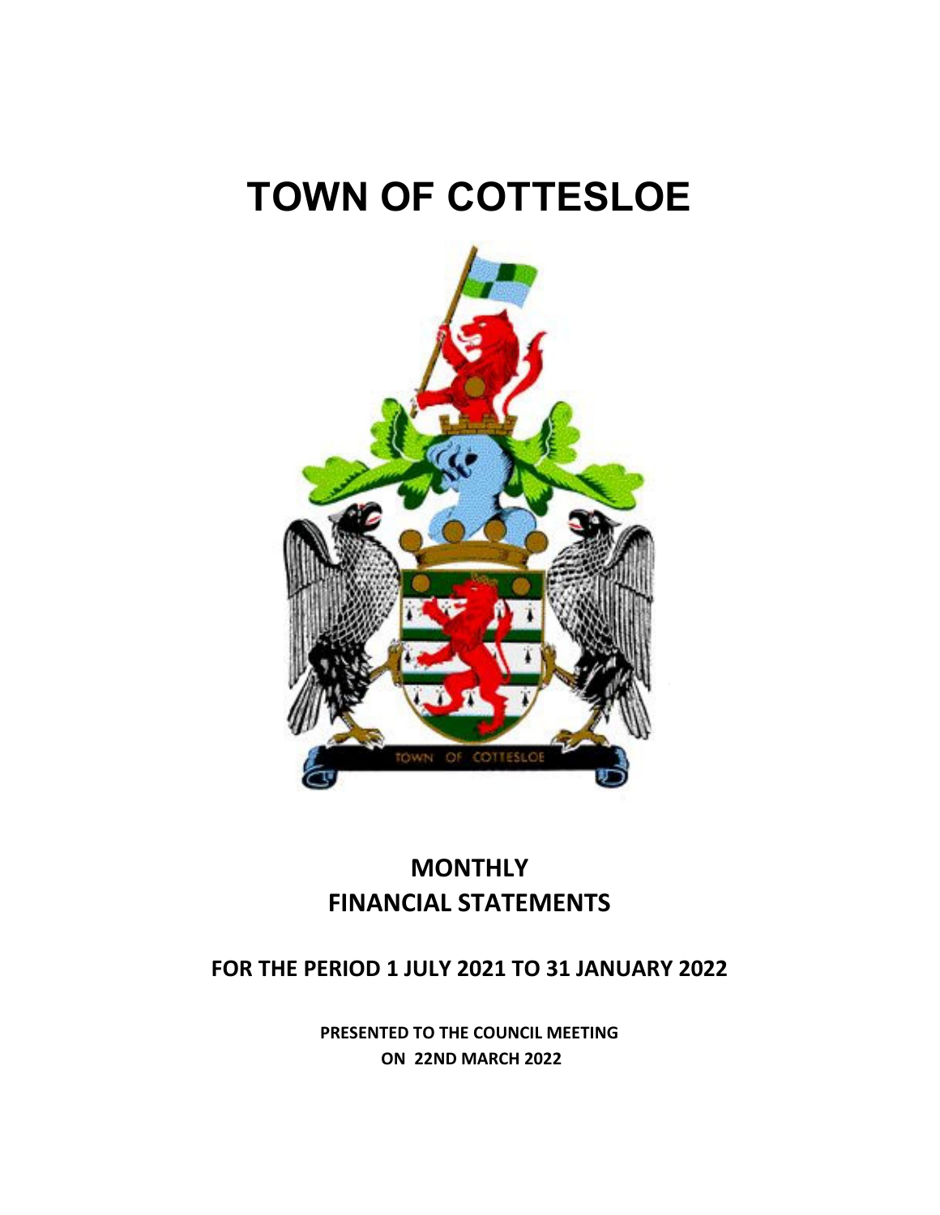# TOWN OF COTTESLOE

## MONTHLY FINANCIAL STATEMENTS

### FOR THE PERIOD 1 JULY 2021 TO 31 JANUARY 2022

**PRESENTED TO THE COUNCIL MEETING**
**ON 22ND MARCH 2022**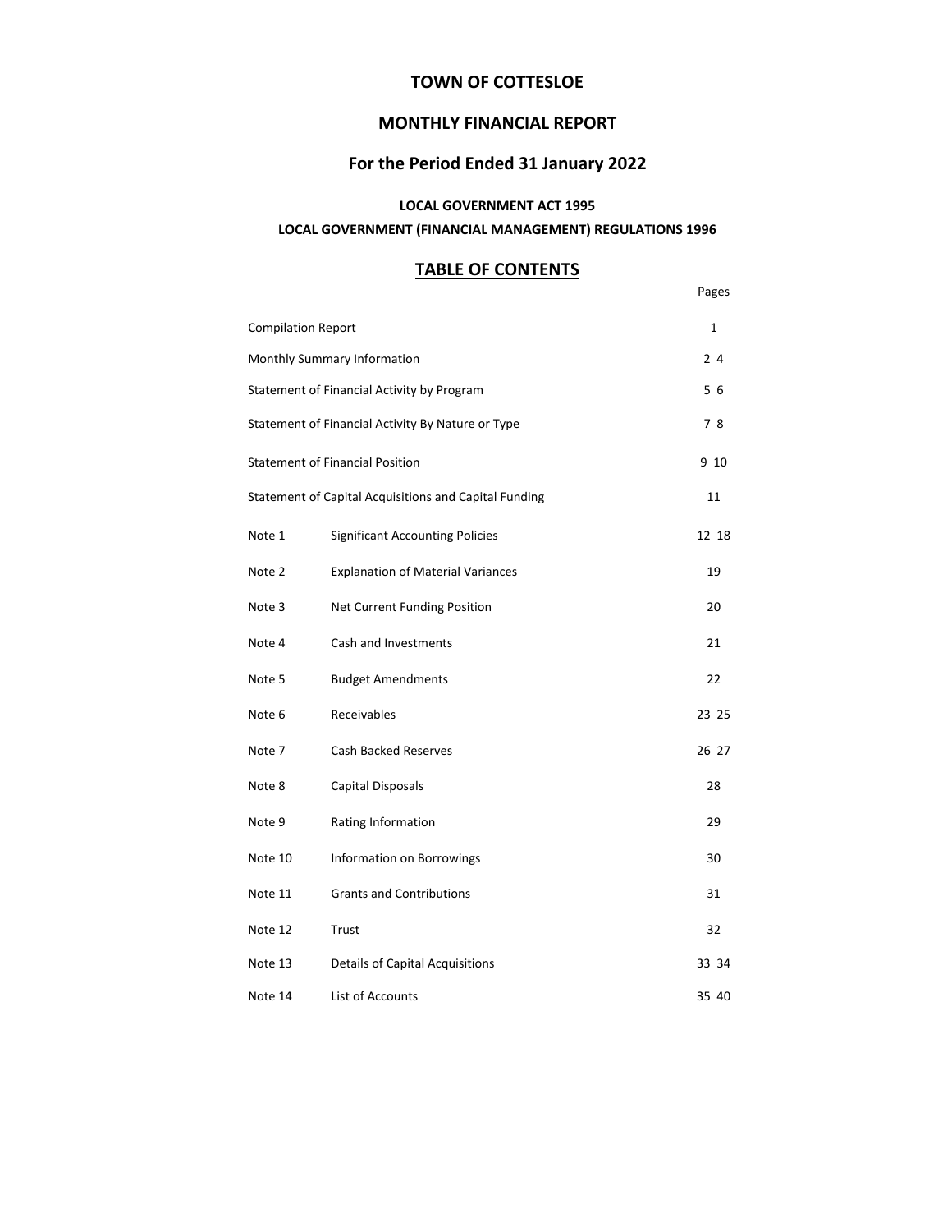# TOWN OF COTTESLOE

## MONTHLY FINANCIAL REPORT

## For the Period Ended 31 January 2022

### LOCAL GOVERNMENT ACT 1995

### LOCAL GOVERNMENT (FINANCIAL MANAGEMENT) REGULATIONS 1996

## TABLE OF CONTENTS

| | | Pages |
|---|---|---|
| Compilation Report | | 1 |
| Monthly Summary Information | | 2 4 |
| Statement of Financial Activity by Program | | 5 6 |
| Statement of Financial Activity By Nature or Type | | 7 8 |
| Statement of Financial Position | | 9 10 |
| Statement of Capital Acquisitions and Capital Funding | | 11 |
| Note 1 | Significant Accounting Policies | 12 18 |
| Note 2 | Explanation of Material Variances | 19 |
| Note 3 | Net Current Funding Position | 20 |
| Note 4 | Cash and Investments | 21 |
| Note 5 | Budget Amendments | 22 |
| Note 6 | Receivables | 23 25 |
| Note 7 | Cash Backed Reserves | 26 27 |
| Note 8 | Capital Disposals | 28 |
| Note 9 | Rating Information | 29 |
| Note 10 | Information on Borrowings | 30 |
| Note 11 | Grants and Contributions | 31 |
| Note 12 | Trust | 32 |
| Note 13 | Details of Capital Acquisitions | 33 34 |
| Note 14 | List of Accounts | 35 40 |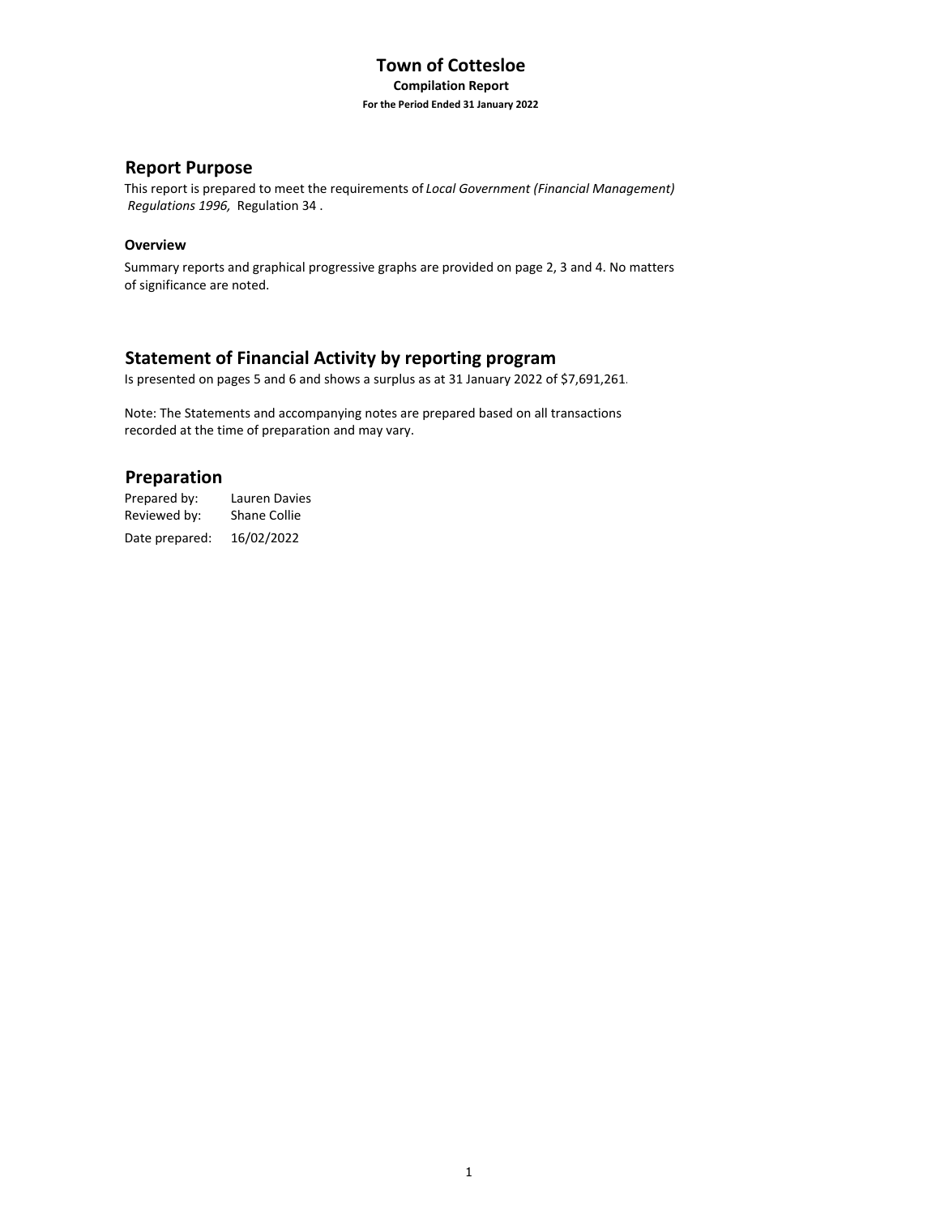# Town of Cottesloe

**Compilation Report**

**For the Period Ended 31 January 2022**

## Report Purpose

This report is prepared to meet the requirements of *Local Government (Financial Management) Regulations 1996,* Regulation 34 .

### Overview

Summary reports and graphical progressive graphs are provided on page 2, 3 and 4. No matters of significance are noted.

## Statement of Financial Activity by reporting program

Is presented on pages 5 and 6 and shows a surplus as at 31 January 2022 of $7,691,261.

Note: The Statements and accompanying notes are prepared based on all transactions recorded at the time of preparation and may vary.

## Preparation

| | |
|---|---|
| Prepared by: | Lauren Davies |
| Reviewed by: | Shane Collie |
| Date prepared: | 16/02/2022 |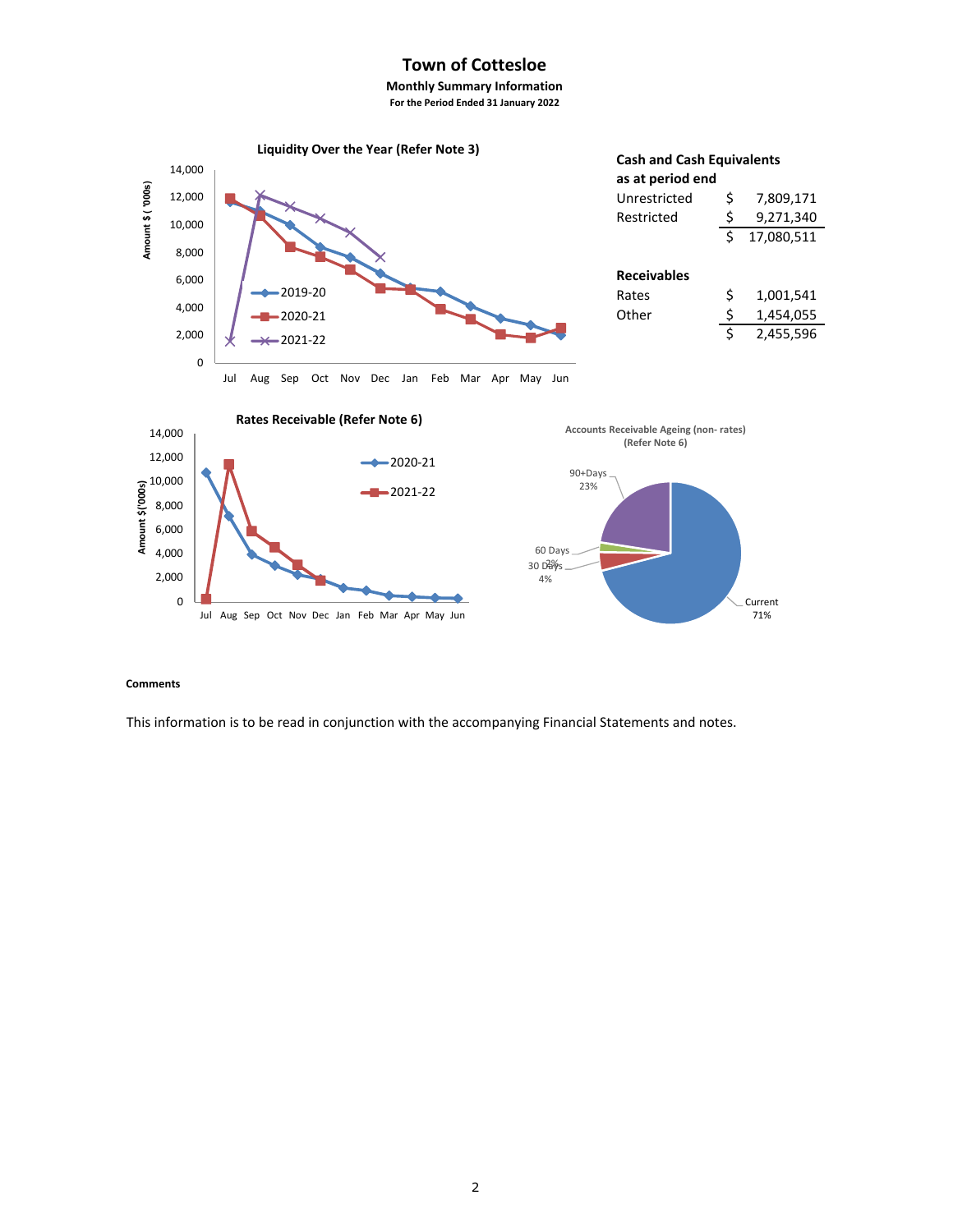# Town of Cottesloe

**Monthly Summary Information**

**For the Period Ended 31 January 2022**

**Liquidity Over the Year (Refer Note 3)**

**Cash and Cash Equivalents as at period end**

| | | |
|---|---|---|
| Unrestricted | $ | 7,809,171 |
| Restricted | $ | 9,271,340 |
| | $ | 17,080,511 |

**Receivables**

| | | |
|---|---|---|
| Rates | $ | 1,001,541 |
| Other | $ | 1,454,055 |
| | $ | 2,455,596 |

**Rates Receivable (Refer Note 6)**

**Accounts Receivable Ageing (non- rates) (Refer Note 6)**

**Comments**

This information is to be read in conjunction with the accompanying Financial Statements and notes.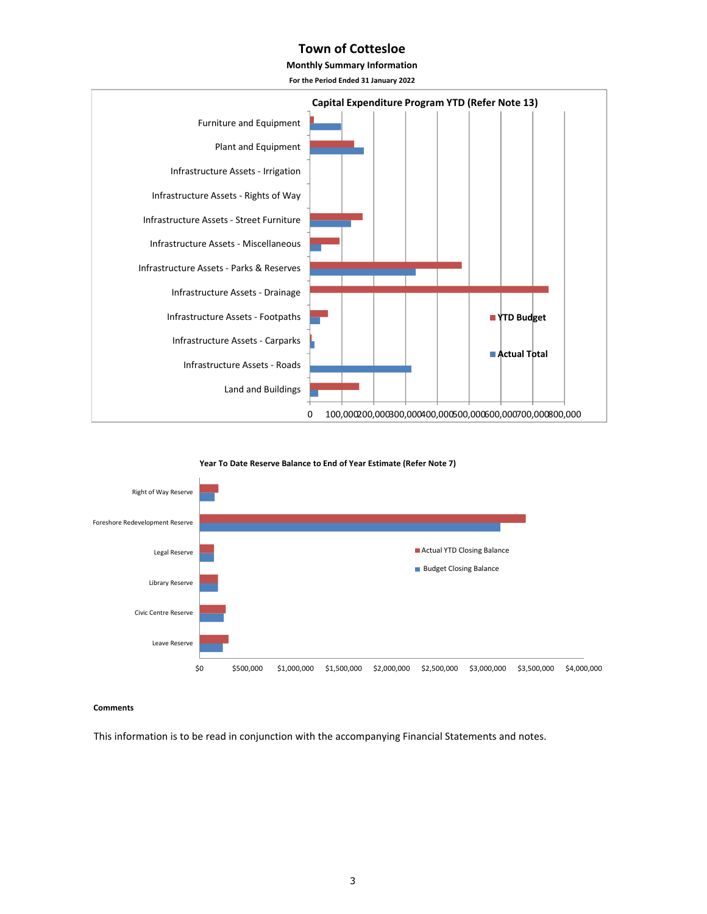# Town of Cottesloe

## Monthly Summary Information

**For the Period Ended 31 January 2022**

**Capital Expenditure Program YTD (Refer Note 13)**

Furniture and Equipment
Plant and Equipment
Infrastructure Assets - Irrigation
Infrastructure Assets - Rights of Way
Infrastructure Assets - Street Furniture
Infrastructure Assets - Miscellaneous
Infrastructure Assets - Parks & Reserves
Infrastructure Assets - Drainage
Infrastructure Assets - Footpaths
Infrastructure Assets - Carparks
Infrastructure Assets - Roads
Land and Buildings

YTD Budget
Actual Total

0 100,000 200,000 300,000 400,000 500,000 600,000 700,000 800,000

**Year To Date Reserve Balance to End of Year Estimate (Refer Note 7)**

Right of Way Reserve
Foreshore Redevelopment Reserve
Legal Reserve
Library Reserve
Civic Centre Reserve
Leave Reserve

Actual YTD Closing Balance
Budget Closing Balance

$0 $500,000 $1,000,000 $1,500,000 $2,000,000 $2,500,000 $3,000,000 $3,500,000 $4,000,000

**Comments**

This information is to be read in conjunction with the accompanying Financial Statements and notes.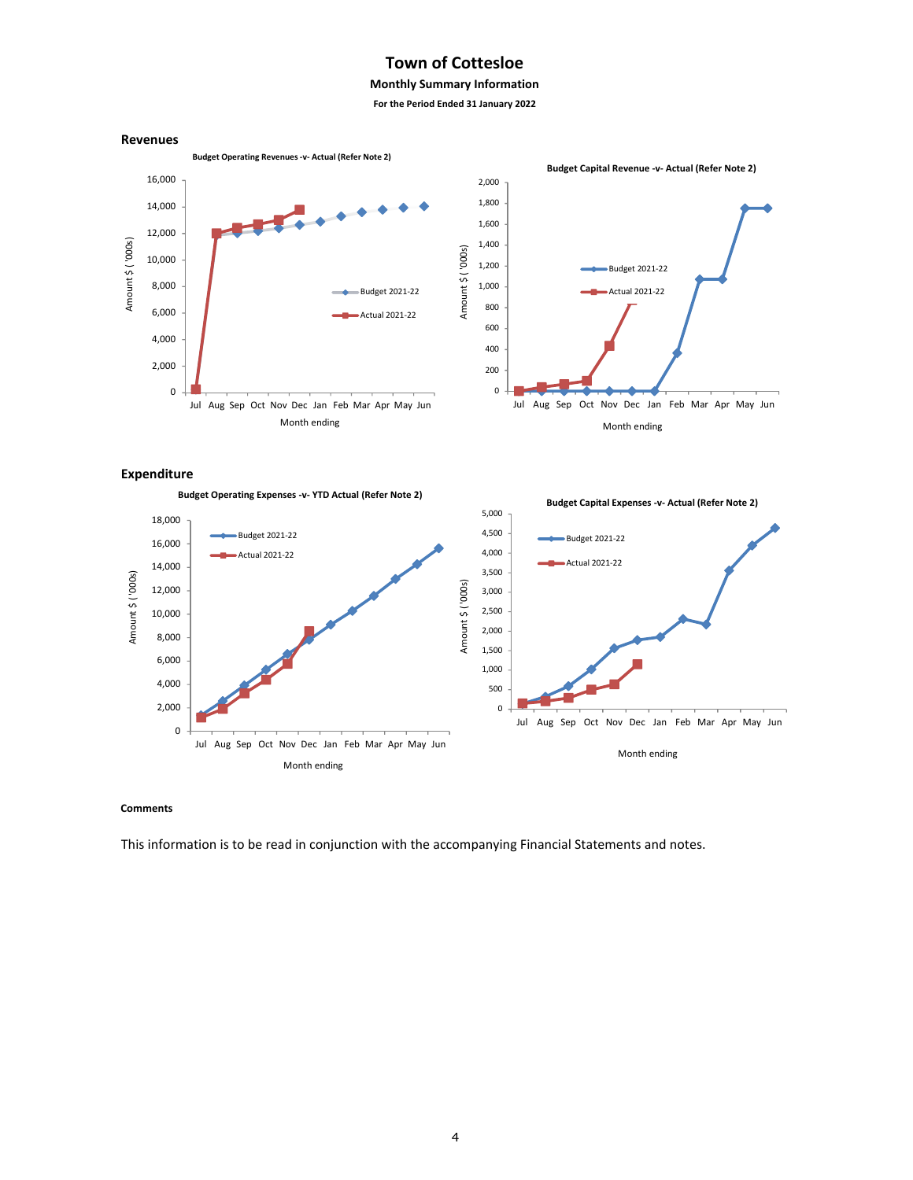# Town of Cottesloe

## Monthly Summary Information

**For the Period Ended 31 January 2022**

### Revenues

**Budget Operating Revenues -v- Actual (Refer Note 2)**

**Budget Capital Revenue -v- Actual (Refer Note 2)**

### Expenditure

**Budget Operating Expenses -v- YTD Actual (Refer Note 2)**

**Budget Capital Expenses -v- Actual (Refer Note 2)**

**Comments**

This information is to be read in conjunction with the accompanying Financial Statements and notes.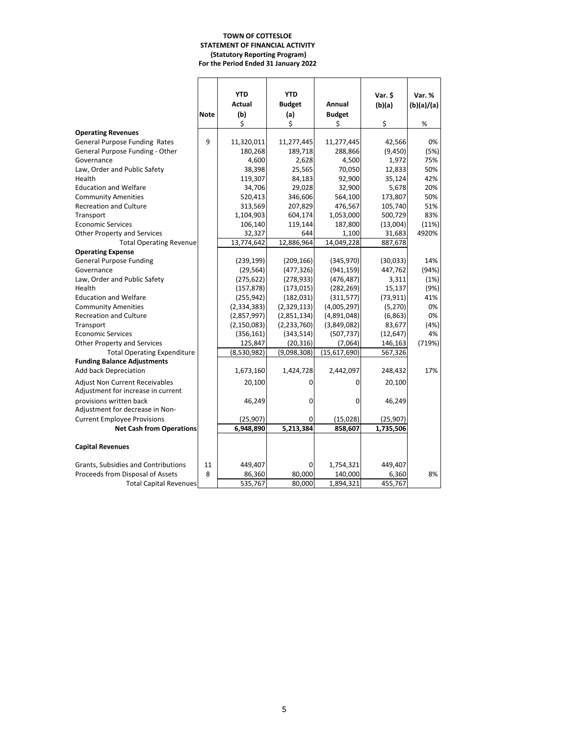# TOWN OF COTTESLOE
## STATEMENT OF FINANCIAL ACTIVITY
### (Statutory Reporting Program)
### For the Period Ended 31 January 2022

| | Note | YTD Actual (b) $ | YTD Budget (a) $ | Annual Budget $ | Var. $ (b)(a) $ | Var. % (b)(a)/(a) % |
|---|---|---|---|---|---|---|
| **Operating Revenues** | | | | | | |
| General Purpose Funding Rates | 9 | 11,320,011 | 11,277,445 | 11,277,445 | 42,566 | 0% |
| General Purpose Funding - Other | | 180,268 | 189,718 | 288,866 | (9,450) | (5%) |
| Governance | | 4,600 | 2,628 | 4,500 | 1,972 | 75% |
| Law, Order and Public Safety | | 38,398 | 25,565 | 70,050 | 12,833 | 50% |
| Health | | 119,307 | 84,183 | 92,900 | 35,124 | 42% |
| Education and Welfare | | 34,706 | 29,028 | 32,900 | 5,678 | 20% |
| Community Amenities | | 520,413 | 346,606 | 564,100 | 173,807 | 50% |
| Recreation and Culture | | 313,569 | 207,829 | 476,567 | 105,740 | 51% |
| Transport | | 1,104,903 | 604,174 | 1,053,000 | 500,729 | 83% |
| Economic Services | | 106,140 | 119,144 | 187,800 | (13,004) | (11%) |
| Other Property and Services | | 32,327 | 644 | 1,100 | 31,683 | 4920% |
| Total Operating Revenue | | 13,774,642 | 12,886,964 | 14,049,228 | 887,678 | |
| **Operating Expense** | | | | | | |
| General Purpose Funding | | (239,199) | (209,166) | (345,970) | (30,033) | 14% |
| Governance | | (29,564) | (477,326) | (941,159) | 447,762 | (94%) |
| Law, Order and Public Safety | | (275,622) | (278,933) | (476,487) | 3,311 | (1%) |
| Health | | (157,878) | (173,015) | (282,269) | 15,137 | (9%) |
| Education and Welfare | | (255,942) | (182,031) | (311,577) | (73,911) | 41% |
| Community Amenities | | (2,334,383) | (2,329,113) | (4,005,297) | (5,270) | 0% |
| Recreation and Culture | | (2,857,997) | (2,851,134) | (4,891,048) | (6,863) | 0% |
| Transport | | (2,150,083) | (2,233,760) | (3,849,082) | 83,677 | (4%) |
| Economic Services | | (356,161) | (343,514) | (507,737) | (12,647) | 4% |
| Other Property and Services | | 125,847 | (20,316) | (7,064) | 146,163 | (719%) |
| Total Operating Expenditure | | (8,530,982) | (9,098,308) | (15,617,690) | 567,326 | |
| **Funding Balance Adjustments** | | | | | | |
| Add back Depreciation | | 1,673,160 | 1,424,728 | 2,442,097 | 248,432 | 17% |
| Adjust Non Current Receivables | | 20,100 | 0 | 0 | 20,100 | |
| Adjustment for increase in current provisions written back | | 46,249 | 0 | 0 | 46,249 | |
| Adjustment for decrease in Non-Current Employee Provisions | | (25,907) | 0 | (15,028) | (25,907) | |
| **Net Cash from Operations** | | **6,948,890** | **5,213,384** | **858,607** | **1,735,506** | |
| **Capital Revenues** | | | | | | |
| Grants, Subsidies and Contributions | 11 | 449,407 | 0 | 1,754,321 | 449,407 | |
| Proceeds from Disposal of Assets | 8 | 86,360 | 80,000 | 140,000 | 6,360 | 8% |
| Total Capital Revenues | | 535,767 | 80,000 | 1,894,321 | 455,767 | |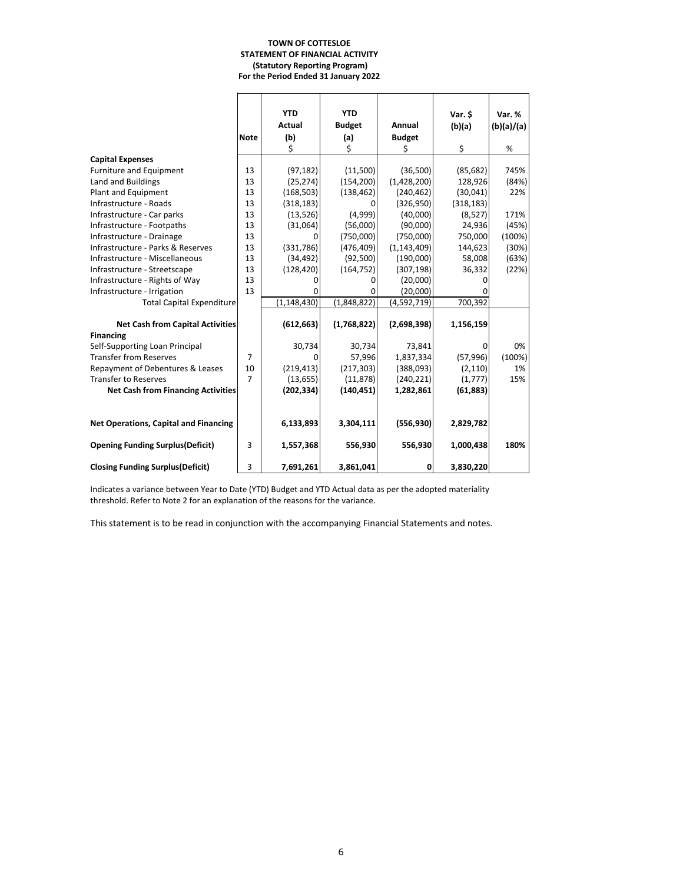**TOWN OF COTTESLOE**
**STATEMENT OF FINANCIAL ACTIVITY**
**(Statutory Reporting Program)**
**For the Period Ended 31 January 2022**

| | Note | YTD Actual (b) $ | YTD Budget (a) $ | Annual Budget $ | Var. $ (b)(a) $ | Var. % (b)(a)/(a) % |
|---|---|---|---|---|---|---|
| **Capital Expenses** | | | | | | |
| Furniture and Equipment | 13 | (97,182) | (11,500) | (36,500) | (85,682) | 745% |
| Land and Buildings | 13 | (25,274) | (154,200) | (1,428,200) | 128,926 | (84%) |
| Plant and Equipment | 13 | (168,503) | (138,462) | (240,462) | (30,041) | 22% |
| Infrastructure - Roads | 13 | (318,183) | 0 | (326,950) | (318,183) | |
| Infrastructure - Car parks | 13 | (13,526) | (4,999) | (40,000) | (8,527) | 171% |
| Infrastructure - Footpaths | 13 | (31,064) | (56,000) | (90,000) | 24,936 | (45%) |
| Infrastructure - Drainage | 13 | 0 | (750,000) | (750,000) | 750,000 | (100%) |
| Infrastructure - Parks & Reserves | 13 | (331,786) | (476,409) | (1,143,409) | 144,623 | (30%) |
| Infrastructure - Miscellaneous | 13 | (34,492) | (92,500) | (190,000) | 58,008 | (63%) |
| Infrastructure - Streetscape | 13 | (128,420) | (164,752) | (307,198) | 36,332 | (22%) |
| Infrastructure - Rights of Way | 13 | 0 | 0 | (20,000) | 0 | |
| Infrastructure - Irrigation | 13 | 0 | 0 | (20,000) | 0 | |
| Total Capital Expenditure | | (1,148,430) | (1,848,822) | (4,592,719) | 700,392 | |
| **Net Cash from Capital Activities** | | **(612,663)** | **(1,768,822)** | **(2,698,398)** | **1,156,159** | |
| **Financing** | | | | | | |
| Self-Supporting Loan Principal | | 30,734 | 30,734 | 73,841 | 0 | 0% |
| Transfer from Reserves | 7 | 0 | 57,996 | 1,837,334 | (57,996) | (100%) |
| Repayment of Debentures & Leases | 10 | (219,413) | (217,303) | (388,093) | (2,110) | 1% |
| Transfer to Reserves | 7 | (13,655) | (11,878) | (240,221) | (1,777) | 15% |
| **Net Cash from Financing Activities** | | **(202,334)** | **(140,451)** | **1,282,861** | **(61,883)** | |
| **Net Operations, Capital and Financing** | | **6,133,893** | **3,304,111** | **(556,930)** | **2,829,782** | |
| **Opening Funding Surplus(Deficit)** | 3 | **1,557,368** | **556,930** | **556,930** | **1,000,438** | **180%** |
| **Closing Funding Surplus(Deficit)** | 3 | **7,691,261** | **3,861,041** | **0** | **3,830,220** | |

Indicates a variance between Year to Date (YTD) Budget and YTD Actual data as per the adopted materiality threshold. Refer to Note 2 for an explanation of the reasons for the variance.

This statement is to be read in conjunction with the accompanying Financial Statements and notes.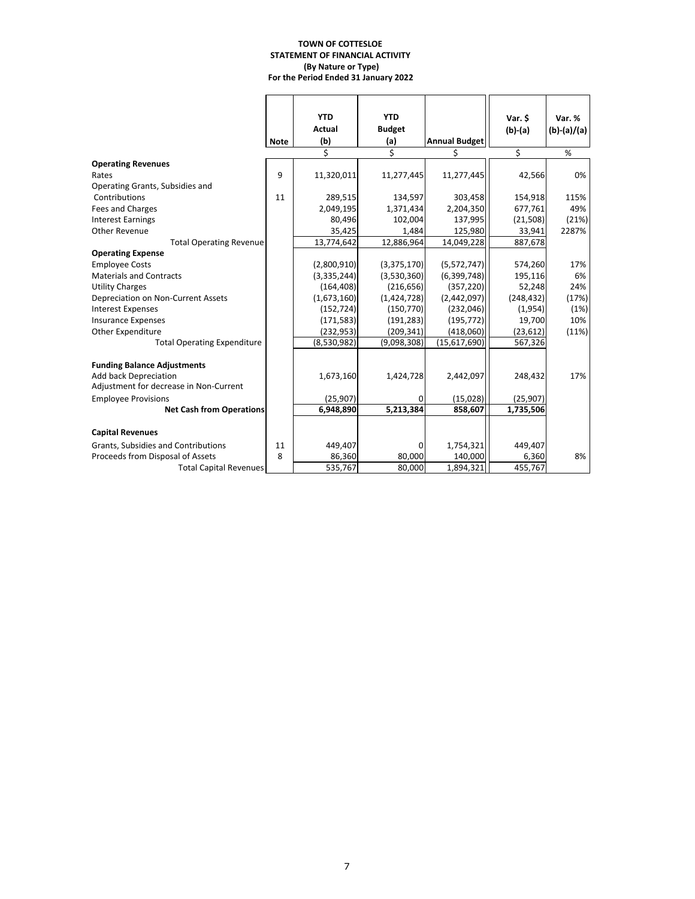**TOWN OF COTTESLOE**
**STATEMENT OF FINANCIAL ACTIVITY**
**(By Nature or Type)**
**For the Period Ended 31 January 2022**

| | Note | YTD Actual (b) | YTD Budget (a) | Annual Budget | Var. $ (b)-(a) | Var. % (b)-(a)/(a) |
|---|---|---|---|---|---|---|
| | | $ | $ | $ | $ | % |
| **Operating Revenues** | | | | | | |
| Rates | 9 | 11,320,011 | 11,277,445 | 11,277,445 | 42,566 | 0% |
| Operating Grants, Subsidies and Contributions | 11 | 289,515 | 134,597 | 303,458 | 154,918 | 115% |
| Fees and Charges | | 2,049,195 | 1,371,434 | 2,204,350 | 677,761 | 49% |
| Interest Earnings | | 80,496 | 102,004 | 137,995 | (21,508) | (21%) |
| Other Revenue | | 35,425 | 1,484 | 125,980 | 33,941 | 2287% |
| Total Operating Revenue | | 13,774,642 | 12,886,964 | 14,049,228 | 887,678 | |
| **Operating Expense** | | | | | | |
| Employee Costs | | (2,800,910) | (3,375,170) | (5,572,747) | 574,260 | 17% |
| Materials and Contracts | | (3,335,244) | (3,530,360) | (6,399,748) | 195,116 | 6% |
| Utility Charges | | (164,408) | (216,656) | (357,220) | 52,248 | 24% |
| Depreciation on Non-Current Assets | | (1,673,160) | (1,424,728) | (2,442,097) | (248,432) | (17%) |
| Interest Expenses | | (152,724) | (150,770) | (232,046) | (1,954) | (1%) |
| Insurance Expenses | | (171,583) | (191,283) | (195,772) | 19,700 | 10% |
| Other Expenditure | | (232,953) | (209,341) | (418,060) | (23,612) | (11%) |
| Total Operating Expenditure | | (8,530,982) | (9,098,308) | (15,617,690) | 567,326 | |
| **Funding Balance Adjustments** | | | | | | |
| Add back Depreciation | | 1,673,160 | 1,424,728 | 2,442,097 | 248,432 | 17% |
| Adjustment for decrease in Non-Current Employee Provisions | | (25,907) | 0 | (15,028) | (25,907) | |
| **Net Cash from Operations** | | **6,948,890** | **5,213,384** | **858,607** | **1,735,506** | |
| **Capital Revenues** | | | | | | |
| Grants, Subsidies and Contributions | 11 | 449,407 | 0 | 1,754,321 | 449,407 | |
| Proceeds from Disposal of Assets | 8 | 86,360 | 80,000 | 140,000 | 6,360 | 8% |
| Total Capital Revenues | | 535,767 | 80,000 | 1,894,321 | 455,767 | |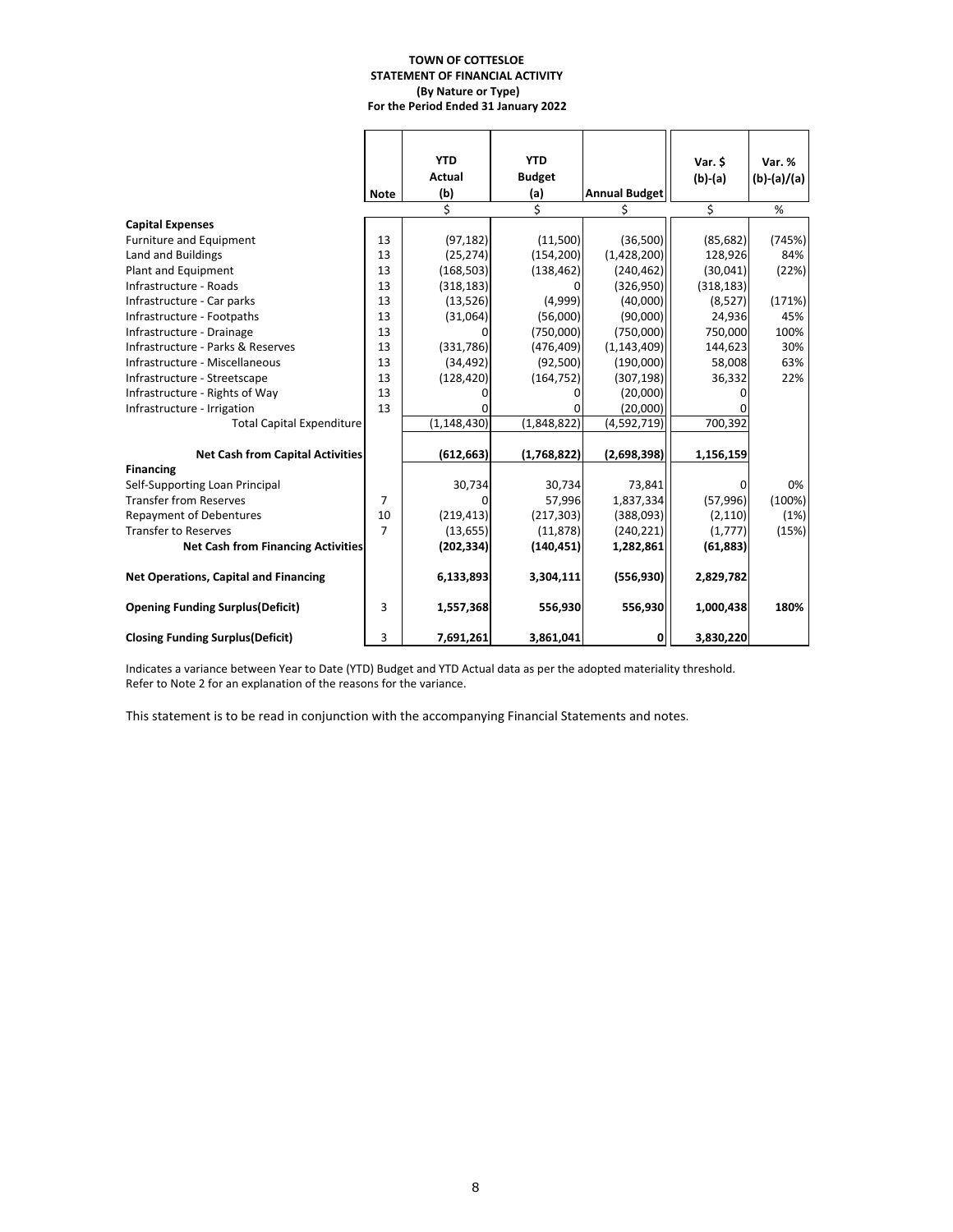**TOWN OF COTTESLOE**
**STATEMENT OF FINANCIAL ACTIVITY**
**(By Nature or Type)**
**For the Period Ended 31 January 2022**

| | Note | YTD Actual (b) | YTD Budget (a) | Annual Budget | Var. $ (b)-(a) | Var. % (b)-(a)/(a) |
|---|---|---|---|---|---|---|
| | | $ | $ | $ | $ | % |
| **Capital Expenses** | | | | | | |
| Furniture and Equipment | 13 | (97,182) | (11,500) | (36,500) | (85,682) | (745%) |
| Land and Buildings | 13 | (25,274) | (154,200) | (1,428,200) | 128,926 | 84% |
| Plant and Equipment | 13 | (168,503) | (138,462) | (240,462) | (30,041) | (22%) |
| Infrastructure - Roads | 13 | (318,183) | 0 | (326,950) | (318,183) | |
| Infrastructure - Car parks | 13 | (13,526) | (4,999) | (40,000) | (8,527) | (171%) |
| Infrastructure - Footpaths | 13 | (31,064) | (56,000) | (90,000) | 24,936 | 45% |
| Infrastructure - Drainage | 13 | 0 | (750,000) | (750,000) | 750,000 | 100% |
| Infrastructure - Parks & Reserves | 13 | (331,786) | (476,409) | (1,143,409) | 144,623 | 30% |
| Infrastructure - Miscellaneous | 13 | (34,492) | (92,500) | (190,000) | 58,008 | 63% |
| Infrastructure - Streetscape | 13 | (128,420) | (164,752) | (307,198) | 36,332 | 22% |
| Infrastructure - Rights of Way | 13 | 0 | 0 | (20,000) | 0 | |
| Infrastructure - Irrigation | 13 | 0 | 0 | (20,000) | 0 | |
| Total Capital Expenditure | | (1,148,430) | (1,848,822) | (4,592,719) | 700,392 | |
| **Net Cash from Capital Activities** | | **(612,663)** | **(1,768,822)** | **(2,698,398)** | **1,156,159** | |
| **Financing** | | | | | | |
| Self-Supporting Loan Principal | | 30,734 | 30,734 | 73,841 | 0 | 0% |
| Transfer from Reserves | 7 | 0 | 57,996 | 1,837,334 | (57,996) | (100%) |
| Repayment of Debentures | 10 | (219,413) | (217,303) | (388,093) | (2,110) | (1%) |
| Transfer to Reserves | 7 | (13,655) | (11,878) | (240,221) | (1,777) | (15%) |
| **Net Cash from Financing Activities** | | **(202,334)** | **(140,451)** | **1,282,861** | **(61,883)** | |
| **Net Operations, Capital and Financing** | | **6,133,893** | **3,304,111** | **(556,930)** | **2,829,782** | |
| **Opening Funding Surplus(Deficit)** | 3 | **1,557,368** | **556,930** | **556,930** | **1,000,438** | **180%** |
| **Closing Funding Surplus(Deficit)** | 3 | **7,691,261** | **3,861,041** | **0** | **3,830,220** | |

Indicates a variance between Year to Date (YTD) Budget and YTD Actual data as per the adopted materiality threshold.
Refer to Note 2 for an explanation of the reasons for the variance.

This statement is to be read in conjunction with the accompanying Financial Statements and notes.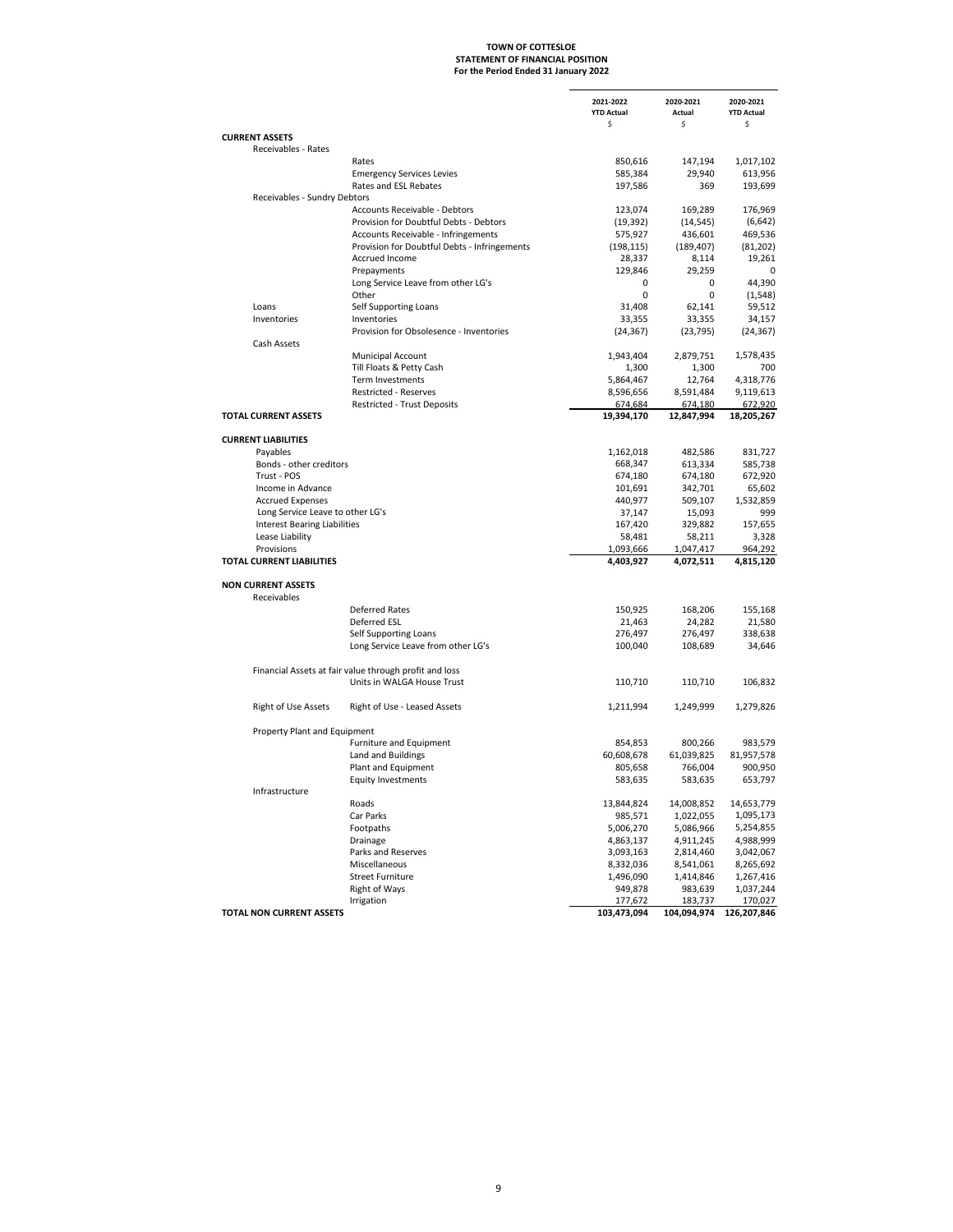**TOWN OF COTTESLOE**
**STATEMENT OF FINANCIAL POSITION**
**For the Period Ended 31 January 2022**

| | | 2021-2022 YTD Actual $ | 2020-2021 Actual $ | 2020-2021 YTD Actual $ |
|---|---|---|---|---|
| **CURRENT ASSETS** | | | | |
| Receivables - Rates | | | | |
| | Rates | 850,616 | 147,194 | 1,017,102 |
| | Emergency Services Levies | 585,384 | 29,940 | 613,956 |
| | Rates and ESL Rebates | 197,586 | 369 | 193,699 |
| Receivables - Sundry Debtors | | | | |
| | Accounts Receivable - Debtors | 123,074 | 169,289 | 176,969 |
| | Provision for Doubtful Debts - Debtors | (19,392) | (14,545) | (6,642) |
| | Accounts Receivable - Infringements | 575,927 | 436,601 | 469,536 |
| | Provision for Doubtful Debts - Infringements | (198,115) | (189,407) | (81,202) |
| | Accrued Income | 28,337 | 8,114 | 19,261 |
| | Prepayments | 129,846 | 29,259 | 0 |
| | Long Service Leave from other LG's | 0 | 0 | 44,390 |
| | Other | 0 | 0 | (1,548) |
| Loans | Self Supporting Loans | 31,408 | 62,141 | 59,512 |
| Inventories | Inventories | 33,355 | 33,355 | 34,157 |
| | Provision for Obsolesence - Inventories | (24,367) | (23,795) | (24,367) |
| Cash Assets | | | | |
| | Municipal Account | 1,943,404 | 2,879,751 | 1,578,435 |
| | Till Floats & Petty Cash | 1,300 | 1,300 | 700 |
| | Term Investments | 5,864,467 | 12,764 | 4,318,776 |
| | Restricted - Reserves | 8,596,656 | 8,591,484 | 9,119,613 |
| | Restricted - Trust Deposits | 674,684 | 674,180 | 672,920 |
| **TOTAL CURRENT ASSETS** | | **19,394,170** | **12,847,994** | **18,205,267** |
| | | | | |
| **CURRENT LIABILITIES** | | | | |
| Payables | | 1,162,018 | 482,586 | 831,727 |
| Bonds - other creditors | | 668,347 | 613,334 | 585,738 |
| Trust - POS | | 674,180 | 674,180 | 672,920 |
| Income in Advance | | 101,691 | 342,701 | 65,602 |
| Accrued Expenses | | 440,977 | 509,107 | 1,532,859 |
| Long Service Leave to other LG's | | 37,147 | 15,093 | 999 |
| Interest Bearing Liabilities | | 167,420 | 329,882 | 157,655 |
| Lease Liability | | 58,481 | 58,211 | 3,328 |
| Provisions | | 1,093,666 | 1,047,417 | 964,292 |
| **TOTAL CURRENT LIABILITIES** | | **4,403,927** | **4,072,511** | **4,815,120** |
| | | | | |
| **NON CURRENT ASSETS** | | | | |
| Receivables | | | | |
| | Deferred Rates | 150,925 | 168,206 | 155,168 |
| | Deferred ESL | 21,463 | 24,282 | 21,580 |
| | Self Supporting Loans | 276,497 | 276,497 | 338,638 |
| | Long Service Leave from other LG's | 100,040 | 108,689 | 34,646 |
| Financial Assets at fair value through profit and loss | | | | |
| | Units in WALGA House Trust | 110,710 | 110,710 | 106,832 |
| Right of Use Assets | Right of Use - Leased Assets | 1,211,994 | 1,249,999 | 1,279,826 |
| Property Plant and Equipment | | | | |
| | Furniture and Equipment | 854,853 | 800,266 | 983,579 |
| | Land and Buildings | 60,608,678 | 61,039,825 | 81,957,578 |
| | Plant and Equipment | 805,658 | 766,004 | 900,950 |
| | Equity Investments | 583,635 | 583,635 | 653,797 |
| Infrastructure | | | | |
| | Roads | 13,844,824 | 14,008,852 | 14,653,779 |
| | Car Parks | 985,571 | 1,022,055 | 1,095,173 |
| | Footpaths | 5,006,270 | 5,086,966 | 5,254,855 |
| | Drainage | 4,863,137 | 4,911,245 | 4,988,999 |
| | Parks and Reserves | 3,093,163 | 2,814,460 | 3,042,067 |
| | Miscellaneous | 8,332,036 | 8,541,061 | 8,265,692 |
| | Street Furniture | 1,496,090 | 1,414,846 | 1,267,416 |
| | Right of Ways | 949,878 | 983,639 | 1,037,244 |
| | Irrigation | 177,672 | 183,737 | 170,027 |
| **TOTAL NON CURRENT ASSETS** | | **103,473,094** | **104,094,974** | **126,207,846** |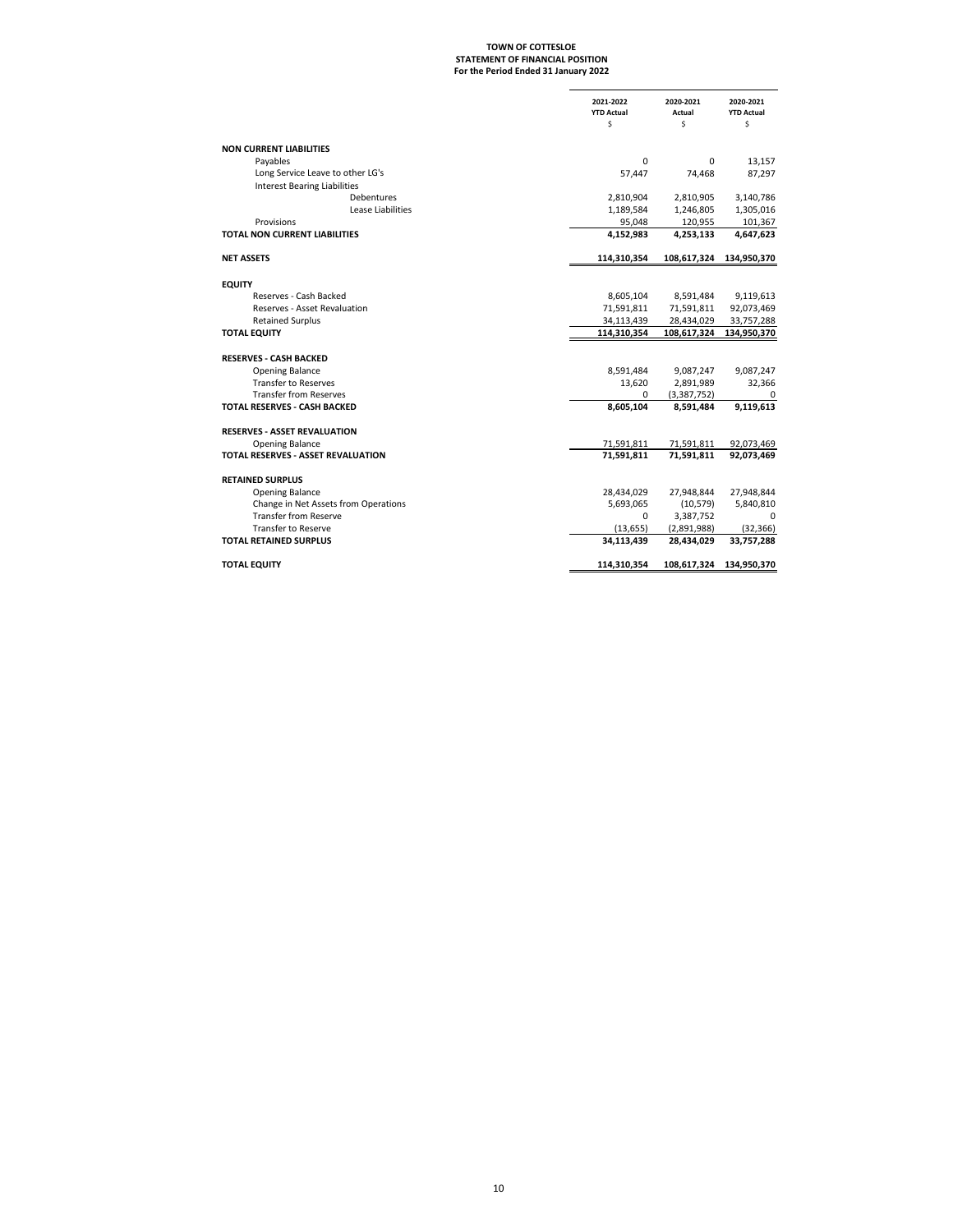# TOWN OF COTTESLOE
## STATEMENT OF FINANCIAL POSITION
### For the Period Ended 31 January 2022

| | 2021-2022 YTD Actual $ | 2020-2021 Actual $ | 2020-2021 YTD Actual $ |
|---|---|---|---|
| **NON CURRENT LIABILITIES** | | | |
| Payables | 0 | 0 | 13,157 |
| Long Service Leave to other LG's | 57,447 | 74,468 | 87,297 |
| Interest Bearing Liabilities | | | |
| Debentures | 2,810,904 | 2,810,905 | 3,140,786 |
| Lease Liabilities | 1,189,584 | 1,246,805 | 1,305,016 |
| Provisions | 95,048 | 120,955 | 101,367 |
| **TOTAL NON CURRENT LIABILITIES** | **4,152,983** | **4,253,133** | **4,647,623** |
| **NET ASSETS** | **114,310,354** | **108,617,324** | **134,950,370** |
| **EQUITY** | | | |
| Reserves - Cash Backed | 8,605,104 | 8,591,484 | 9,119,613 |
| Reserves - Asset Revaluation | 71,591,811 | 71,591,811 | 92,073,469 |
| Retained Surplus | 34,113,439 | 28,434,029 | 33,757,288 |
| **TOTAL EQUITY** | **114,310,354** | **108,617,324** | **134,950,370** |
| **RESERVES - CASH BACKED** | | | |
| Opening Balance | 8,591,484 | 9,087,247 | 9,087,247 |
| Transfer to Reserves | 13,620 | 2,891,989 | 32,366 |
| Transfer from Reserves | 0 | (3,387,752) | 0 |
| **TOTAL RESERVES - CASH BACKED** | **8,605,104** | **8,591,484** | **9,119,613** |
| **RESERVES - ASSET REVALUATION** | | | |
| Opening Balance | 71,591,811 | 71,591,811 | 92,073,469 |
| **TOTAL RESERVES - ASSET REVALUATION** | **71,591,811** | **71,591,811** | **92,073,469** |
| **RETAINED SURPLUS** | | | |
| Opening Balance | 28,434,029 | 27,948,844 | 27,948,844 |
| Change in Net Assets from Operations | 5,693,065 | (10,579) | 5,840,810 |
| Transfer from Reserve | 0 | 3,387,752 | 0 |
| Transfer to Reserve | (13,655) | (2,891,988) | (32,366) |
| **TOTAL RETAINED SURPLUS** | **34,113,439** | **28,434,029** | **33,757,288** |
| **TOTAL EQUITY** | **114,310,354** | **108,617,324** | **134,950,370** |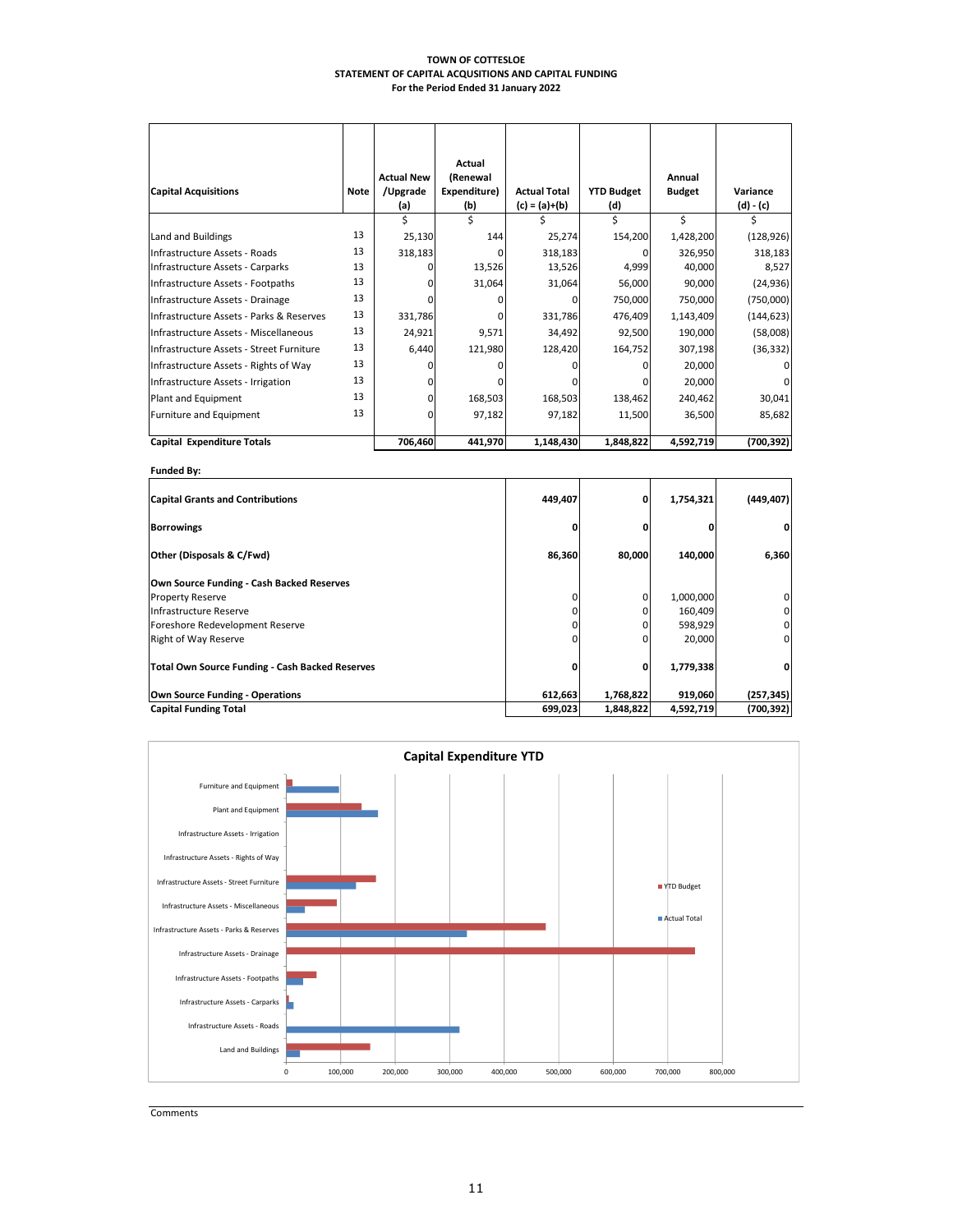# TOWN OF COTTESLOE
## STATEMENT OF CAPITAL ACQUSITIONS AND CAPITAL FUNDING
### For the Period Ended 31 January 2022

| Capital Acquisitions | Note | Actual New /Upgrade (a) | Actual (Renewal Expenditure) (b) | Actual Total (c) = (a)+(b) | YTD Budget (d) | Annual Budget | Variance (d) - (c) |
|---|---|---|---|---|---|---|---|
| | | $ | $ | $ | $ | $ | $ |
| Land and Buildings | 13 | 25,130 | 144 | 25,274 | 154,200 | 1,428,200 | (128,926) |
| Infrastructure Assets - Roads | 13 | 318,183 | 0 | 318,183 | 0 | 326,950 | 318,183 |
| Infrastructure Assets - Carparks | 13 | 0 | 13,526 | 13,526 | 4,999 | 40,000 | 8,527 |
| Infrastructure Assets - Footpaths | 13 | 0 | 31,064 | 31,064 | 56,000 | 90,000 | (24,936) |
| Infrastructure Assets - Drainage | 13 | 0 | 0 | 0 | 750,000 | 750,000 | (750,000) |
| Infrastructure Assets - Parks & Reserves | 13 | 331,786 | 0 | 331,786 | 476,409 | 1,143,409 | (144,623) |
| Infrastructure Assets - Miscellaneous | 13 | 24,921 | 9,571 | 34,492 | 92,500 | 190,000 | (58,008) |
| Infrastructure Assets - Street Furniture | 13 | 6,440 | 121,980 | 128,420 | 164,752 | 307,198 | (36,332) |
| Infrastructure Assets - Rights of Way | 13 | 0 | 0 | 0 | 0 | 20,000 | 0 |
| Infrastructure Assets - Irrigation | 13 | 0 | 0 | 0 | 0 | 20,000 | 0 |
| Plant and Equipment | 13 | 0 | 168,503 | 168,503 | 138,462 | 240,462 | 30,041 |
| Furniture and Equipment | 13 | 0 | 97,182 | 97,182 | 11,500 | 36,500 | 85,682 |
| **Capital Expenditure Totals** | | **706,460** | **441,970** | **1,148,430** | **1,848,822** | **4,592,719** | **(700,392)** |

**Funded By:**

| | Actual Total | YTD Budget | Annual Budget | Variance |
|---|---|---|---|---|
| **Capital Grants and Contributions** | **449,407** | **0** | **1,754,321** | **(449,407)** |
| **Borrowings** | **0** | **0** | **0** | **0** |
| **Other (Disposals & C/Fwd)** | **86,360** | **80,000** | **140,000** | **6,360** |
| **Own Source Funding - Cash Backed Reserves** | | | | |
| Property Reserve | 0 | 0 | 1,000,000 | 0 |
| Infrastructure Reserve | 0 | 0 | 160,409 | 0 |
| Foreshore Redevelopment Reserve | 0 | 0 | 598,929 | 0 |
| Right of Way Reserve | 0 | 0 | 20,000 | 0 |
| **Total Own Source Funding - Cash Backed Reserves** | **0** | **0** | **1,779,338** | **0** |
| **Own Source Funding - Operations** | **612,663** | **1,768,822** | **919,060** | **(257,345)** |
| **Capital Funding Total** | **699,023** | **1,848,822** | **4,592,719** | **(700,392)** |

**Capital Expenditure YTD**

Comments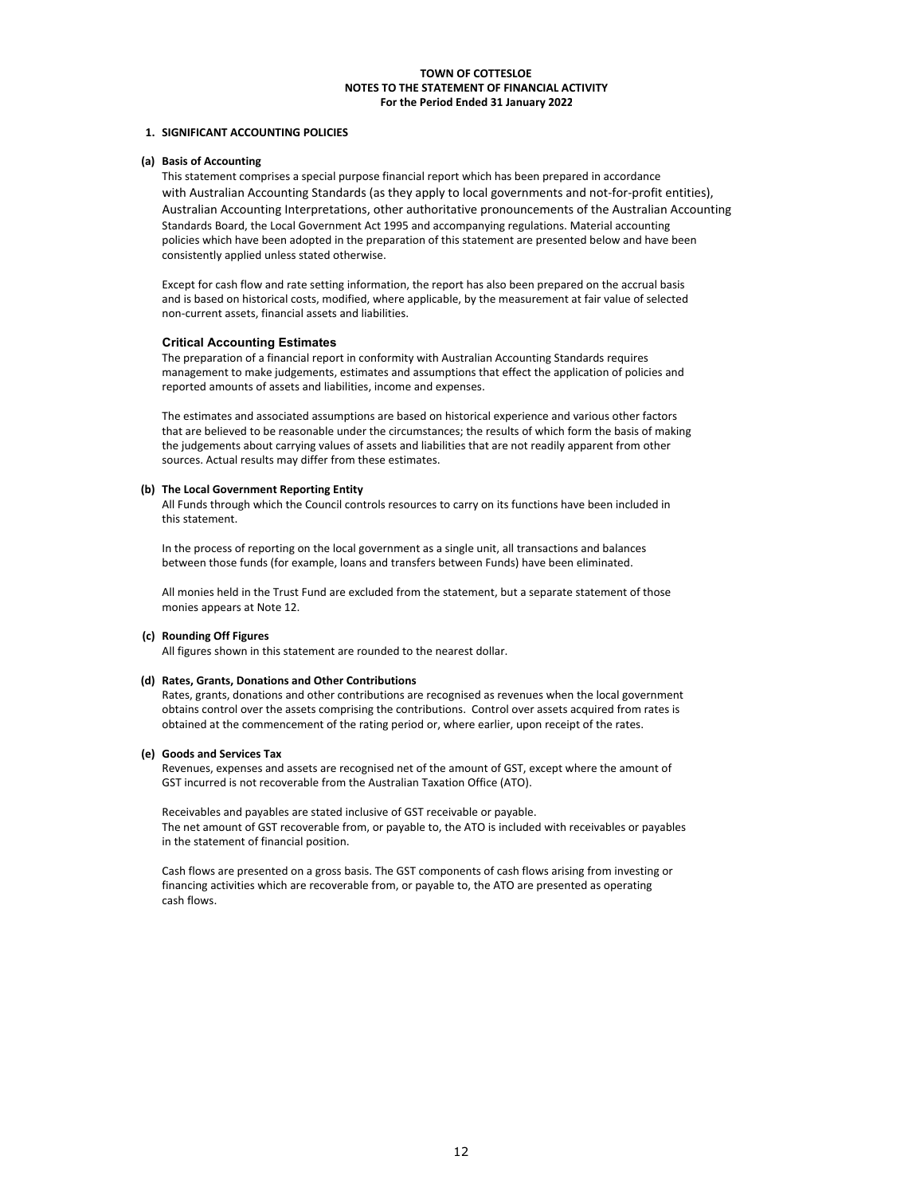# TOWN OF COTTESLOE
## NOTES TO THE STATEMENT OF FINANCIAL ACTIVITY
### For the Period Ended 31 January 2022

### 1. SIGNIFICANT ACCOUNTING POLICIES

**(a) Basis of Accounting**

This statement comprises a special purpose financial report which has been prepared in accordance with Australian Accounting Standards (as they apply to local governments and not-for-profit entities), Australian Accounting Interpretations, other authoritative pronouncements of the Australian Accounting Standards Board, the Local Government Act 1995 and accompanying regulations. Material accounting policies which have been adopted in the preparation of this statement are presented below and have been consistently applied unless stated otherwise.

Except for cash flow and rate setting information, the report has also been prepared on the accrual basis and is based on historical costs, modified, where applicable, by the measurement at fair value of selected non-current assets, financial assets and liabilities.

**Critical Accounting Estimates**

The preparation of a financial report in conformity with Australian Accounting Standards requires management to make judgements, estimates and assumptions that effect the application of policies and reported amounts of assets and liabilities, income and expenses.

The estimates and associated assumptions are based on historical experience and various other factors that are believed to be reasonable under the circumstances; the results of which form the basis of making the judgements about carrying values of assets and liabilities that are not readily apparent from other sources. Actual results may differ from these estimates.

**(b) The Local Government Reporting Entity**

All Funds through which the Council controls resources to carry on its functions have been included in this statement.

In the process of reporting on the local government as a single unit, all transactions and balances between those funds (for example, loans and transfers between Funds) have been eliminated.

All monies held in the Trust Fund are excluded from the statement, but a separate statement of those monies appears at Note 12.

**(c) Rounding Off Figures**

All figures shown in this statement are rounded to the nearest dollar.

**(d) Rates, Grants, Donations and Other Contributions**

Rates, grants, donations and other contributions are recognised as revenues when the local government obtains control over the assets comprising the contributions. Control over assets acquired from rates is obtained at the commencement of the rating period or, where earlier, upon receipt of the rates.

**(e) Goods and Services Tax**

Revenues, expenses and assets are recognised net of the amount of GST, except where the amount of GST incurred is not recoverable from the Australian Taxation Office (ATO).

Receivables and payables are stated inclusive of GST receivable or payable.
The net amount of GST recoverable from, or payable to, the ATO is included with receivables or payables in the statement of financial position.

Cash flows are presented on a gross basis. The GST components of cash flows arising from investing or financing activities which are recoverable from, or payable to, the ATO are presented as operating cash flows.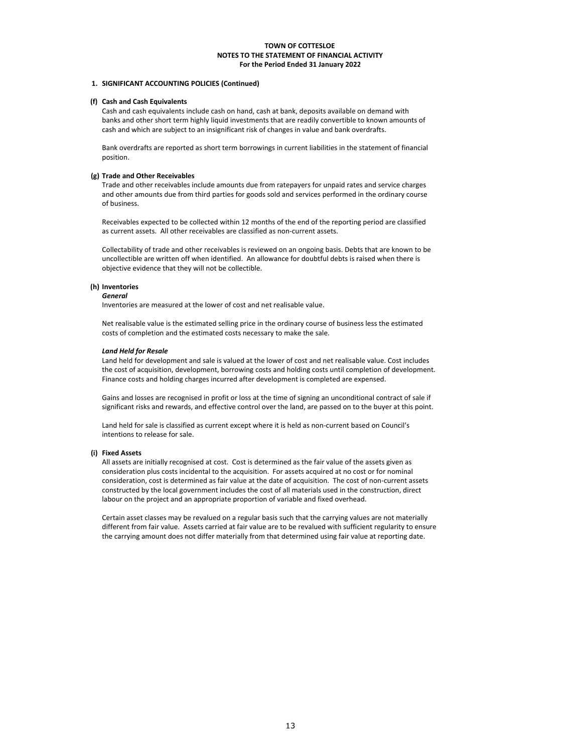**TOWN OF COTTESLOE**
**NOTES TO THE STATEMENT OF FINANCIAL ACTIVITY**
**For the Period Ended 31 January 2022**

## 1. SIGNIFICANT ACCOUNTING POLICIES (Continued)

### (f) Cash and Cash Equivalents

Cash and cash equivalents include cash on hand, cash at bank, deposits available on demand with banks and other short term highly liquid investments that are readily convertible to known amounts of cash and which are subject to an insignificant risk of changes in value and bank overdrafts.

Bank overdrafts are reported as short term borrowings in current liabilities in the statement of financial position.

### (g) Trade and Other Receivables

Trade and other receivables include amounts due from ratepayers for unpaid rates and service charges and other amounts due from third parties for goods sold and services performed in the ordinary course of business.

Receivables expected to be collected within 12 months of the end of the reporting period are classified as current assets. All other receivables are classified as non-current assets.

Collectability of trade and other receivables is reviewed on an ongoing basis. Debts that are known to be uncollectible are written off when identified. An allowance for doubtful debts is raised when there is objective evidence that they will not be collectible.

### (h) Inventories

***General***

Inventories are measured at the lower of cost and net realisable value.

Net realisable value is the estimated selling price in the ordinary course of business less the estimated costs of completion and the estimated costs necessary to make the sale.

***Land Held for Resale***

Land held for development and sale is valued at the lower of cost and net realisable value. Cost includes the cost of acquisition, development, borrowing costs and holding costs until completion of development. Finance costs and holding charges incurred after development is completed are expensed.

Gains and losses are recognised in profit or loss at the time of signing an unconditional contract of sale if significant risks and rewards, and effective control over the land, are passed on to the buyer at this point.

Land held for sale is classified as current except where it is held as non-current based on Council's intentions to release for sale.

### (i) Fixed Assets

All assets are initially recognised at cost. Cost is determined as the fair value of the assets given as consideration plus costs incidental to the acquisition. For assets acquired at no cost or for nominal consideration, cost is determined as fair value at the date of acquisition. The cost of non-current assets constructed by the local government includes the cost of all materials used in the construction, direct labour on the project and an appropriate proportion of variable and fixed overhead.

Certain asset classes may be revalued on a regular basis such that the carrying values are not materially different from fair value. Assets carried at fair value are to be revalued with sufficient regularity to ensure the carrying amount does not differ materially from that determined using fair value at reporting date.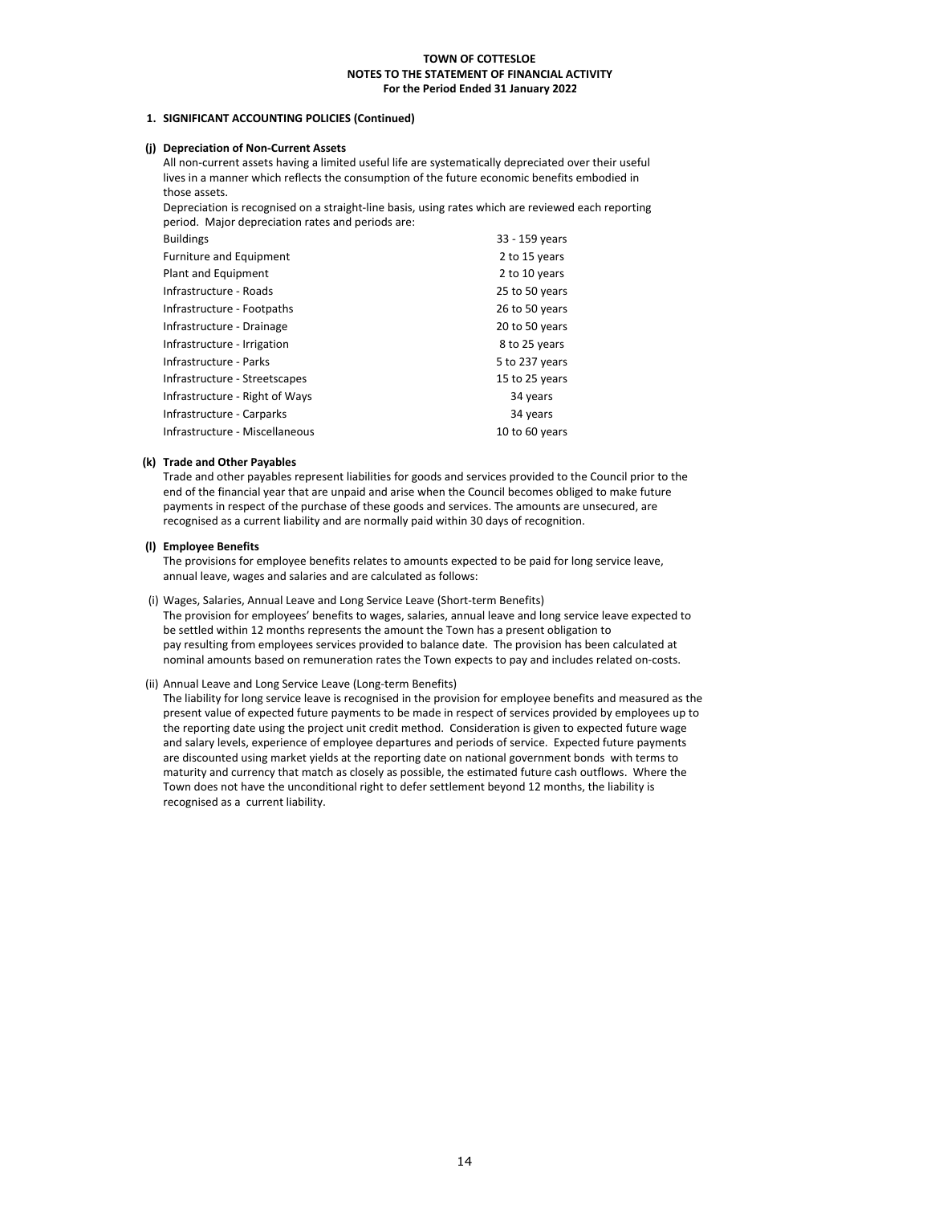**TOWN OF COTTESLOE**
**NOTES TO THE STATEMENT OF FINANCIAL ACTIVITY**
**For the Period Ended 31 January 2022**

## 1. SIGNIFICANT ACCOUNTING POLICIES (Continued)

### (j) Depreciation of Non-Current Assets

All non-current assets having a limited useful life are systematically depreciated over their useful lives in a manner which reflects the consumption of the future economic benefits embodied in those assets.

Depreciation is recognised on a straight-line basis, using rates which are reviewed each reporting period. Major depreciation rates and periods are:

| | |
|---|---|
| Buildings | 33 - 159 years |
| Furniture and Equipment | 2 to 15 years |
| Plant and Equipment | 2 to 10 years |
| Infrastructure - Roads | 25 to 50 years |
| Infrastructure - Footpaths | 26 to 50 years |
| Infrastructure - Drainage | 20 to 50 years |
| Infrastructure - Irrigation | 8 to 25 years |
| Infrastructure - Parks | 5 to 237 years |
| Infrastructure - Streetscapes | 15 to 25 years |
| Infrastructure - Right of Ways | 34 years |
| Infrastructure - Carparks | 34 years |
| Infrastructure - Miscellaneous | 10 to 60 years |

### (k) Trade and Other Payables

Trade and other payables represent liabilities for goods and services provided to the Council prior to the end of the financial year that are unpaid and arise when the Council becomes obliged to make future payments in respect of the purchase of these goods and services. The amounts are unsecured, are recognised as a current liability and are normally paid within 30 days of recognition.

### (l) Employee Benefits

The provisions for employee benefits relates to amounts expected to be paid for long service leave, annual leave, wages and salaries and are calculated as follows:

(i) Wages, Salaries, Annual Leave and Long Service Leave (Short-term Benefits)

The provision for employees' benefits to wages, salaries, annual leave and long service leave expected to be settled within 12 months represents the amount the Town has a present obligation to pay resulting from employees services provided to balance date. The provision has been calculated at nominal amounts based on remuneration rates the Town expects to pay and includes related on-costs.

(ii) Annual Leave and Long Service Leave (Long-term Benefits)

The liability for long service leave is recognised in the provision for employee benefits and measured as the present value of expected future payments to be made in respect of services provided by employees up to the reporting date using the project unit credit method. Consideration is given to expected future wage and salary levels, experience of employee departures and periods of service. Expected future payments are discounted using market yields at the reporting date on national government bonds with terms to maturity and currency that match as closely as possible, the estimated future cash outflows. Where the Town does not have the unconditional right to defer settlement beyond 12 months, the liability is recognised as a current liability.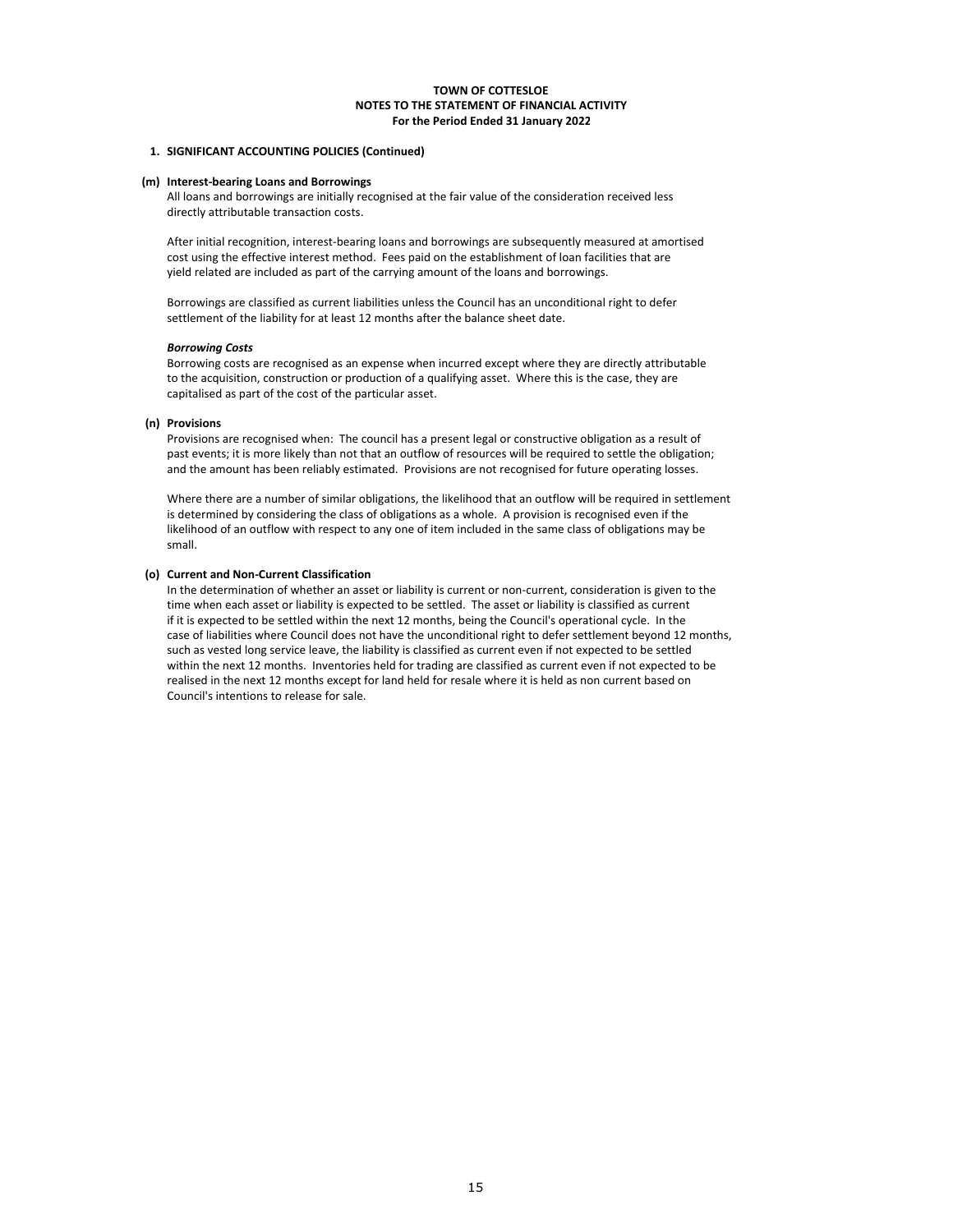**TOWN OF COTTESLOE**
**NOTES TO THE STATEMENT OF FINANCIAL ACTIVITY**
**For the Period Ended 31 January 2022**

## 1. SIGNIFICANT ACCOUNTING POLICIES (Continued)

### (m) Interest-bearing Loans and Borrowings

All loans and borrowings are initially recognised at the fair value of the consideration received less directly attributable transaction costs.

After initial recognition, interest-bearing loans and borrowings are subsequently measured at amortised cost using the effective interest method. Fees paid on the establishment of loan facilities that are yield related are included as part of the carrying amount of the loans and borrowings.

Borrowings are classified as current liabilities unless the Council has an unconditional right to defer settlement of the liability for at least 12 months after the balance sheet date.

***Borrowing Costs***

Borrowing costs are recognised as an expense when incurred except where they are directly attributable to the acquisition, construction or production of a qualifying asset. Where this is the case, they are capitalised as part of the cost of the particular asset.

### (n) Provisions

Provisions are recognised when: The council has a present legal or constructive obligation as a result of past events; it is more likely than not that an outflow of resources will be required to settle the obligation; and the amount has been reliably estimated. Provisions are not recognised for future operating losses.

Where there are a number of similar obligations, the likelihood that an outflow will be required in settlement is determined by considering the class of obligations as a whole. A provision is recognised even if the likelihood of an outflow with respect to any one of item included in the same class of obligations may be small.

### (o) Current and Non-Current Classification

In the determination of whether an asset or liability is current or non-current, consideration is given to the time when each asset or liability is expected to be settled. The asset or liability is classified as current if it is expected to be settled within the next 12 months, being the Council's operational cycle. In the case of liabilities where Council does not have the unconditional right to defer settlement beyond 12 months, such as vested long service leave, the liability is classified as current even if not expected to be settled within the next 12 months. Inventories held for trading are classified as current even if not expected to be realised in the next 12 months except for land held for resale where it is held as non current based on Council's intentions to release for sale.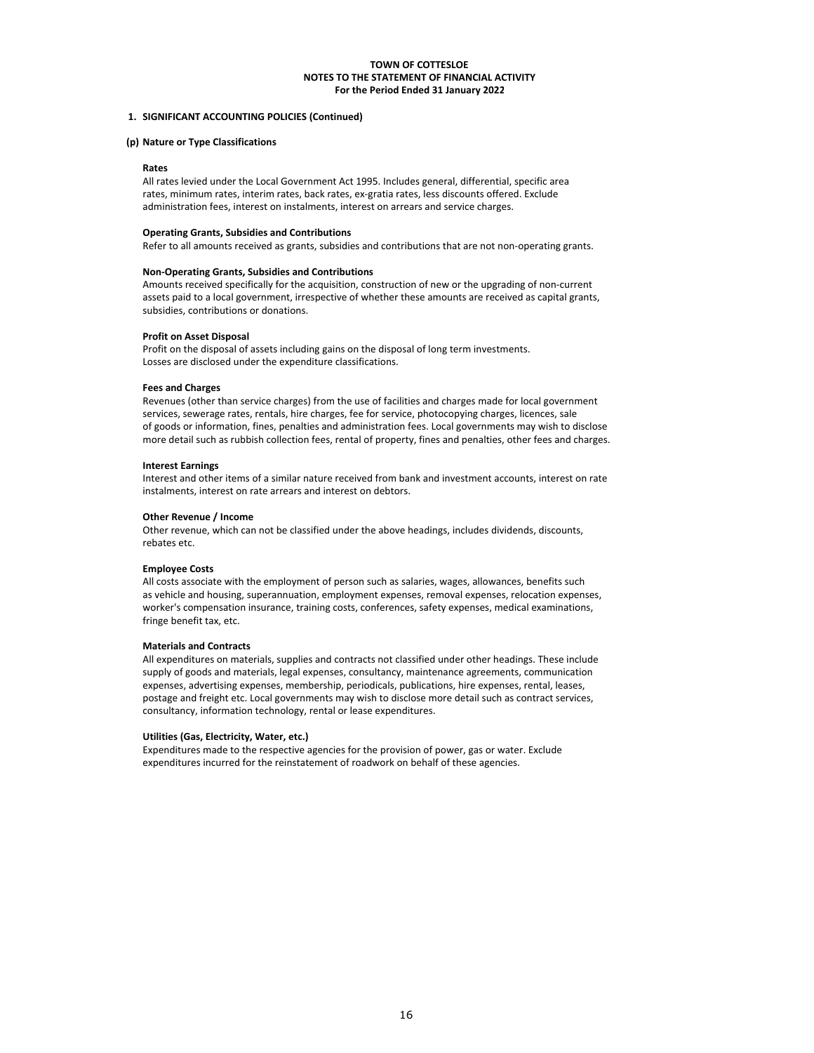**TOWN OF COTTESLOE**
**NOTES TO THE STATEMENT OF FINANCIAL ACTIVITY**
**For the Period Ended 31 January 2022**

## 1. SIGNIFICANT ACCOUNTING POLICIES (Continued)

### (p) Nature or Type Classifications

**Rates**

All rates levied under the Local Government Act 1995. Includes general, differential, specific area rates, minimum rates, interim rates, back rates, ex-gratia rates, less discounts offered. Exclude administration fees, interest on instalments, interest on arrears and service charges.

**Operating Grants, Subsidies and Contributions**

Refer to all amounts received as grants, subsidies and contributions that are not non-operating grants.

**Non-Operating Grants, Subsidies and Contributions**

Amounts received specifically for the acquisition, construction of new or the upgrading of non-current assets paid to a local government, irrespective of whether these amounts are received as capital grants, subsidies, contributions or donations.

**Profit on Asset Disposal**

Profit on the disposal of assets including gains on the disposal of long term investments. Losses are disclosed under the expenditure classifications.

**Fees and Charges**

Revenues (other than service charges) from the use of facilities and charges made for local government services, sewerage rates, rentals, hire charges, fee for service, photocopying charges, licences, sale of goods or information, fines, penalties and administration fees. Local governments may wish to disclose more detail such as rubbish collection fees, rental of property, fines and penalties, other fees and charges.

**Interest Earnings**

Interest and other items of a similar nature received from bank and investment accounts, interest on rate instalments, interest on rate arrears and interest on debtors.

**Other Revenue / Income**

Other revenue, which can not be classified under the above headings, includes dividends, discounts, rebates etc.

**Employee Costs**

All costs associate with the employment of person such as salaries, wages, allowances, benefits such as vehicle and housing, superannuation, employment expenses, removal expenses, relocation expenses, worker's compensation insurance, training costs, conferences, safety expenses, medical examinations, fringe benefit tax, etc.

**Materials and Contracts**

All expenditures on materials, supplies and contracts not classified under other headings. These include supply of goods and materials, legal expenses, consultancy, maintenance agreements, communication expenses, advertising expenses, membership, periodicals, publications, hire expenses, rental, leases, postage and freight etc. Local governments may wish to disclose more detail such as contract services, consultancy, information technology, rental or lease expenditures.

**Utilities (Gas, Electricity, Water, etc.)**

Expenditures made to the respective agencies for the provision of power, gas or water. Exclude expenditures incurred for the reinstatement of roadwork on behalf of these agencies.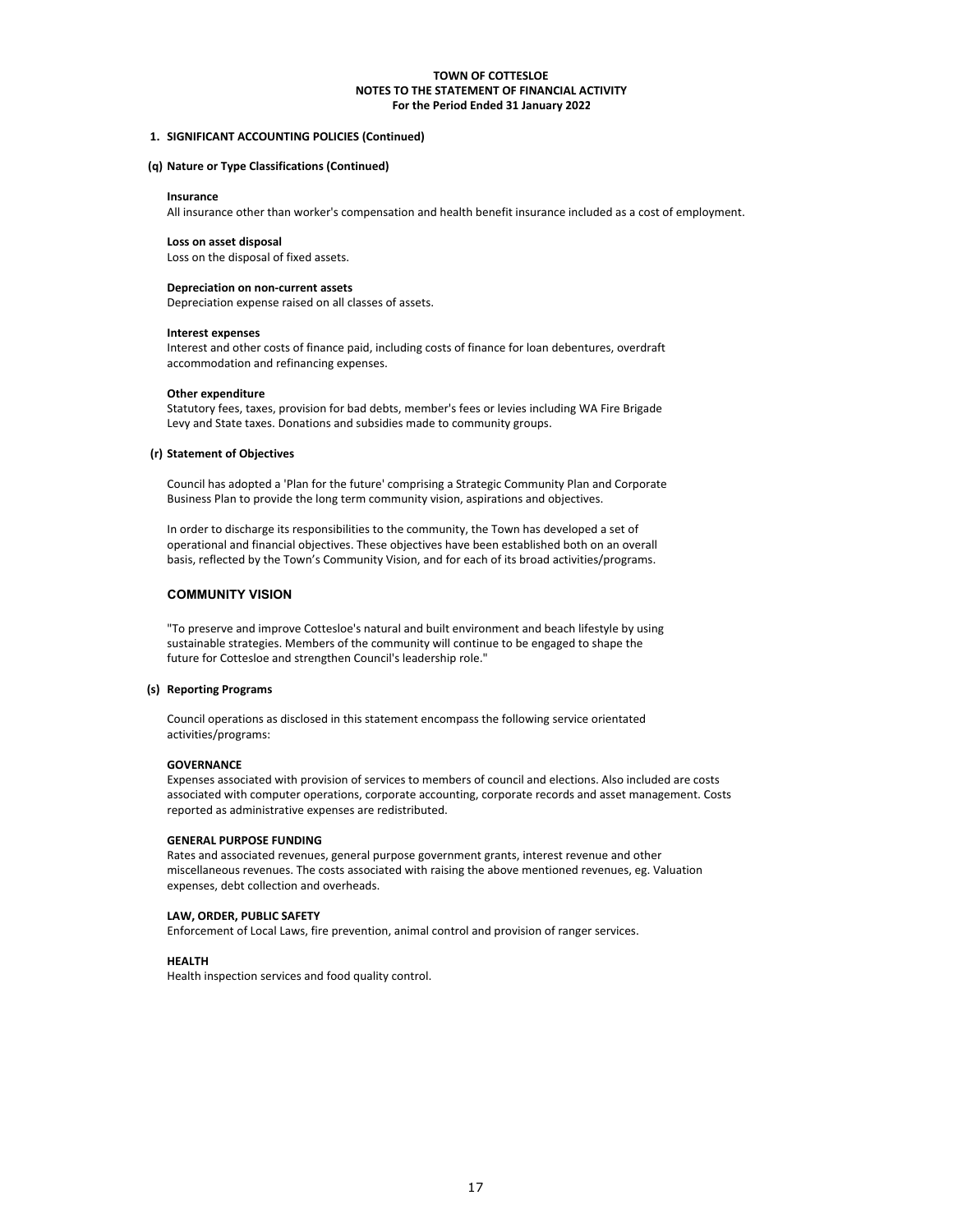**TOWN OF COTTESLOE**
**NOTES TO THE STATEMENT OF FINANCIAL ACTIVITY**
**For the Period Ended 31 January 2022**

## 1. SIGNIFICANT ACCOUNTING POLICIES (Continued)

### (q) Nature or Type Classifications (Continued)

**Insurance**
All insurance other than worker's compensation and health benefit insurance included as a cost of employment.

**Loss on asset disposal**
Loss on the disposal of fixed assets.

**Depreciation on non-current assets**
Depreciation expense raised on all classes of assets.

**Interest expenses**
Interest and other costs of finance paid, including costs of finance for loan debentures, overdraft accommodation and refinancing expenses.

**Other expenditure**
Statutory fees, taxes, provision for bad debts, member's fees or levies including WA Fire Brigade Levy and State taxes. Donations and subsidies made to community groups.

### (r) Statement of Objectives

Council has adopted a 'Plan for the future' comprising a Strategic Community Plan and Corporate Business Plan to provide the long term community vision, aspirations and objectives.

In order to discharge its responsibilities to the community, the Town has developed a set of operational and financial objectives. These objectives have been established both on an overall basis, reflected by the Town's Community Vision, and for each of its broad activities/programs.

**COMMUNITY VISION**

"To preserve and improve Cottesloe's natural and built environment and beach lifestyle by using sustainable strategies. Members of the community will continue to be engaged to shape the future for Cottesloe and strengthen Council's leadership role."

### (s) Reporting Programs

Council operations as disclosed in this statement encompass the following service orientated activities/programs:

**GOVERNANCE**
Expenses associated with provision of services to members of council and elections. Also included are costs associated with computer operations, corporate accounting, corporate records and asset management. Costs reported as administrative expenses are redistributed.

**GENERAL PURPOSE FUNDING**
Rates and associated revenues, general purpose government grants, interest revenue and other miscellaneous revenues. The costs associated with raising the above mentioned revenues, eg. Valuation expenses, debt collection and overheads.

**LAW, ORDER, PUBLIC SAFETY**
Enforcement of Local Laws, fire prevention, animal control and provision of ranger services.

**HEALTH**
Health inspection services and food quality control.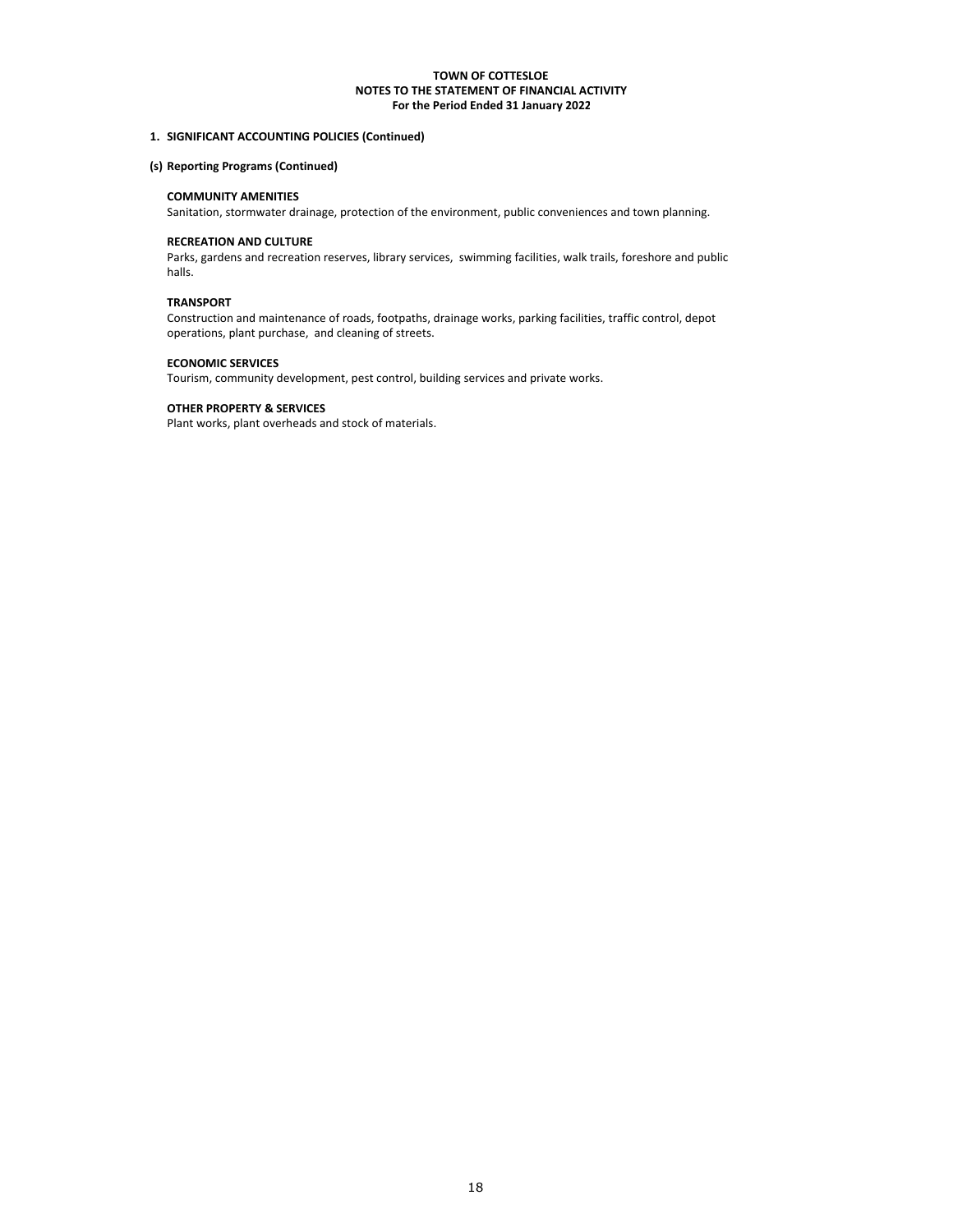**1. SIGNIFICANT ACCOUNTING POLICIES (Continued)**

**(s) Reporting Programs (Continued)**

**COMMUNITY AMENITIES**

Sanitation, stormwater drainage, protection of the environment, public conveniences and town planning.

**RECREATION AND CULTURE**

Parks, gardens and recreation reserves, library services, swimming facilities, walk trails, foreshore and public halls.

**TRANSPORT**

Construction and maintenance of roads, footpaths, drainage works, parking facilities, traffic control, depot operations, plant purchase, and cleaning of streets.

**ECONOMIC SERVICES**

Tourism, community development, pest control, building services and private works.

**OTHER PROPERTY & SERVICES**

Plant works, plant overheads and stock of materials.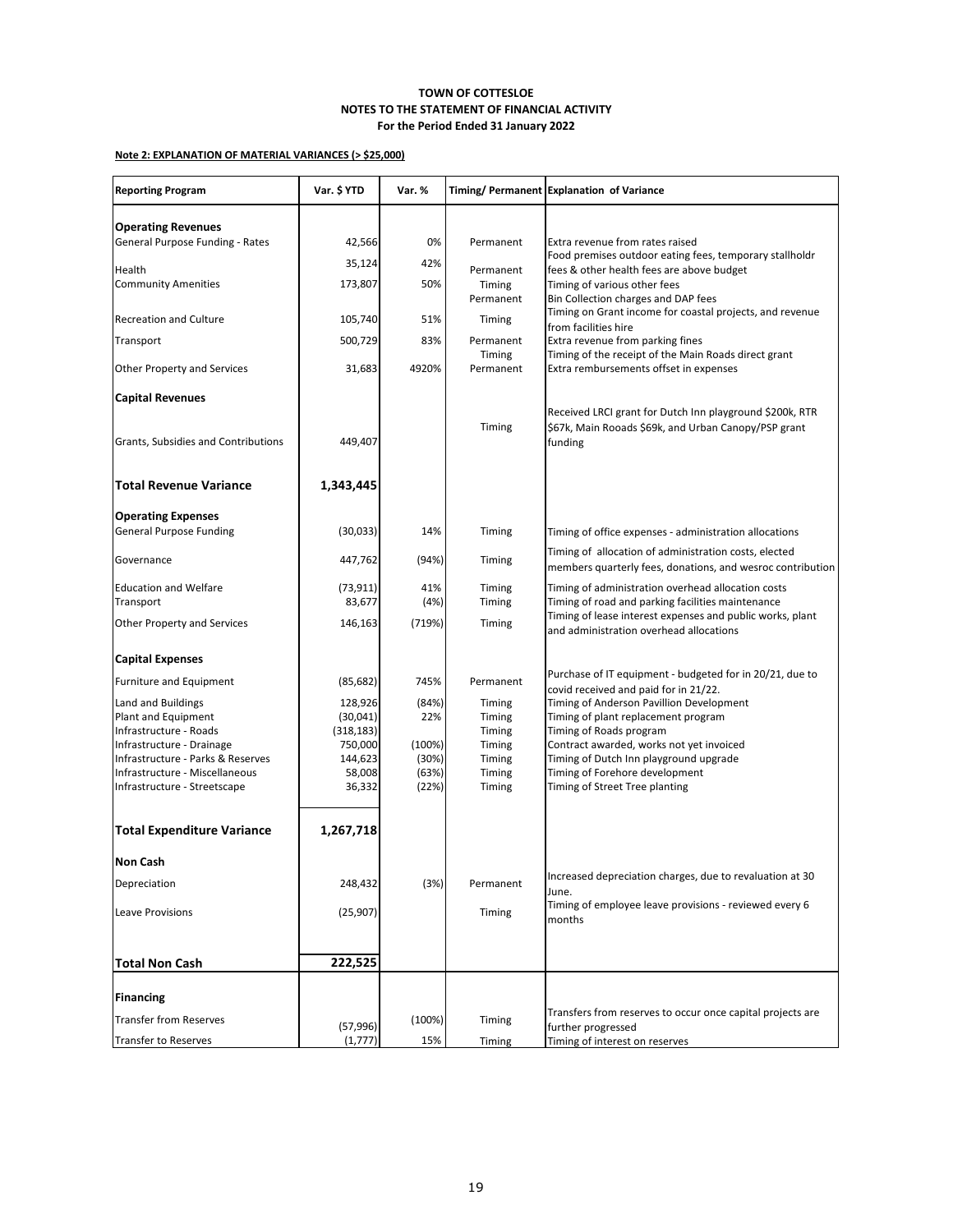**TOWN OF COTTESLOE**
**NOTES TO THE STATEMENT OF FINANCIAL ACTIVITY**
**For the Period Ended 31 January 2022**

**Note 2: EXPLANATION OF MATERIAL VARIANCES (> $25,000)**

| Reporting Program | Var. $ YTD | Var. % | Timing/ Permanent | Explanation of Variance |
|---|---|---|---|---|
| **Operating Revenues** | | | | |
| General Purpose Funding - Rates | 42,566 | 0% | Permanent | Extra revenue from rates raised |
| Health | 35,124 | 42% | Permanent | Food premises outdoor eating fees, temporary stallholdr fees & other health fees are above budget |
| Community Amenities | 173,807 | 50% | Timing<br>Permanent | Timing of various other fees<br>Bin Collection charges and DAP fees |
| Recreation and Culture | 105,740 | 51% | Timing | Timing on Grant income for coastal projects, and revenue from facilities hire |
| Transport | 500,729 | 83% | Permanent<br>Timing | Extra revenue from parking fines<br>Timing of the receipt of the Main Roads direct grant |
| Other Property and Services | 31,683 | 4920% | Permanent | Extra rembursements offset in expenses |
| **Capital Revenues** | | | | |
| Grants, Subsidies and Contributions | 449,407 | | Timing | Received LRCI grant for Dutch Inn playground $200k, RTR $67k, Main Rooads $69k, and Urban Canopy/PSP grant funding |
| **Total Revenue Variance** | **1,343,445** | | | |
| **Operating Expenses** | | | | |
| General Purpose Funding | (30,033) | 14% | Timing | Timing of office expenses - administration allocations |
| Governance | 447,762 | (94%) | Timing | Timing of allocation of administration costs, elected members quarterly fees, donations, and wesroc contribution |
| Education and Welfare | (73,911) | 41% | Timing | Timing of administration overhead allocation costs |
| Transport | 83,677 | (4%) | Timing | Timing of road and parking facilities maintenance |
| Other Property and Services | 146,163 | (719%) | Timing | Timing of lease interest expenses and public works, plant and administration overhead allocations |
| **Capital Expenses** | | | | |
| Furniture and Equipment | (85,682) | 745% | Permanent | Purchase of IT equipment - budgeted for in 20/21, due to covid received and paid for in 21/22. |
| Land and Buildings | 128,926 | (84%) | Timing | Timing of Anderson Pavillion Development |
| Plant and Equipment | (30,041) | 22% | Timing | Timing of plant replacement program |
| Infrastructure - Roads | (318,183) | | Timing | Timing of Roads program |
| Infrastructure - Drainage | 750,000 | (100%) | Timing | Contract awarded, works not yet invoiced |
| Infrastructure - Parks & Reserves | 144,623 | (30%) | Timing | Timing of Dutch Inn playground upgrade |
| Infrastructure - Miscellaneous | 58,008 | (63%) | Timing | Timing of Forehore development |
| Infrastructure - Streetscape | 36,332 | (22%) | Timing | Timing of Street Tree planting |
| **Total Expenditure Variance** | **1,267,718** | | | |
| **Non Cash** | | | | |
| Depreciation | 248,432 | (3%) | Permanent | Increased depreciation charges, due to revaluation at 30 June. |
| Leave Provisions | (25,907) | | Timing | Timing of employee leave provisions - reviewed every 6 months |
| **Total Non Cash** | **222,525** | | | |
| **Financing** | | | | |
| Transfer from Reserves | (57,996) | (100%) | Timing | Transfers from reserves to occur once capital projects are further progressed |
| Transfer to Reserves | (1,777) | 15% | Timing | Timing of interest on reserves |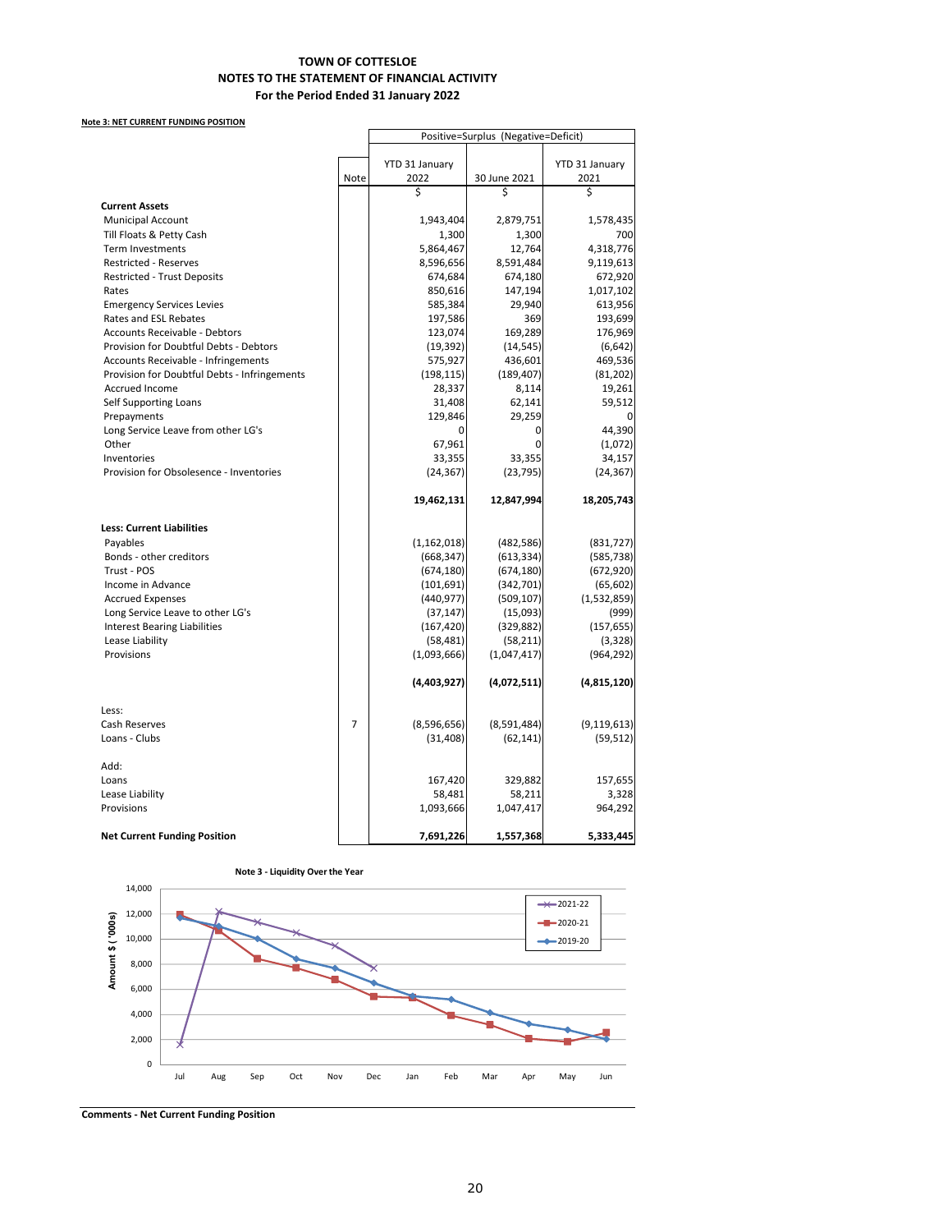# TOWN OF COTTESLOE
## NOTES TO THE STATEMENT OF FINANCIAL ACTIVITY
### For the Period Ended 31 January 2022

**Note 3: NET CURRENT FUNDING POSITION**

| | Note | Positive=Surplus (Negative=Deficit) | | |
|---|---|---|---|---|
| | | YTD 31 January 2022 | 30 June 2021 | YTD 31 January 2021 |
| | | $ | $ | $ |
| **Current Assets** | | | | |
| Municipal Account | | 1,943,404 | 2,879,751 | 1,578,435 |
| Till Floats & Petty Cash | | 1,300 | 1,300 | 700 |
| Term Investments | | 5,864,467 | 12,764 | 4,318,776 |
| Restricted - Reserves | | 8,596,656 | 8,591,484 | 9,119,613 |
| Restricted - Trust Deposits | | 674,684 | 674,180 | 672,920 |
| Rates | | 850,616 | 147,194 | 1,017,102 |
| Emergency Services Levies | | 585,384 | 29,940 | 613,956 |
| Rates and ESL Rebates | | 197,586 | 369 | 193,699 |
| Accounts Receivable - Debtors | | 123,074 | 169,289 | 176,969 |
| Provision for Doubtful Debts - Debtors | | (19,392) | (14,545) | (6,642) |
| Accounts Receivable - Infringements | | 575,927 | 436,601 | 469,536 |
| Provision for Doubtful Debts - Infringements | | (198,115) | (189,407) | (81,202) |
| Accrued Income | | 28,337 | 8,114 | 19,261 |
| Self Supporting Loans | | 31,408 | 62,141 | 59,512 |
| Prepayments | | 129,846 | 29,259 | 0 |
| Long Service Leave from other LG's | | 0 | 0 | 44,390 |
| Other | | 67,961 | 0 | (1,072) |
| Inventories | | 33,355 | 33,355 | 34,157 |
| Provision for Obsolesence - Inventories | | (24,367) | (23,795) | (24,367) |
| | | **19,462,131** | **12,847,994** | **18,205,743** |
| **Less: Current Liabilities** | | | | |
| Payables | | (1,162,018) | (482,586) | (831,727) |
| Bonds - other creditors | | (668,347) | (613,334) | (585,738) |
| Trust - POS | | (674,180) | (674,180) | (672,920) |
| Income in Advance | | (101,691) | (342,701) | (65,602) |
| Accrued Expenses | | (440,977) | (509,107) | (1,532,859) |
| Long Service Leave to other LG's | | (37,147) | (15,093) | (999) |
| Interest Bearing Liabilities | | (167,420) | (329,882) | (157,655) |
| Lease Liability | | (58,481) | (58,211) | (3,328) |
| Provisions | | (1,093,666) | (1,047,417) | (964,292) |
| | | **(4,403,927)** | **(4,072,511)** | **(4,815,120)** |
| Less: | | | | |
| Cash Reserves | 7 | (8,596,656) | (8,591,484) | (9,119,613) |
| Loans - Clubs | | (31,408) | (62,141) | (59,512) |
| Add: | | | | |
| Loans | | 167,420 | 329,882 | 157,655 |
| Lease Liability | | 58,481 | 58,211 | 3,328 |
| Provisions | | 1,093,666 | 1,047,417 | 964,292 |
| **Net Current Funding Position** | | **7,691,226** | **1,557,368** | **5,333,445** |

**Note 3 - Liquidity Over the Year**

| Month | 2021-22 | 2020-21 | 2019-20 |
|---|---|---|---|
| Jul | 1,700 | 11,900 | 11,700 |
| Aug | 12,100 | 10,600 | 11,000 |
| Sep | 11,300 | 8,400 | 10,000 |
| Oct | 10,500 | 7,700 | 8,400 |
| Nov | 9,400 | 6,700 | 7,600 |
| Dec | 7,700 | 5,400 | 6,500 |
| Jan | | 5,300 | 5,400 |
| Feb | | 3,900 | 5,100 |
| Mar | | 3,100 | 4,100 |
| Apr | | 2,000 | 3,200 |
| May | | 1,800 | 2,700 |
| Jun | | 2,500 | 2,000 |

Amount $ ('000s) — approximate values read from chart

**Comments - Net Current Funding Position**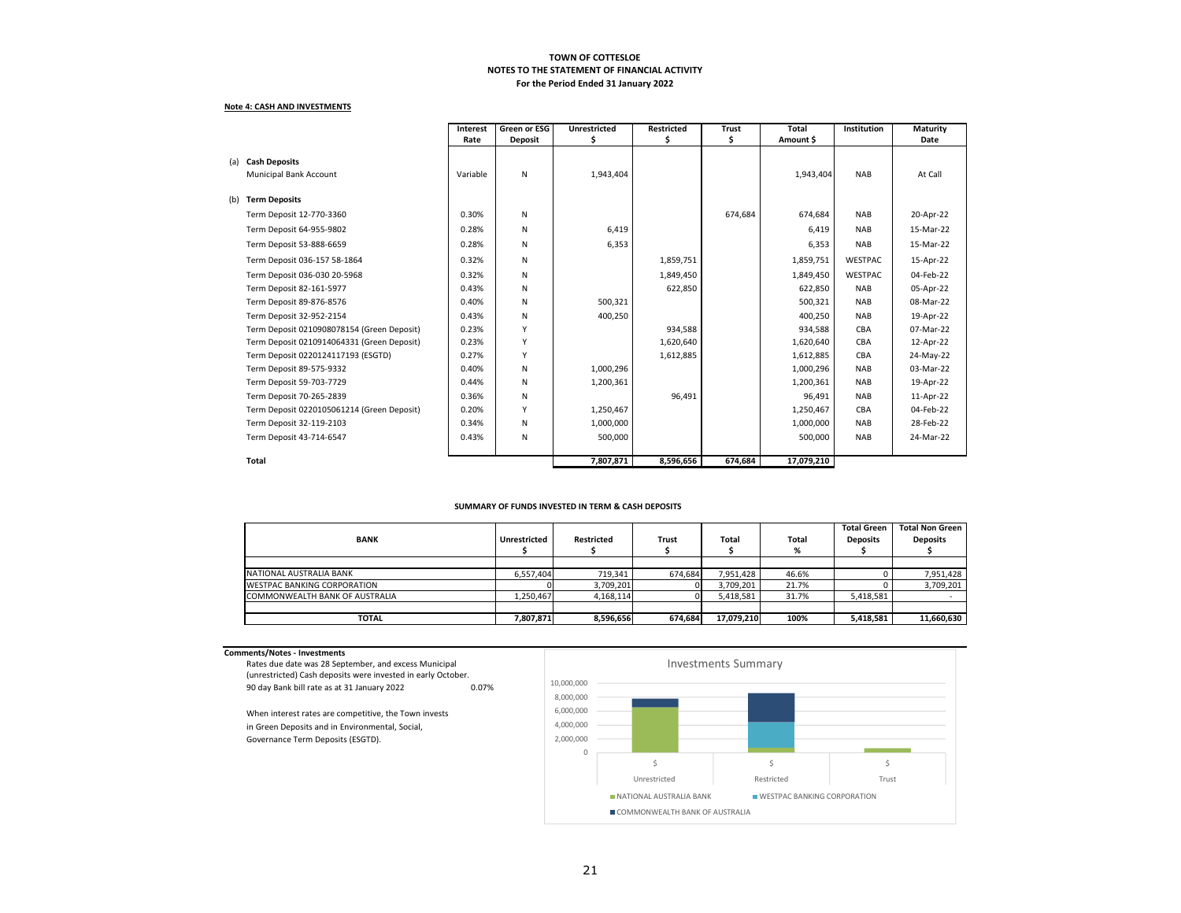**TOWN OF COTTESLOE**
**NOTES TO THE STATEMENT OF FINANCIAL ACTIVITY**
**For the Period Ended 31 January 2022**

**Note 4: CASH AND INVESTMENTS**

| | Interest Rate | Green or ESG Deposit | Unrestricted $ | Restricted $ | Trust $ | Total Amount $ | Institution | Maturity Date |
|---|---|---|---|---|---|---|---|---|
| (a) **Cash Deposits** | | | | | | | | |
| Municipal Bank Account | Variable | N | 1,943,404 | | | 1,943,404 | NAB | At Call |
| (b) **Term Deposits** | | | | | | | | |
| Term Deposit 12-770-3360 | 0.30% | N | | | 674,684 | 674,684 | NAB | 20-Apr-22 |
| Term Deposit 64-955-9802 | 0.28% | N | 6,419 | | | 6,419 | NAB | 15-Mar-22 |
| Term Deposit 53-888-6659 | 0.28% | N | 6,353 | | | 6,353 | NAB | 15-Mar-22 |
| Term Deposit 036-157 58-1864 | 0.32% | N | | 1,859,751 | | 1,859,751 | WESTPAC | 15-Apr-22 |
| Term Deposit 036-030 20-5968 | 0.32% | N | | 1,849,450 | | 1,849,450 | WESTPAC | 04-Feb-22 |
| Term Deposit 82-161-5977 | 0.43% | N | | 622,850 | | 622,850 | NAB | 05-Apr-22 |
| Term Deposit 89-876-8576 | 0.40% | N | 500,321 | | | 500,321 | NAB | 08-Mar-22 |
| Term Deposit 32-952-2154 | 0.43% | N | 400,250 | | | 400,250 | NAB | 19-Apr-22 |
| Term Deposit 0210908078154 (Green Deposit) | 0.23% | Y | | 934,588 | | 934,588 | CBA | 07-Mar-22 |
| Term Deposit 0210914064331 (Green Deposit) | 0.23% | Y | | 1,620,640 | | 1,620,640 | CBA | 12-Apr-22 |
| Term Deposit 0220124117193 (ESGTD) | 0.27% | Y | | 1,612,885 | | 1,612,885 | CBA | 24-May-22 |
| Term Deposit 89-575-9332 | 0.40% | N | 1,000,296 | | | 1,000,296 | NAB | 03-Mar-22 |
| Term Deposit 59-703-7729 | 0.44% | N | 1,200,361 | | | 1,200,361 | NAB | 19-Apr-22 |
| Term Deposit 70-265-2839 | 0.36% | N | | 96,491 | | 96,491 | NAB | 11-Apr-22 |
| Term Deposit 0220105061214 (Green Deposit) | 0.20% | Y | 1,250,467 | | | 1,250,467 | CBA | 04-Feb-22 |
| Term Deposit 32-119-2103 | 0.34% | N | 1,000,000 | | | 1,000,000 | NAB | 28-Feb-22 |
| Term Deposit 43-714-6547 | 0.43% | N | 500,000 | | | 500,000 | NAB | 24-Mar-22 |
| **Total** | | | **7,807,871** | **8,596,656** | **674,684** | **17,079,210** | | |

**SUMMARY OF FUNDS INVESTED IN TERM & CASH DEPOSITS**

| BANK | Unrestricted $ | Restricted $ | Trust $ | Total $ | Total % | Total Green Deposits $ | Total Non Green Deposits $ |
|---|---|---|---|---|---|---|---|
| NATIONAL AUSTRALIA BANK | 6,557,404 | 719,341 | 674,684 | 7,951,428 | 46.6% | 0 | 7,951,428 |
| WESTPAC BANKING CORPORATION | 0 | 3,709,201 | 0 | 3,709,201 | 21.7% | 0 | 3,709,201 |
| COMMONWEALTH BANK OF AUSTRALIA | 1,250,467 | 4,168,114 | 0 | 5,418,581 | 31.7% | 5,418,581 | - |
| **TOTAL** | **7,807,871** | **8,596,656** | **674,684** | **17,079,210** | **100%** | **5,418,581** | **11,660,630** |

**Comments/Notes - Investments**

Rates due date was 28 September, and excess Municipal (unrestricted) Cash deposits were invested in early October.

90 day Bank bill rate as at 31 January 2022 0.07%

When interest rates are competitive, the Town invests in Green Deposits and in Environmental, Social, Governance Term Deposits (ESGTD).

**Investments Summary**

| | Unrestricted | Restricted | Trust |
|---|---|---|---|
| NATIONAL AUSTRALIA BANK | 6,557,404 | 719,341 | 674,684 |
| WESTPAC BANKING CORPORATION | 0 | 3,709,201 | 0 |
| COMMONWEALTH BANK OF AUSTRALIA | 1,250,467 | 4,168,114 | 0 |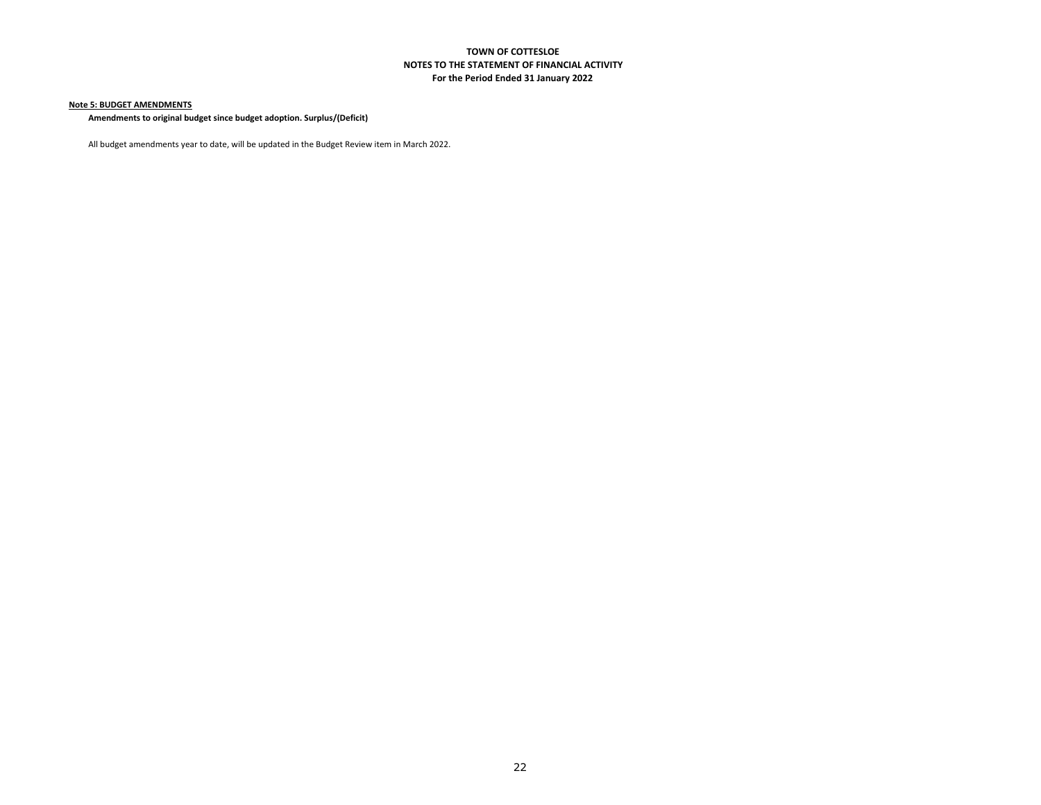**TOWN OF COTTESLOE**
**NOTES TO THE STATEMENT OF FINANCIAL ACTIVITY**
**For the Period Ended 31 January 2022**

**Note 5: BUDGET AMENDMENTS**

**Amendments to original budget since budget adoption. Surplus/(Deficit)**

All budget amendments year to date, will be updated in the Budget Review item in March 2022.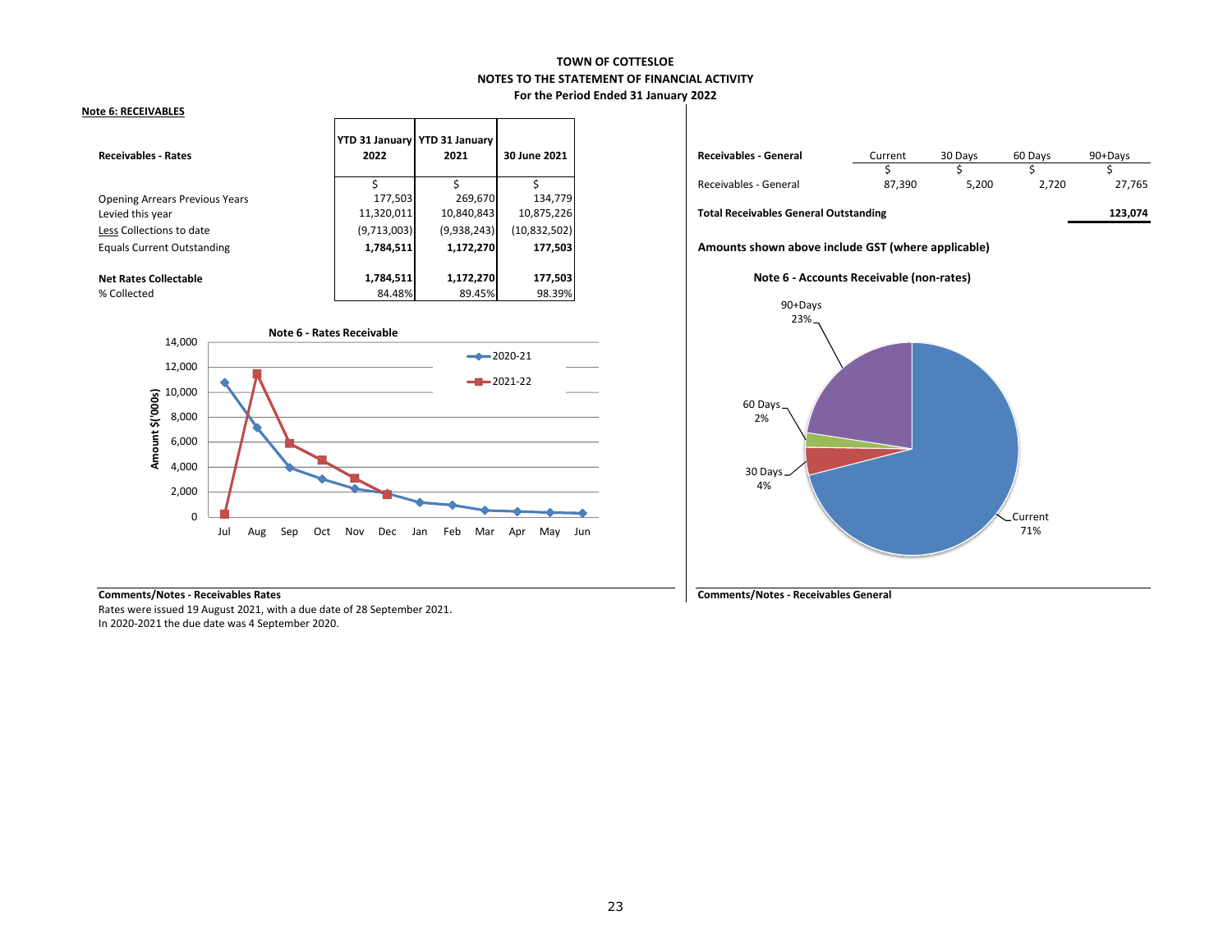**TOWN OF COTTESLOE**
**NOTES TO THE STATEMENT OF FINANCIAL ACTIVITY**
**For the Period Ended 31 January 2022**

**Note 6: RECEIVABLES**

| Receivables - Rates | YTD 31 January 2022 | YTD 31 January 2021 | 30 June 2021 |
|---|---|---|---|
| | $ | $ | $ |
| Opening Arrears Previous Years | 177,503 | 269,670 | 134,779 |
| Levied this year | 11,320,011 | 10,840,843 | 10,875,226 |
| Less Collections to date | (9,713,003) | (9,938,243) | (10,832,502) |
| Equals Current Outstanding | **1,784,511** | **1,172,270** | **177,503** |
| | | | |
| **Net Rates Collectable** | **1,784,511** | **1,172,270** | **177,503** |
| % Collected | 84.48% | 89.45% | 98.39% |

**Note 6 - Rates Receivable**

**Comments/Notes - Receivables Rates**

Rates were issued 19 August 2021, with a due date of 28 September 2021.
In 2020-2021 the due date was 4 September 2020.

| Receivables - General | Current | 30 Days | 60 Days | 90+Days |
|---|---|---|---|---|
| | $ | $ | $ | $ |
| Receivables - General | 87,390 | 5,200 | 2,720 | 27,765 |
| **Total Receivables General Outstanding** | | | | **123,074** |

**Amounts shown above include GST (where applicable)**

**Note 6 - Accounts Receivable (non-rates)**

**Comments/Notes - Receivables General**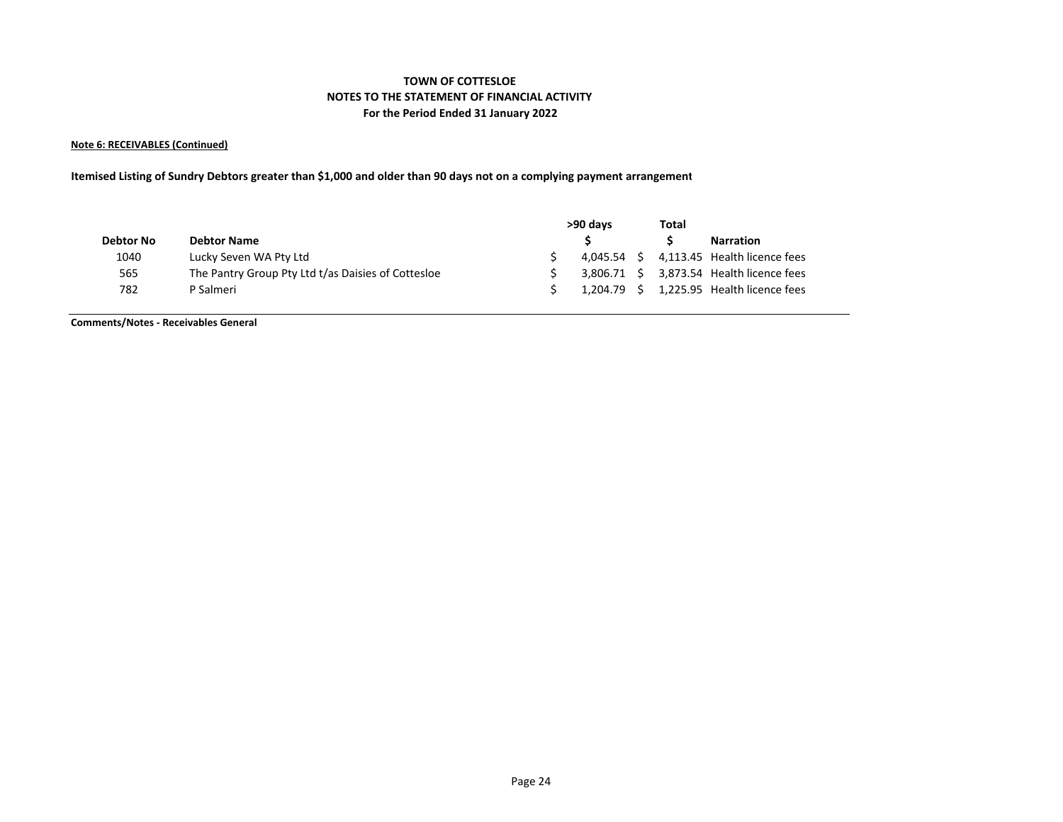**TOWN OF COTTESLOE**
**NOTES TO THE STATEMENT OF FINANCIAL ACTIVITY**
**For the Period Ended 31 January 2022**

**Note 6: RECEIVABLES (Continued)**

**Itemised Listing of Sundry Debtors greater than $1,000 and older than 90 days not on a complying payment arrangement**

| Debtor No | Debtor Name | >90 days $ | Total $ | Narration |
|---|---|---|---|---|
| 1040 | Lucky Seven WA Pty Ltd | $ 4,045.54 | $ 4,113.45 | Health licence fees |
| 565 | The Pantry Group Pty Ltd t/as Daisies of Cottesloe | $ 3,806.71 | $ 3,873.54 | Health licence fees |
| 782 | P Salmeri | $ 1,204.79 | $ 1,225.95 | Health licence fees |

**Comments/Notes - Receivables General**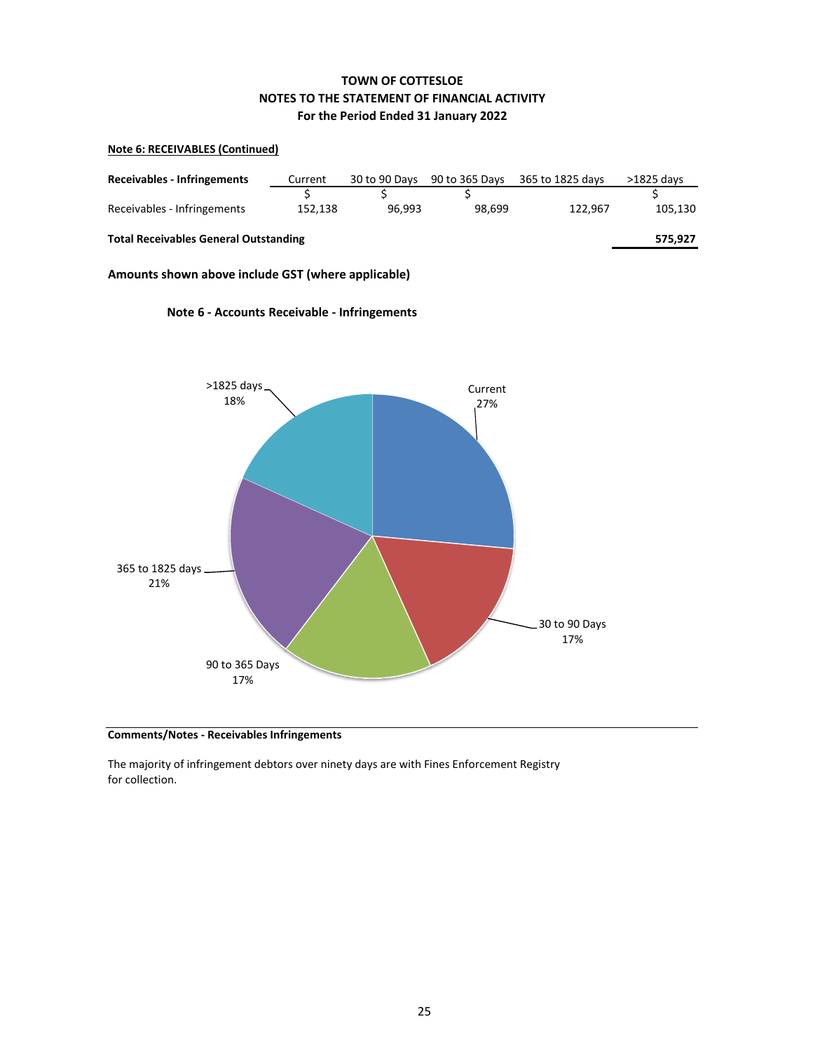# TOWN OF COTTESLOE
## NOTES TO THE STATEMENT OF FINANCIAL ACTIVITY
### For the Period Ended 31 January 2022

**Note 6: RECEIVABLES (Continued)**

| **Receivables - Infringements** | Current | 30 to 90 Days | 90 to 365 Days | 365 to 1825 days | >1825 days |
|---|---|---|---|---|---|
| | $ | $ | $ | | $ |
| Receivables - Infringements | 152,138 | 96,993 | 98,699 | 122,967 | 105,130 |
| **Total Receivables General Outstanding** | | | | | **575,927** |

**Amounts shown above include GST (where applicable)**

**Note 6 - Accounts Receivable - Infringements**

| Category | Percentage |
|---|---|
| Current | 27% |
| 30 to 90 Days | 17% |
| 90 to 365 Days | 17% |
| 365 to 1825 days | 21% |
| >1825 days | 18% |

**Comments/Notes - Receivables Infringements**

The majority of infringement debtors over ninety days are with Fines Enforcement Registry for collection.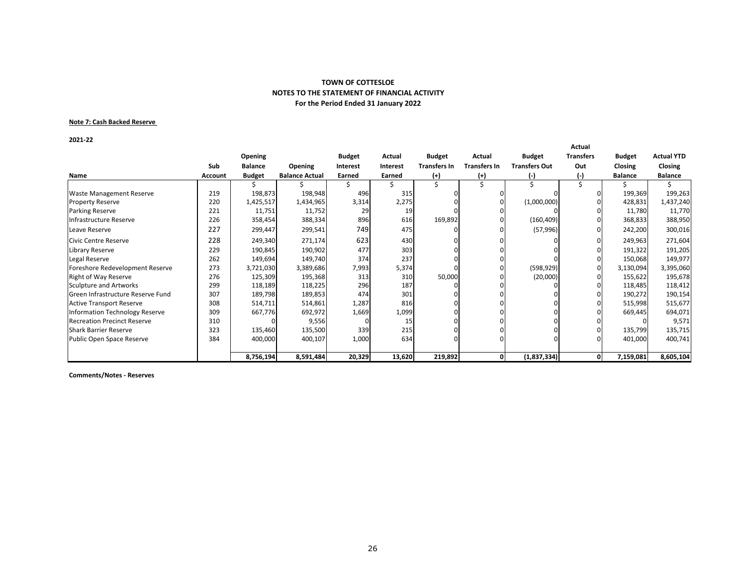**TOWN OF COTTESLOE**
**NOTES TO THE STATEMENT OF FINANCIAL ACTIVITY**
**For the Period Ended 31 January 2022**

**Note 7: Cash Backed Reserve**

**2021-22**

| Name | Sub Account | Opening Balance Budget | Opening Balance Actual | Budget Interest Earned | Actual Interest Earned | Budget Transfers In (+) | Actual Transfers In (+) | Budget Transfers Out (-) | Actual Transfers Out (-) | Budget Closing Balance | Actual YTD Closing Balance |
|---|---|---|---|---|---|---|---|---|---|---|---|
| | | $ | $ | $ | $ | $ | $ | $ | $ | $ | $ |
| Waste Management Reserve | 219 | 198,873 | 198,948 | 496 | 315 | 0 | 0 | 0 | 0 | 199,369 | 199,263 |
| Property Reserve | 220 | 1,425,517 | 1,434,965 | 3,314 | 2,275 | 0 | 0 | (1,000,000) | 0 | 428,831 | 1,437,240 |
| Parking Reserve | 221 | 11,751 | 11,752 | 29 | 19 | 0 | 0 | 0 | 0 | 11,780 | 11,770 |
| Infrastructure Reserve | 226 | 358,454 | 388,334 | 896 | 616 | 169,892 | 0 | (160,409) | 0 | 368,833 | 388,950 |
| Leave Reserve | 227 | 299,447 | 299,541 | 749 | 475 | 0 | 0 | (57,996) | 0 | 242,200 | 300,016 |
| Civic Centre Reserve | 228 | 249,340 | 271,174 | 623 | 430 | 0 | 0 | 0 | 0 | 249,963 | 271,604 |
| Library Reserve | 229 | 190,845 | 190,902 | 477 | 303 | 0 | 0 | 0 | 0 | 191,322 | 191,205 |
| Legal Reserve | 262 | 149,694 | 149,740 | 374 | 237 | 0 | 0 | 0 | 0 | 150,068 | 149,977 |
| Foreshore Redevelopment Reserve | 273 | 3,721,030 | 3,389,686 | 7,993 | 5,374 | 0 | 0 | (598,929) | 0 | 3,130,094 | 3,395,060 |
| Right of Way Reserve | 276 | 125,309 | 195,368 | 313 | 310 | 50,000 | 0 | (20,000) | 0 | 155,622 | 195,678 |
| Sculpture and Artworks | 299 | 118,189 | 118,225 | 296 | 187 | 0 | 0 | 0 | 0 | 118,485 | 118,412 |
| Green Infrastructure Reserve Fund | 307 | 189,798 | 189,853 | 474 | 301 | 0 | 0 | 0 | 0 | 190,272 | 190,154 |
| Active Transport Reserve | 308 | 514,711 | 514,861 | 1,287 | 816 | 0 | 0 | 0 | 0 | 515,998 | 515,677 |
| Information Technology Reserve | 309 | 667,776 | 692,972 | 1,669 | 1,099 | 0 | 0 | 0 | 0 | 669,445 | 694,071 |
| Recreation Precinct Reserve | 310 | 0 | 9,556 | 0 | 15 | 0 | 0 | 0 | 0 | 0 | 9,571 |
| Shark Barrier Reserve | 323 | 135,460 | 135,500 | 339 | 215 | 0 | 0 | 0 | 0 | 135,799 | 135,715 |
| Public Open Space Reserve | 384 | 400,000 | 400,107 | 1,000 | 634 | 0 | 0 | 0 | 0 | 401,000 | 400,741 |
| | | **8,756,194** | **8,591,484** | **20,329** | **13,620** | **219,892** | **0** | **(1,837,334)** | **0** | **7,159,081** | **8,605,104** |

**Comments/Notes - Reserves**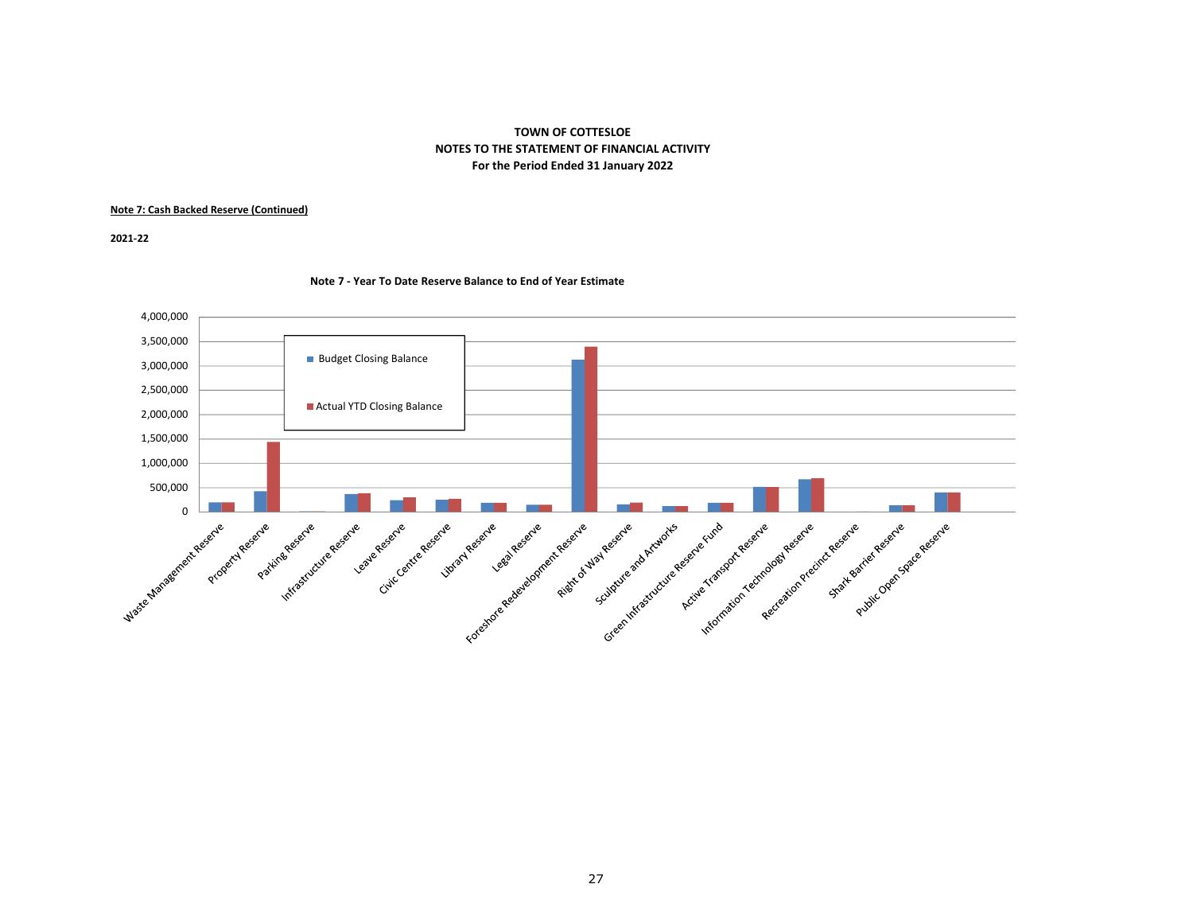**TOWN OF COTTESLOE**
**NOTES TO THE STATEMENT OF FINANCIAL ACTIVITY**
**For the Period Ended 31 January 2022**

**Note 7: Cash Backed Reserve (Continued)**

**2021-22**

**Note 7 - Year To Date Reserve Balance to End of Year Estimate**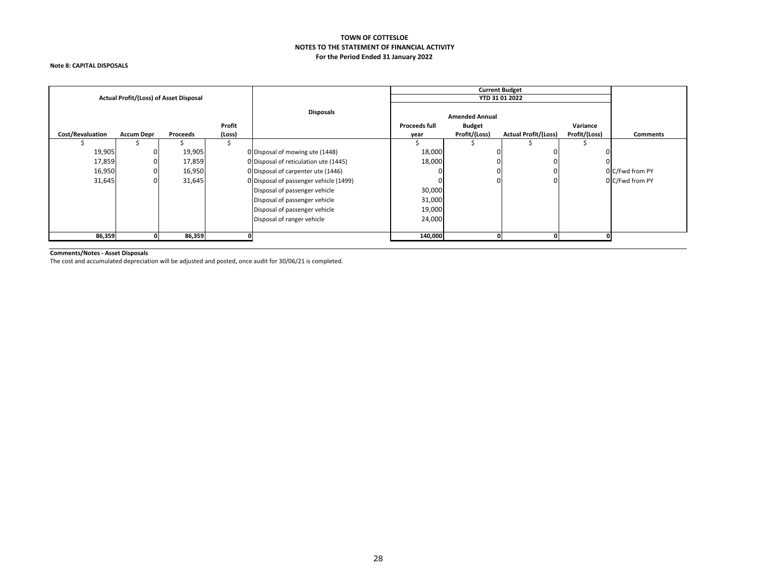**TOWN OF COTTESLOE**
**NOTES TO THE STATEMENT OF FINANCIAL ACTIVITY**
**For the Period Ended 31 January 2022**

**Note 8: CAPITAL DISPOSALS**

| Actual Profit/(Loss) of Asset Disposal | | | | Disposals | Current Budget YTD 31 01 2022 | | | | |
|---|---|---|---|---|---|---|---|---|---|
| Cost/Revaluation | Accum Depr | Proceeds | Profit (Loss) | | Proceeds full year | Amended Annual Budget Profit/(Loss) | Actual Profit/(Loss) | Variance Profit/(Loss) | Comments |
| $ | $ | $ | $ | | $ | $ | $ | $ | |
| 19,905 | 0 | 19,905 | 0 | Disposal of mowing ute (1448) | 18,000 | 0 | 0 | 0 | |
| 17,859 | 0 | 17,859 | 0 | Disposal of reticulation ute (1445) | 18,000 | 0 | 0 | 0 | |
| 16,950 | 0 | 16,950 | 0 | Disposal of carpenter ute (1446) | 0 | 0 | 0 | 0 | C/Fwd from PY |
| 31,645 | 0 | 31,645 | 0 | Disposal of passenger vehicle (1499) | 0 | 0 | 0 | 0 | C/Fwd from PY |
| | | | | Disposal of passenger vehicle | 30,000 | | | | |
| | | | | Disposal of passenger vehicle | 31,000 | | | | |
| | | | | Disposal of passenger vehicle | 19,000 | | | | |
| | | | | Disposal of ranger vehicle | 24,000 | | | | |
| **86,359** | **0** | **86,359** | **0** | | **140,000** | **0** | **0** | **0** | |

**Comments/Notes - Asset Disposals**

The cost and accumulated depreciation will be adjusted and posted, once audit for 30/06/21 is completed.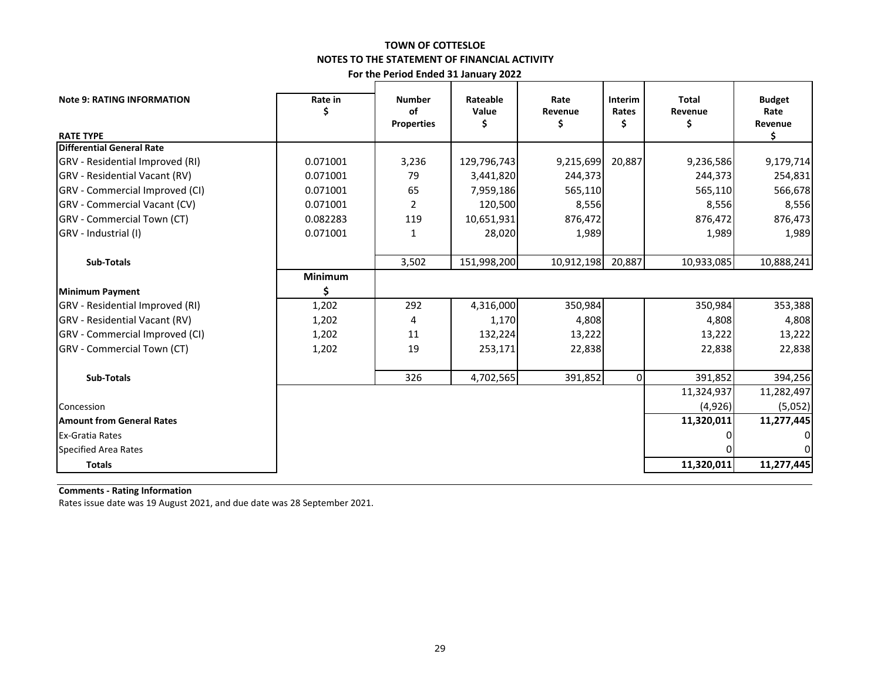# TOWN OF COTTESLOE

## NOTES TO THE STATEMENT OF FINANCIAL ACTIVITY

### For the Period Ended 31 January 2022

| Note 9: RATING INFORMATION<br>RATE TYPE | Rate in $ | Number of Properties | Rateable Value $ | Rate Revenue $ | Interim Rates $ | Total Revenue $ | Budget Rate Revenue $ |
|---|---|---|---|---|---|---|---|
| **Differential General Rate** | | | | | | | |
| GRV - Residential Improved (RI) | 0.071001 | 3,236 | 129,796,743 | 9,215,699 | 20,887 | 9,236,586 | 9,179,714 |
| GRV - Residential Vacant (RV) | 0.071001 | 79 | 3,441,820 | 244,373 | | 244,373 | 254,831 |
| GRV - Commercial Improved (CI) | 0.071001 | 65 | 7,959,186 | 565,110 | | 565,110 | 566,678 |
| GRV - Commercial Vacant (CV) | 0.071001 | 2 | 120,500 | 8,556 | | 8,556 | 8,556 |
| GRV - Commercial Town (CT) | 0.082283 | 119 | 10,651,931 | 876,472 | | 876,472 | 876,473 |
| GRV - Industrial (I) | 0.071001 | 1 | 28,020 | 1,989 | | 1,989 | 1,989 |
| **Sub-Totals** | | 3,502 | 151,998,200 | 10,912,198 | 20,887 | 10,933,085 | 10,888,241 |
| **Minimum Payment** | **Minimum $** | | | | | | |
| GRV - Residential Improved (RI) | 1,202 | 292 | 4,316,000 | 350,984 | | 350,984 | 353,388 |
| GRV - Residential Vacant (RV) | 1,202 | 4 | 1,170 | 4,808 | | 4,808 | 4,808 |
| GRV - Commercial Improved (CI) | 1,202 | 11 | 132,224 | 13,222 | | 13,222 | 13,222 |
| GRV - Commercial Town (CT) | 1,202 | 19 | 253,171 | 22,838 | | 22,838 | 22,838 |
| **Sub-Totals** | | 326 | 4,702,565 | 391,852 | 0 | 391,852 | 394,256 |
| | | | | | | 11,324,937 | 11,282,497 |
| Concession | | | | | | (4,926) | (5,052) |
| **Amount from General Rates** | | | | | | **11,320,011** | **11,277,445** |
| Ex-Gratia Rates | | | | | | 0 | 0 |
| Specified Area Rates | | | | | | 0 | 0 |
| **Totals** | | | | | | **11,320,011** | **11,277,445** |

**Comments - Rating Information**

Rates issue date was 19 August 2021, and due date was 28 September 2021.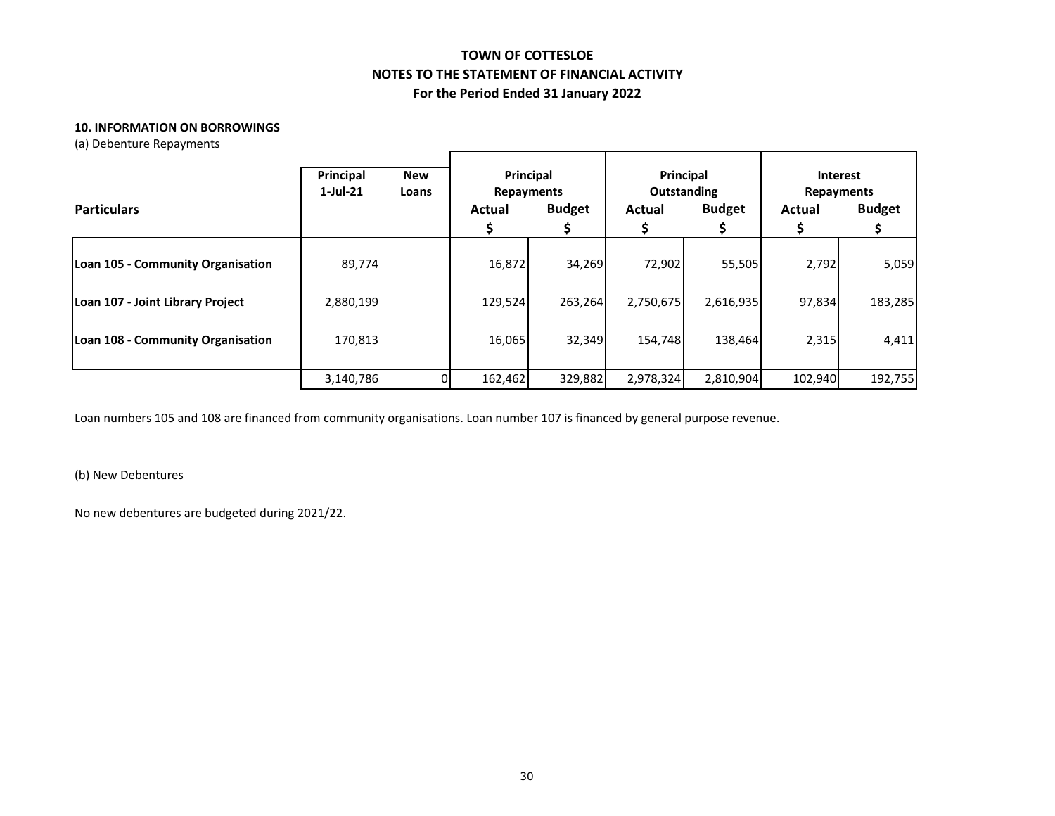# TOWN OF COTTESLOE

## NOTES TO THE STATEMENT OF FINANCIAL ACTIVITY

### For the Period Ended 31 January 2022

**10. INFORMATION ON BORROWINGS**

(a) Debenture Repayments

| Particulars | Principal 1-Jul-21 | New Loans | Principal Repayments | | Principal Outstanding | | Interest Repayments | |
|---|---|---|---|---|---|---|---|---|
| | | | Actual $ | Budget $ | Actual $ | Budget $ | Actual $ | Budget $ |
| **Loan 105 - Community Organisation** | 89,774 | | 16,872 | 34,269 | 72,902 | 55,505 | 2,792 | 5,059 |
| **Loan 107 - Joint Library Project** | 2,880,199 | | 129,524 | 263,264 | 2,750,675 | 2,616,935 | 97,834 | 183,285 |
| **Loan 108 - Community Organisation** | 170,813 | | 16,065 | 32,349 | 154,748 | 138,464 | 2,315 | 4,411 |
| | 3,140,786 | 0 | 162,462 | 329,882 | 2,978,324 | 2,810,904 | 102,940 | 192,755 |

Loan numbers 105 and 108 are financed from community organisations. Loan number 107 is financed by general purpose revenue.

(b) New Debentures

No new debentures are budgeted during 2021/22.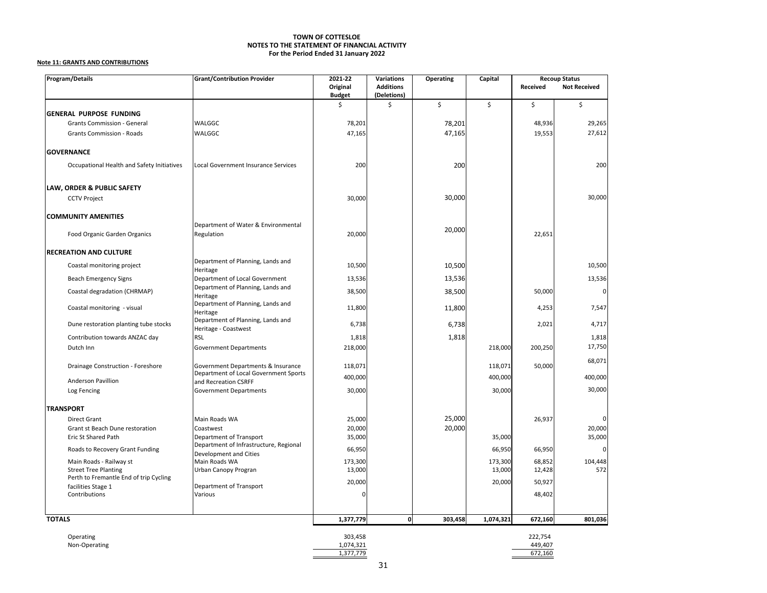**TOWN OF COTTESLOE**
**NOTES TO THE STATEMENT OF FINANCIAL ACTIVITY**
**For the Period Ended 31 January 2022**

**Note 11: GRANTS AND CONTRIBUTIONS**

| Program/Details | Grant/Contribution Provider | 2021-22 Original Budget | Variations Additions (Deletions) | Operating | Capital | Recoup Status Received | Recoup Status Not Received |
|---|---|---|---|---|---|---|---|
| | | $ | $ | $ | $ | $ | $ |
| **GENERAL PURPOSE FUNDING** | | | | | | | |
| Grants Commission - General | WALGGC | 78,201 | | 78,201 | | 48,936 | 29,265 |
| Grants Commission - Roads | WALGGC | 47,165 | | 47,165 | | 19,553 | 27,612 |
| **GOVERNANCE** | | | | | | | |
| Occupational Health and Safety Initiatives | Local Government Insurance Services | 200 | | 200 | | | 200 |
| **LAW, ORDER & PUBLIC SAFETY** | | | | | | | |
| CCTV Project | | 30,000 | | 30,000 | | | 30,000 |
| **COMMUNITY AMENITIES** | | | | | | | |
| Food Organic Garden Organics | Department of Water & Environmental Regulation | 20,000 | | 20,000 | | 22,651 | |
| **RECREATION AND CULTURE** | | | | | | | |
| Coastal monitoring project | Department of Planning, Lands and Heritage | 10,500 | | 10,500 | | | 10,500 |
| Beach Emergency Signs | Department of Local Government | 13,536 | | 13,536 | | | 13,536 |
| Coastal degradation (CHRMAP) | Department of Planning, Lands and Heritage | 38,500 | | 38,500 | | 50,000 | 0 |
| Coastal monitoring - visual | Department of Planning, Lands and Heritage | 11,800 | | 11,800 | | 4,253 | 7,547 |
| Dune restoration planting tube stocks | Department of Planning, Lands and Heritage - Coastwest | 6,738 | | 6,738 | | 2,021 | 4,717 |
| Contribution towards ANZAC day | RSL | 1,818 | | 1,818 | | | 1,818 |
| Dutch Inn | Government Departments | 218,000 | | | 218,000 | 200,250 | 17,750 |
| Drainage Construction - Foreshore | Government Departments & Insurance | 118,071 | | | 118,071 | 50,000 | 68,071 |
| Anderson Pavillion | Department of Local Government Sports and Recreation CSRFF | 400,000 | | | 400,000 | | 400,000 |
| Log Fencing | Government Departments | 30,000 | | | 30,000 | | 30,000 |
| **TRANSPORT** | | | | | | | |
| Direct Grant | Main Roads WA | 25,000 | | 25,000 | | 26,937 | 0 |
| Grant st Beach Dune restoration | Coastwest | 20,000 | | 20,000 | | | 20,000 |
| Eric St Shared Path | Department of Transport | 35,000 | | | 35,000 | | 35,000 |
| Roads to Recovery Grant Funding | Department of Infrastructure, Regional Development and Cities | 66,950 | | | 66,950 | 66,950 | 0 |
| Main Roads - Railway st | Main Roads WA | 173,300 | | | 173,300 | 68,852 | 104,448 |
| Street Tree Planting | Urban Canopy Progran | 13,000 | | | 13,000 | 12,428 | 572 |
| Perth to Fremantle End of trip Cycling facilities Stage 1 | Department of Transport | 20,000 | | | 20,000 | 50,927 | |
| Contributions | Various | 0 | | | | 48,402 | |
| **TOTALS** | | **1,377,779** | **0** | **303,458** | **1,074,321** | **672,160** | **801,036** |
| Operating | | 303,458 | | | | 222,754 | |
| Non-Operating | | 1,074,321 | | | | 449,407 | |
| | | 1,377,779 | | | | 672,160 | |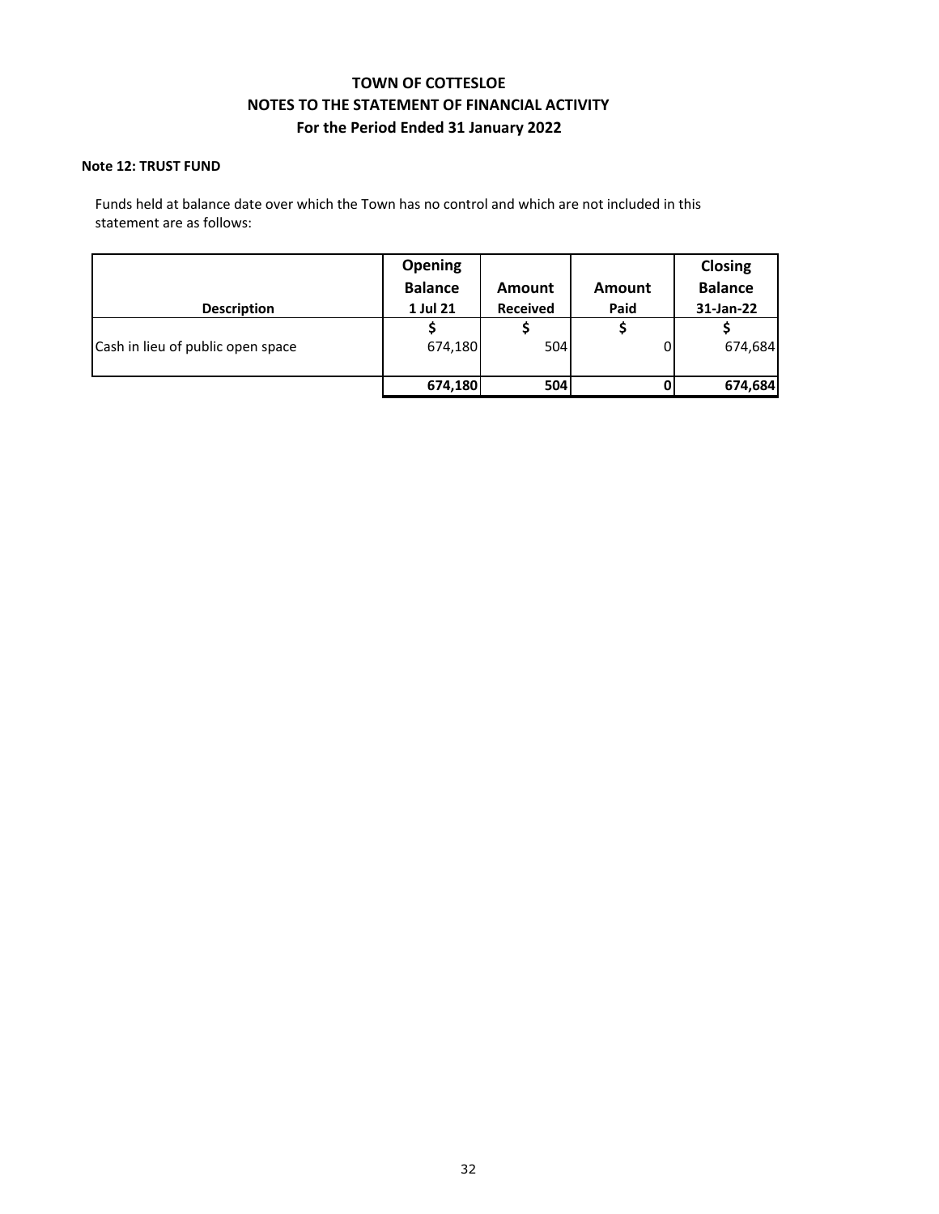# TOWN OF COTTESLOE
## NOTES TO THE STATEMENT OF FINANCIAL ACTIVITY
### For the Period Ended 31 January 2022

**Note 12: TRUST FUND**

Funds held at balance date over which the Town has no control and which are not included in this statement are as follows:

| Description | Opening Balance 1 Jul 21 | Amount Received | Amount Paid | Closing Balance 31-Jan-22 |
|---|---|---|---|---|
| | $ | $ | $ | $ |
| Cash in lieu of public open space | 674,180 | 504 | 0 | 674,684 |
| | **674,180** | **504** | **0** | **674,684** |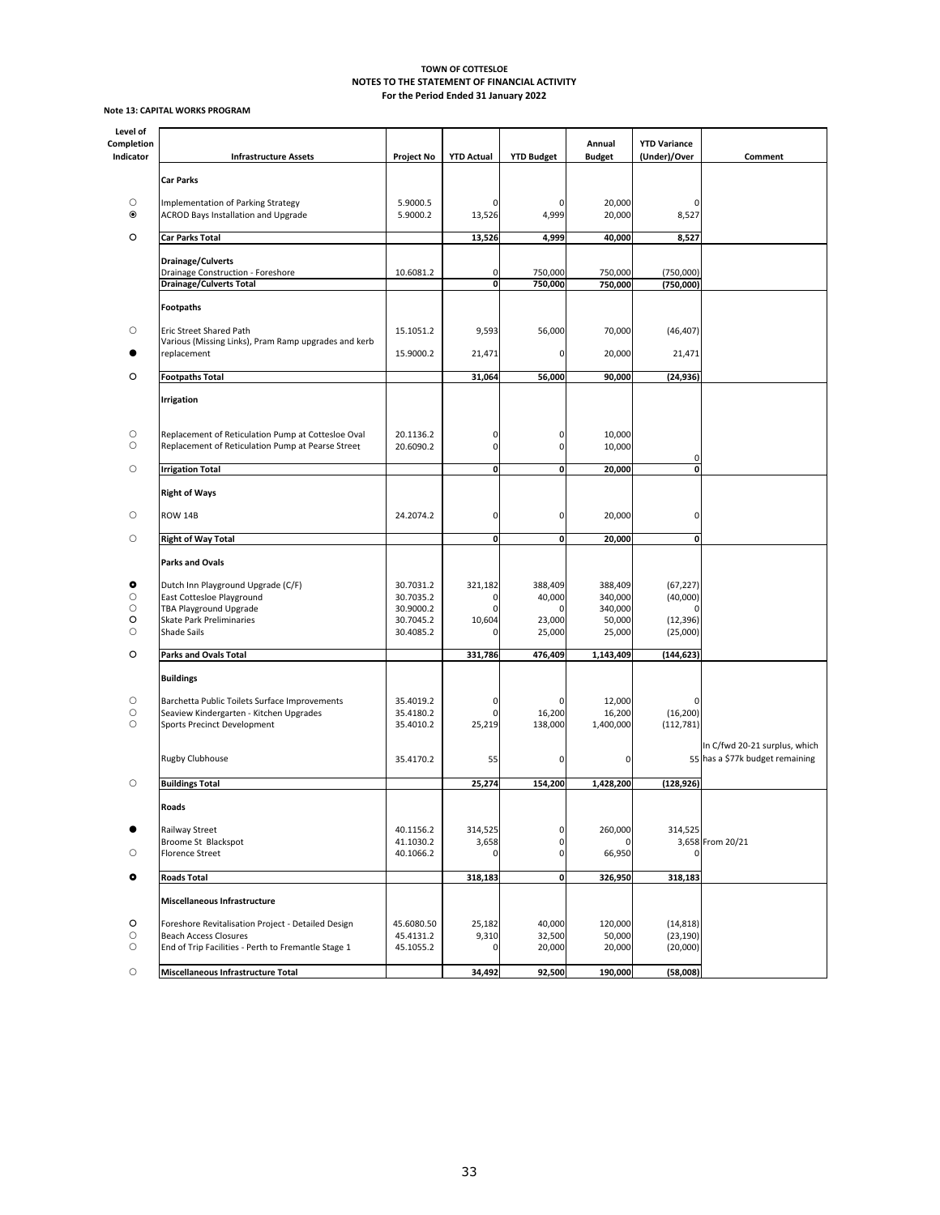**TOWN OF COTTESLOE**
**NOTES TO THE STATEMENT OF FINANCIAL ACTIVITY**
**For the Period Ended 31 January 2022**

**Note 13: CAPITAL WORKS PROGRAM**

| Level of Completion Indicator | Infrastructure Assets | Project No | YTD Actual | YTD Budget | Annual Budget | YTD Variance (Under)/Over | Comment |
|---|---|---|---|---|---|---|---|
| | **Car Parks** | | | | | | |
| ○ | Implementation of Parking Strategy | 5.9000.5 | 0 | 0 | 20,000 | 0 | |
| ◉ | ACROD Bays Installation and Upgrade | 5.9000.2 | 13,526 | 4,999 | 20,000 | 8,527 | |
| ○ | **Car Parks Total** | | **13,526** | **4,999** | **40,000** | **8,527** | |
| | **Drainage/Culverts** | | | | | | |
| | Drainage Construction - Foreshore | 10.6081.2 | 0 | 750,000 | 750,000 | (750,000) | |
| | **Drainage/Culverts Total** | | **0** | **750,000** | **750,000** | **(750,000)** | |
| | **Footpaths** | | | | | | |
| ○ | Eric Street Shared Path | 15.1051.2 | 9,593 | 56,000 | 70,000 | (46,407) | |
| ● | Various (Missing Links), Pram Ramp upgrades and kerb replacement | 15.9000.2 | 21,471 | 0 | 20,000 | 21,471 | |
| ○ | **Footpaths Total** | | **31,064** | **56,000** | **90,000** | **(24,936)** | |
| | **Irrigation** | | | | | | |
| ○ | Replacement of Reticulation Pump at Cottesloe Oval | 20.1136.2 | 0 | 0 | 10,000 | | |
| ○ | Replacement of Reticulation Pump at Pearse Street | 20.6090.2 | 0 | 0 | 10,000 | 0 | |
| ○ | **Irrigation Total** | | **0** | **0** | **20,000** | **0** | |
| | **Right of Ways** | | | | | | |
| ○ | ROW 14B | 24.2074.2 | 0 | 0 | 20,000 | 0 | |
| ○ | **Right of Way Total** | | **0** | **0** | **20,000** | **0** | |
| | **Parks and Ovals** | | | | | | |
| ● | Dutch Inn Playground Upgrade (C/F) | 30.7031.2 | 321,182 | 388,409 | 388,409 | (67,227) | |
| ○ | East Cottesloe Playground | 30.7035.2 | 0 | 40,000 | 340,000 | (40,000) | |
| ○ | TBA Playground Upgrade | 30.9000.2 | 0 | 0 | 340,000 | 0 | |
| ○ | Skate Park Preliminaries | 30.7045.2 | 10,604 | 23,000 | 50,000 | (12,396) | |
| ○ | Shade Sails | 30.4085.2 | 0 | 25,000 | 25,000 | (25,000) | |
| ○ | **Parks and Ovals Total** | | **331,786** | **476,409** | **1,143,409** | **(144,623)** | |
| | **Buildings** | | | | | | |
| ○ | Barchetta Public Toilets Surface Improvements | 35.4019.2 | 0 | 0 | 12,000 | 0 | |
| ○ | Seaview Kindergarten - Kitchen Upgrades | 35.4180.2 | 0 | 16,200 | 16,200 | (16,200) | |
| ○ | Sports Precinct Development | 35.4010.2 | 25,219 | 138,000 | 1,400,000 | (112,781) | |
| | Rugby Clubhouse | 35.4170.2 | 55 | 0 | 0 | 55 | In C/fwd 20-21 surplus, which has a $77k budget remaining |
| ○ | **Buildings Total** | | **25,274** | **154,200** | **1,428,200** | **(128,926)** | |
| | **Roads** | | | | | | |
| ● | Railway Street | 40.1156.2 | 314,525 | 0 | 260,000 | 314,525 | |
| | Broome St Blackspot | 41.1030.2 | 3,658 | 0 | 0 | 3,658 | From 20/21 |
| ○ | Florence Street | 40.1066.2 | 0 | 0 | 66,950 | 0 | |
| ● | **Roads Total** | | **318,183** | **0** | **326,950** | **318,183** | |
| | **Miscellaneous Infrastructure** | | | | | | |
| ○ | Foreshore Revitalisation Project - Detailed Design | 45.6080.50 | 25,182 | 40,000 | 120,000 | (14,818) | |
| ○ | Beach Access Closures | 45.4131.2 | 9,310 | 32,500 | 50,000 | (23,190) | |
| ○ | End of Trip Facilities - Perth to Fremantle Stage 1 | 45.1055.2 | 0 | 20,000 | 20,000 | (20,000) | |
| ○ | **Miscellaneous Infrastructure Total** | | **34,492** | **92,500** | **190,000** | **(58,008)** | |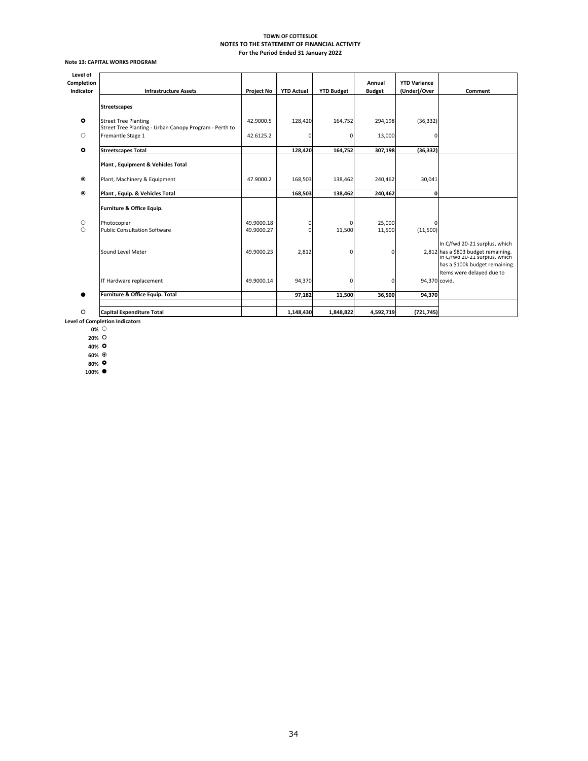**TOWN OF COTTESLOE**
**NOTES TO THE STATEMENT OF FINANCIAL ACTIVITY**
**For the Period Ended 31 January 2022**

**Note 13: CAPITAL WORKS PROGRAM**

| Level of Completion Indicator | Infrastructure Assets | Project No | YTD Actual | YTD Budget | Annual Budget | YTD Variance (Under)/Over | Comment |
|---|---|---|---|---|---|---|---|
| | **Streetscapes** | | | | | | |
| ⭘ | Street Tree Planting | 42.9000.5 | 128,420 | 164,752 | 294,198 | (36,332) | |
| ○ | Street Tree Planting - Urban Canopy Program - Perth to Fremantle Stage 1 | 42.6125.2 | 0 | 0 | 13,000 | 0 | |
| ⭘ | **Streetscapes Total** | | **128,420** | **164,752** | **307,198** | **(36,332)** | |
| | **Plant , Equipment & Vehicles Total** | | | | | | |
| ◉ | Plant, Machinery & Equipment | 47.9000.2 | 168,503 | 138,462 | 240,462 | 30,041 | |
| ◉ | **Plant , Equip. & Vehicles Total** | | **168,503** | **138,462** | **240,462** | **0** | |
| | **Furniture & Office Equip.** | | | | | | |
| ○ | Photocopier | 49.9000.18 | 0 | 0 | 25,000 | 0 | |
| ○ | Public Consultation Software | 49.9000.27 | 0 | 11,500 | 11,500 | (11,500) | |
| | Sound Level Meter | 49.9000.23 | 2,812 | 0 | 0 | 2,812 | In C/fwd 20-21 surplus, which has a $803 budget remaining. |
| | IT Hardware replacement | 49.9000.14 | 94,370 | 0 | 0 | 94,370 | In C/fwd 20-21 surplus, which has a $100k budget remaining. Items were delayed due to covid. |
| ● | **Furniture & Office Equip. Total** | | **97,182** | **11,500** | **36,500** | **94,370** | |
| ○ | **Capital Expenditure Total** | | **1,148,430** | **1,848,822** | **4,592,719** | **(721,745)** | |

**Level of Completion Indicators**

- **0%** ○
- **20%** ○
- **40%** ⭘
- **60%** ◉
- **80%** ⭘
- **100%** ●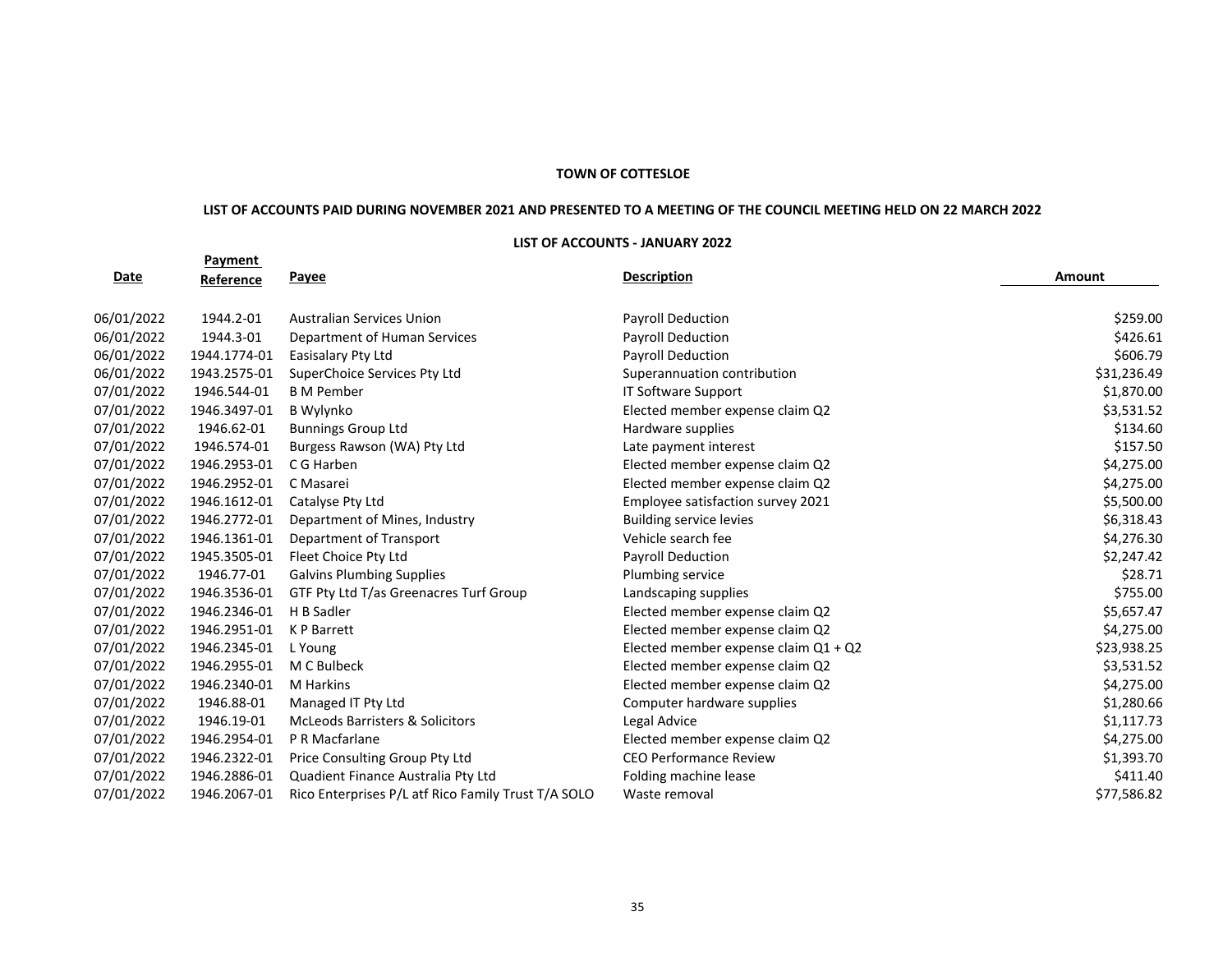**TOWN OF COTTESLOE**

**LIST OF ACCOUNTS PAID DURING NOVEMBER 2021 AND PRESENTED TO A MEETING OF THE COUNCIL MEETING HELD ON 22 MARCH 2022**

**LIST OF ACCOUNTS - JANUARY 2022**

| Date | Payment Reference | Payee | Description | Amount |
|---|---|---|---|---|
| 06/01/2022 | 1944.2-01 | Australian Services Union | Payroll Deduction | $259.00 |
| 06/01/2022 | 1944.3-01 | Department of Human Services | Payroll Deduction | $426.61 |
| 06/01/2022 | 1944.1774-01 | Easisalary Pty Ltd | Payroll Deduction | $606.79 |
| 06/01/2022 | 1943.2575-01 | SuperChoice Services Pty Ltd | Superannuation contribution | $31,236.49 |
| 07/01/2022 | 1946.544-01 | B M Pember | IT Software Support | $1,870.00 |
| 07/01/2022 | 1946.3497-01 | B Wylynko | Elected member expense claim Q2 | $3,531.52 |
| 07/01/2022 | 1946.62-01 | Bunnings Group Ltd | Hardware supplies | $134.60 |
| 07/01/2022 | 1946.574-01 | Burgess Rawson (WA) Pty Ltd | Late payment interest | $157.50 |
| 07/01/2022 | 1946.2953-01 | C G Harben | Elected member expense claim Q2 | $4,275.00 |
| 07/01/2022 | 1946.2952-01 | C Masarei | Elected member expense claim Q2 | $4,275.00 |
| 07/01/2022 | 1946.1612-01 | Catalyse Pty Ltd | Employee satisfaction survey 2021 | $5,500.00 |
| 07/01/2022 | 1946.2772-01 | Department of Mines, Industry | Building service levies | $6,318.43 |
| 07/01/2022 | 1946.1361-01 | Department of Transport | Vehicle search fee | $4,276.30 |
| 07/01/2022 | 1945.3505-01 | Fleet Choice Pty Ltd | Payroll Deduction | $2,247.42 |
| 07/01/2022 | 1946.77-01 | Galvins Plumbing Supplies | Plumbing service | $28.71 |
| 07/01/2022 | 1946.3536-01 | GTF Pty Ltd T/as Greenacres Turf Group | Landscaping supplies | $755.00 |
| 07/01/2022 | 1946.2346-01 | H B Sadler | Elected member expense claim Q2 | $5,657.47 |
| 07/01/2022 | 1946.2951-01 | K P Barrett | Elected member expense claim Q2 | $4,275.00 |
| 07/01/2022 | 1946.2345-01 | L Young | Elected member expense claim Q1 + Q2 | $23,938.25 |
| 07/01/2022 | 1946.2955-01 | M C Bulbeck | Elected member expense claim Q2 | $3,531.52 |
| 07/01/2022 | 1946.2340-01 | M Harkins | Elected member expense claim Q2 | $4,275.00 |
| 07/01/2022 | 1946.88-01 | Managed IT Pty Ltd | Computer hardware supplies | $1,280.66 |
| 07/01/2022 | 1946.19-01 | McLeods Barristers & Solicitors | Legal Advice | $1,117.73 |
| 07/01/2022 | 1946.2954-01 | P R Macfarlane | Elected member expense claim Q2 | $4,275.00 |
| 07/01/2022 | 1946.2322-01 | Price Consulting Group Pty Ltd | CEO Performance Review | $1,393.70 |
| 07/01/2022 | 1946.2886-01 | Quadient Finance Australia Pty Ltd | Folding machine lease | $411.40 |
| 07/01/2022 | 1946.2067-01 | Rico Enterprises P/L atf Rico Family Trust T/A SOLO | Waste removal | $77,586.82 |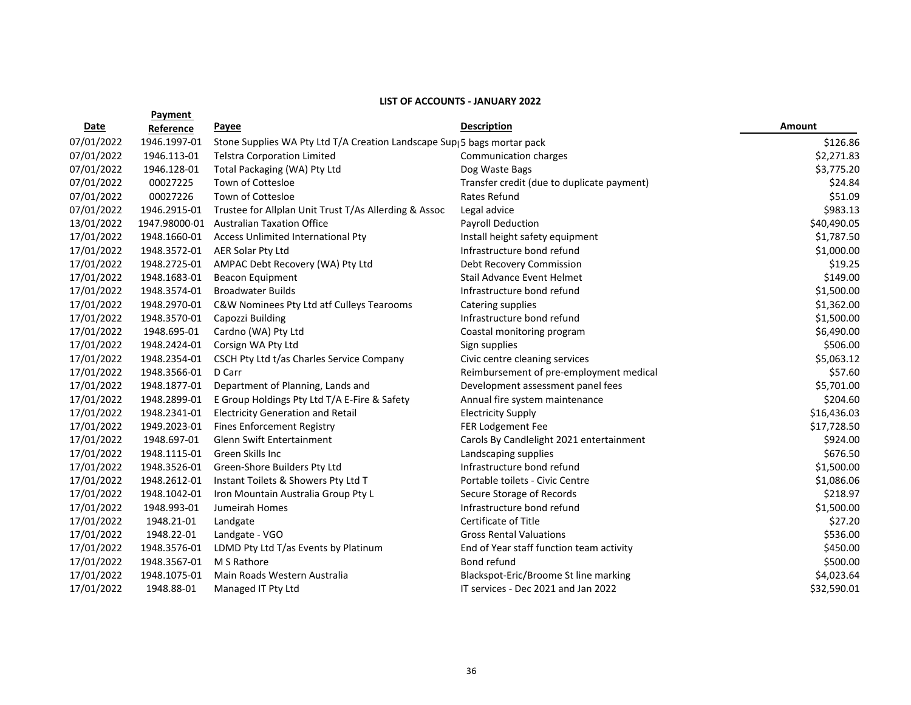**LIST OF ACCOUNTS - JANUARY 2022**

| Date | Payment Reference | Payee | Description | Amount |
|---|---|---|---|---|
| 07/01/2022 | 1946.1997-01 | Stone Supplies WA Pty Ltd T/A Creation Landscape Sup | 5 bags mortar pack | $126.86 |
| 07/01/2022 | 1946.113-01 | Telstra Corporation Limited | Communication charges | $2,271.83 |
| 07/01/2022 | 1946.128-01 | Total Packaging (WA) Pty Ltd | Dog Waste Bags | $3,775.20 |
| 07/01/2022 | 00027225 | Town of Cottesloe | Transfer credit (due to duplicate payment) | $24.84 |
| 07/01/2022 | 00027226 | Town of Cottesloe | Rates Refund | $51.09 |
| 07/01/2022 | 1946.2915-01 | Trustee for Allplan Unit Trust T/As Allerding & Assoc | Legal advice | $983.13 |
| 13/01/2022 | 1947.98000-01 | Australian Taxation Office | Payroll Deduction | $40,490.05 |
| 17/01/2022 | 1948.1660-01 | Access Unlimited International Pty | Install height safety equipment | $1,787.50 |
| 17/01/2022 | 1948.3572-01 | AER Solar Pty Ltd | Infrastructure bond refund | $1,000.00 |
| 17/01/2022 | 1948.2725-01 | AMPAC Debt Recovery (WA) Pty Ltd | Debt Recovery Commission | $19.25 |
| 17/01/2022 | 1948.1683-01 | Beacon Equipment | Stail Advance Event Helmet | $149.00 |
| 17/01/2022 | 1948.3574-01 | Broadwater Builds | Infrastructure bond refund | $1,500.00 |
| 17/01/2022 | 1948.2970-01 | C&W Nominees Pty Ltd atf Culleys Tearooms | Catering supplies | $1,362.00 |
| 17/01/2022 | 1948.3570-01 | Capozzi Building | Infrastructure bond refund | $1,500.00 |
| 17/01/2022 | 1948.695-01 | Cardno (WA) Pty Ltd | Coastal monitoring program | $6,490.00 |
| 17/01/2022 | 1948.2424-01 | Corsign WA Pty Ltd | Sign supplies | $506.00 |
| 17/01/2022 | 1948.2354-01 | CSCH Pty Ltd t/as Charles Service Company | Civic centre cleaning services | $5,063.12 |
| 17/01/2022 | 1948.3566-01 | D Carr | Reimbursement of pre-employment medical | $57.60 |
| 17/01/2022 | 1948.1877-01 | Department of Planning, Lands and | Development assessment panel fees | $5,701.00 |
| 17/01/2022 | 1948.2899-01 | E Group Holdings Pty Ltd T/A E-Fire & Safety | Annual fire system maintenance | $204.60 |
| 17/01/2022 | 1948.2341-01 | Electricity Generation and Retail | Electricity Supply | $16,436.03 |
| 17/01/2022 | 1949.2023-01 | Fines Enforcement Registry | FER Lodgement Fee | $17,728.50 |
| 17/01/2022 | 1948.697-01 | Glenn Swift Entertainment | Carols By Candlelight 2021 entertainment | $924.00 |
| 17/01/2022 | 1948.1115-01 | Green Skills Inc | Landscaping supplies | $676.50 |
| 17/01/2022 | 1948.3526-01 | Green-Shore Builders Pty Ltd | Infrastructure bond refund | $1,500.00 |
| 17/01/2022 | 1948.2612-01 | Instant Toilets & Showers Pty Ltd T | Portable toilets - Civic Centre | $1,086.06 |
| 17/01/2022 | 1948.1042-01 | Iron Mountain Australia Group Pty L | Secure Storage of Records | $218.97 |
| 17/01/2022 | 1948.993-01 | Jumeirah Homes | Infrastructure bond refund | $1,500.00 |
| 17/01/2022 | 1948.21-01 | Landgate | Certificate of Title | $27.20 |
| 17/01/2022 | 1948.22-01 | Landgate - VGO | Gross Rental Valuations | $536.00 |
| 17/01/2022 | 1948.3576-01 | LDMD Pty Ltd T/as Events by Platinum | End of Year staff function team activity | $450.00 |
| 17/01/2022 | 1948.3567-01 | M S Rathore | Bond refund | $500.00 |
| 17/01/2022 | 1948.1075-01 | Main Roads Western Australia | Blackspot-Eric/Broome St line marking | $4,023.64 |
| 17/01/2022 | 1948.88-01 | Managed IT Pty Ltd | IT services - Dec 2021 and Jan 2022 | $32,590.01 |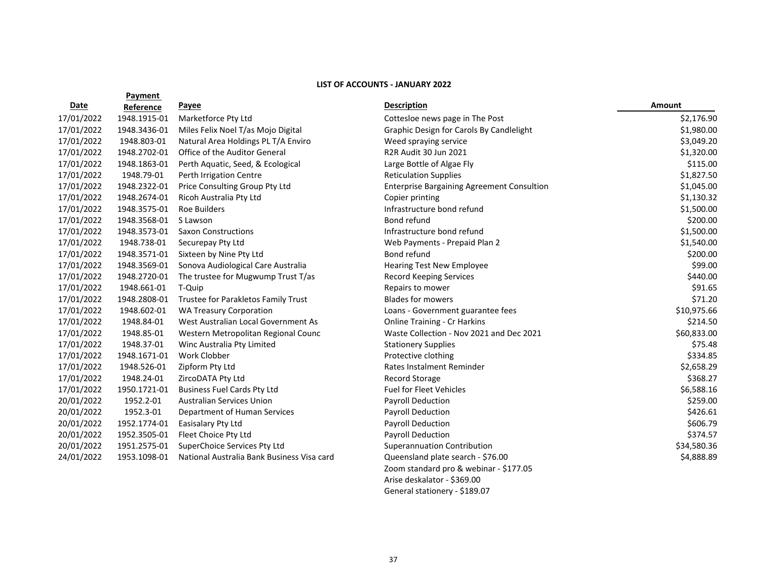**LIST OF ACCOUNTS - JANUARY 2022**

| Date | Payment Reference | Payee | Description | Amount |
|---|---|---|---|---|
| 17/01/2022 | 1948.1915-01 | Marketforce Pty Ltd | Cottesloe news page in The Post | $2,176.90 |
| 17/01/2022 | 1948.3436-01 | Miles Felix Noel T/as Mojo Digital | Graphic Design for Carols By Candlelight | $1,980.00 |
| 17/01/2022 | 1948.803-01 | Natural Area Holdings PL T/A Enviro | Weed spraying service | $3,049.20 |
| 17/01/2022 | 1948.2702-01 | Office of the Auditor General | R2R Audit 30 Jun 2021 | $1,320.00 |
| 17/01/2022 | 1948.1863-01 | Perth Aquatic, Seed, & Ecological | Large Bottle of Algae Fly | $115.00 |
| 17/01/2022 | 1948.79-01 | Perth Irrigation Centre | Reticulation Supplies | $1,827.50 |
| 17/01/2022 | 1948.2322-01 | Price Consulting Group Pty Ltd | Enterprise Bargaining Agreement Consultion | $1,045.00 |
| 17/01/2022 | 1948.2674-01 | Ricoh Australia Pty Ltd | Copier printing | $1,130.32 |
| 17/01/2022 | 1948.3575-01 | Roe Builders | Infrastructure bond refund | $1,500.00 |
| 17/01/2022 | 1948.3568-01 | S Lawson | Bond refund | $200.00 |
| 17/01/2022 | 1948.3573-01 | Saxon Constructions | Infrastructure bond refund | $1,500.00 |
| 17/01/2022 | 1948.738-01 | Securepay Pty Ltd | Web Payments - Prepaid Plan 2 | $1,540.00 |
| 17/01/2022 | 1948.3571-01 | Sixteen by Nine Pty Ltd | Bond refund | $200.00 |
| 17/01/2022 | 1948.3569-01 | Sonova Audiological Care Australia | Hearing Test New Employee | $99.00 |
| 17/01/2022 | 1948.2720-01 | The trustee for Mugwump Trust T/as | Record Keeping Services | $440.00 |
| 17/01/2022 | 1948.661-01 | T-Quip | Repairs to mower | $91.65 |
| 17/01/2022 | 1948.2808-01 | Trustee for Parakletos Family Trust | Blades for mowers | $71.20 |
| 17/01/2022 | 1948.602-01 | WA Treasury Corporation | Loans - Government guarantee fees | $10,975.66 |
| 17/01/2022 | 1948.84-01 | West Australian Local Government As | Online Training - Cr Harkins | $214.50 |
| 17/01/2022 | 1948.85-01 | Western Metropolitan Regional Counc | Waste Collection - Nov 2021 and Dec 2021 | $60,833.00 |
| 17/01/2022 | 1948.37-01 | Winc Australia Pty Limited | Stationery Supplies | $75.48 |
| 17/01/2022 | 1948.1671-01 | Work Clobber | Protective clothing | $334.85 |
| 17/01/2022 | 1948.526-01 | Zipform Pty Ltd | Rates Instalment Reminder | $2,658.29 |
| 17/01/2022 | 1948.24-01 | ZircoDATA Pty Ltd | Record Storage | $368.27 |
| 17/01/2022 | 1950.1721-01 | Business Fuel Cards Pty Ltd | Fuel for Fleet Vehicles | $6,588.16 |
| 20/01/2022 | 1952.2-01 | Australian Services Union | Payroll Deduction | $259.00 |
| 20/01/2022 | 1952.3-01 | Department of Human Services | Payroll Deduction | $426.61 |
| 20/01/2022 | 1952.1774-01 | Easisalary Pty Ltd | Payroll Deduction | $606.79 |
| 20/01/2022 | 1952.3505-01 | Fleet Choice Pty Ltd | Payroll Deduction | $374.57 |
| 20/01/2022 | 1951.2575-01 | SuperChoice Services Pty Ltd | Superannuation Contribution | $34,580.36 |
| 24/01/2022 | 1953.1098-01 | National Australia Bank Business Visa card | Queensland plate search - $76.00<br>Zoom standard pro & webinar - $177.05<br>Arise deskalator - $369.00<br>General stationery - $189.07 | $4,888.89 |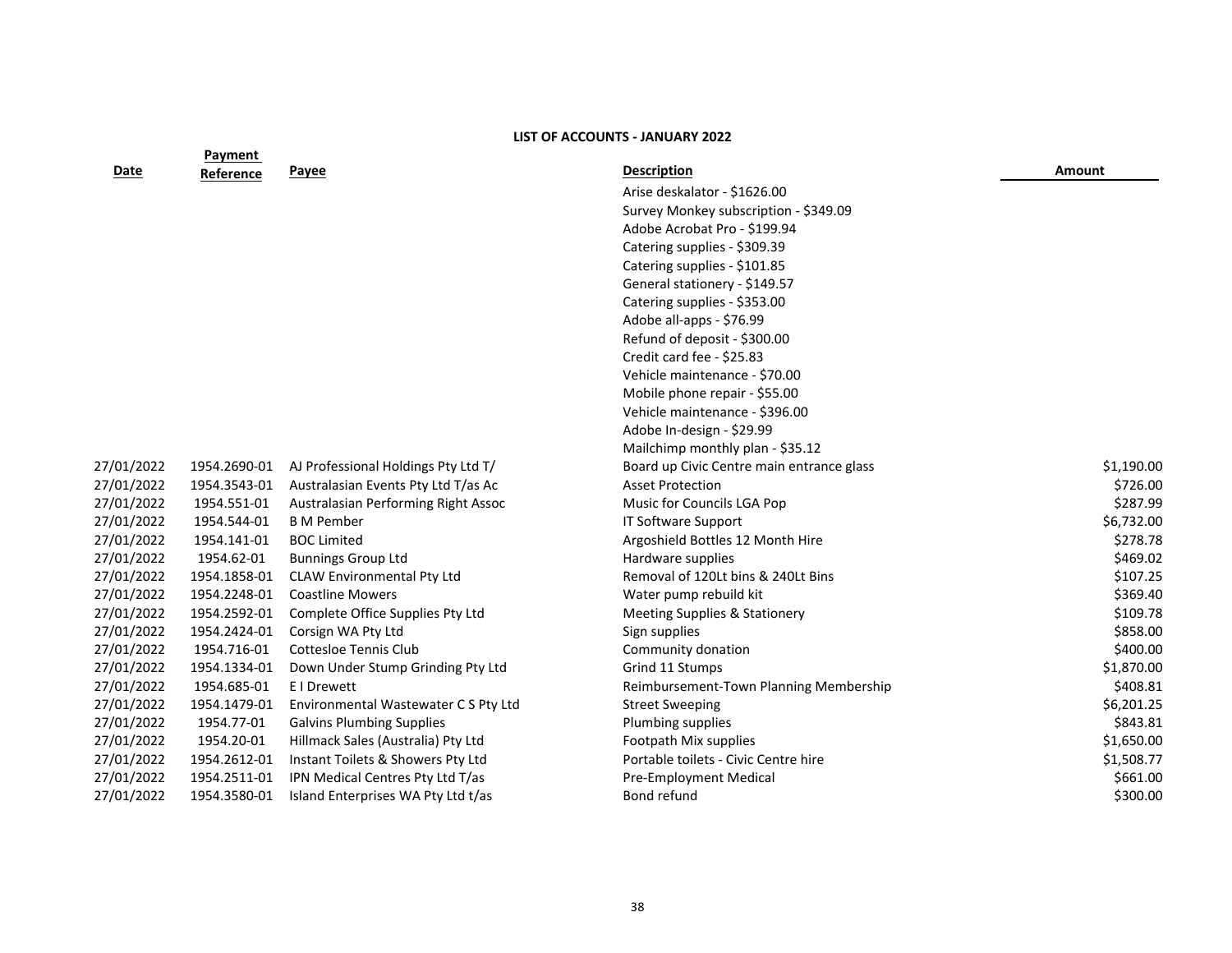# LIST OF ACCOUNTS - JANUARY 2022

| Date | Payment Reference | Payee | Description | Amount |
|---|---|---|---|---|
| | | | Arise deskalator - $1626.00 | |
| | | | Survey Monkey subscription - $349.09 | |
| | | | Adobe Acrobat Pro - $199.94 | |
| | | | Catering supplies - $309.39 | |
| | | | Catering supplies - $101.85 | |
| | | | General stationery - $149.57 | |
| | | | Catering supplies - $353.00 | |
| | | | Adobe all-apps - $76.99 | |
| | | | Refund of deposit - $300.00 | |
| | | | Credit card fee - $25.83 | |
| | | | Vehicle maintenance - $70.00 | |
| | | | Mobile phone repair - $55.00 | |
| | | | Vehicle maintenance - $396.00 | |
| | | | Adobe In-design - $29.99 | |
| | | | Mailchimp monthly plan - $35.12 | |
| 27/01/2022 | 1954.2690-01 | AJ Professional Holdings Pty Ltd T/ | Board up Civic Centre main entrance glass | $1,190.00 |
| 27/01/2022 | 1954.3543-01 | Australasian Events Pty Ltd T/as Ac | Asset Protection | $726.00 |
| 27/01/2022 | 1954.551-01 | Australasian Performing Right Assoc | Music for Councils LGA Pop | $287.99 |
| 27/01/2022 | 1954.544-01 | B M Pember | IT Software Support | $6,732.00 |
| 27/01/2022 | 1954.141-01 | BOC Limited | Argoshield Bottles 12 Month Hire | $278.78 |
| 27/01/2022 | 1954.62-01 | Bunnings Group Ltd | Hardware supplies | $469.02 |
| 27/01/2022 | 1954.1858-01 | CLAW Environmental Pty Ltd | Removal of 120Lt bins & 240Lt Bins | $107.25 |
| 27/01/2022 | 1954.2248-01 | Coastline Mowers | Water pump rebuild kit | $369.40 |
| 27/01/2022 | 1954.2592-01 | Complete Office Supplies Pty Ltd | Meeting Supplies & Stationery | $109.78 |
| 27/01/2022 | 1954.2424-01 | Corsign WA Pty Ltd | Sign supplies | $858.00 |
| 27/01/2022 | 1954.716-01 | Cottesloe Tennis Club | Community donation | $400.00 |
| 27/01/2022 | 1954.1334-01 | Down Under Stump Grinding Pty Ltd | Grind 11 Stumps | $1,870.00 |
| 27/01/2022 | 1954.685-01 | E I Drewett | Reimbursement-Town Planning Membership | $408.81 |
| 27/01/2022 | 1954.1479-01 | Environmental Wastewater C S Pty Ltd | Street Sweeping | $6,201.25 |
| 27/01/2022 | 1954.77-01 | Galvins Plumbing Supplies | Plumbing supplies | $843.81 |
| 27/01/2022 | 1954.20-01 | Hillmack Sales (Australia) Pty Ltd | Footpath Mix supplies | $1,650.00 |
| 27/01/2022 | 1954.2612-01 | Instant Toilets & Showers Pty Ltd | Portable toilets - Civic Centre hire | $1,508.77 |
| 27/01/2022 | 1954.2511-01 | IPN Medical Centres Pty Ltd T/as | Pre-Employment Medical | $661.00 |
| 27/01/2022 | 1954.3580-01 | Island Enterprises WA Pty Ltd t/as | Bond refund | $300.00 |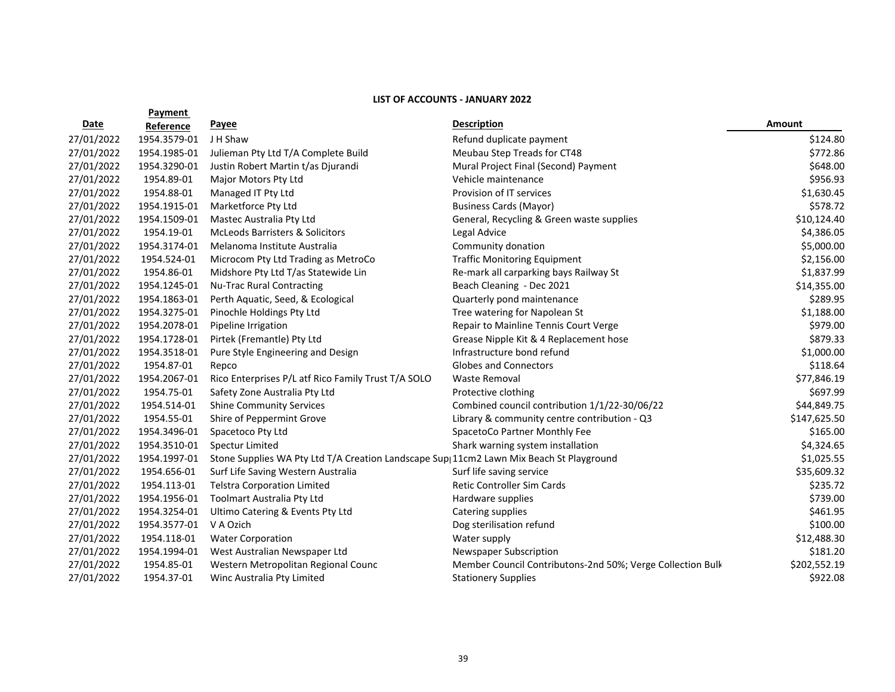**LIST OF ACCOUNTS - JANUARY 2022**

| Date | Payment Reference | Payee | Description | Amount |
|---|---|---|---|---|
| 27/01/2022 | 1954.3579-01 | J H Shaw | Refund duplicate payment | $124.80 |
| 27/01/2022 | 1954.1985-01 | Julieman Pty Ltd T/A Complete Build | Meubau Step Treads for CT48 | $772.86 |
| 27/01/2022 | 1954.3290-01 | Justin Robert Martin t/as Djurandi | Mural Project Final (Second) Payment | $648.00 |
| 27/01/2022 | 1954.89-01 | Major Motors Pty Ltd | Vehicle maintenance | $956.93 |
| 27/01/2022 | 1954.88-01 | Managed IT Pty Ltd | Provision of IT services | $1,630.45 |
| 27/01/2022 | 1954.1915-01 | Marketforce Pty Ltd | Business Cards (Mayor) | $578.72 |
| 27/01/2022 | 1954.1509-01 | Mastec Australia Pty Ltd | General, Recycling & Green waste supplies | $10,124.40 |
| 27/01/2022 | 1954.19-01 | McLeods Barristers & Solicitors | Legal Advice | $4,386.05 |
| 27/01/2022 | 1954.3174-01 | Melanoma Institute Australia | Community donation | $5,000.00 |
| 27/01/2022 | 1954.524-01 | Microcom Pty Ltd Trading as MetroCo | Traffic Monitoring Equipment | $2,156.00 |
| 27/01/2022 | 1954.86-01 | Midshore Pty Ltd T/as Statewide Lin | Re-mark all carparking bays Railway St | $1,837.99 |
| 27/01/2022 | 1954.1245-01 | Nu-Trac Rural Contracting | Beach Cleaning - Dec 2021 | $14,355.00 |
| 27/01/2022 | 1954.1863-01 | Perth Aquatic, Seed, & Ecological | Quarterly pond maintenance | $289.95 |
| 27/01/2022 | 1954.3275-01 | Pinochle Holdings Pty Ltd | Tree watering for Napolean St | $1,188.00 |
| 27/01/2022 | 1954.2078-01 | Pipeline Irrigation | Repair to Mainline Tennis Court Verge | $979.00 |
| 27/01/2022 | 1954.1728-01 | Pirtek (Fremantle) Pty Ltd | Grease Nipple Kit & 4 Replacement hose | $879.33 |
| 27/01/2022 | 1954.3518-01 | Pure Style Engineering and Design | Infrastructure bond refund | $1,000.00 |
| 27/01/2022 | 1954.87-01 | Repco | Globes and Connectors | $118.64 |
| 27/01/2022 | 1954.2067-01 | Rico Enterprises P/L atf Rico Family Trust T/A SOLO | Waste Removal | $77,846.19 |
| 27/01/2022 | 1954.75-01 | Safety Zone Australia Pty Ltd | Protective clothing | $697.99 |
| 27/01/2022 | 1954.514-01 | Shine Community Services | Combined council contribution 1/1/22-30/06/22 | $44,849.75 |
| 27/01/2022 | 1954.55-01 | Shire of Peppermint Grove | Library & community centre contribution - Q3 | $147,625.50 |
| 27/01/2022 | 1954.3496-01 | Spacetoco Pty Ltd | SpacetoCo Partner Monthly Fee | $165.00 |
| 27/01/2022 | 1954.3510-01 | Spectur Limited | Shark warning system installation | $4,324.65 |
| 27/01/2022 | 1954.1997-01 | Stone Supplies WA Pty Ltd T/A Creation Landscape Sup | 11cm2 Lawn Mix Beach St Playground | $1,025.55 |
| 27/01/2022 | 1954.656-01 | Surf Life Saving Western Australia | Surf life saving service | $35,609.32 |
| 27/01/2022 | 1954.113-01 | Telstra Corporation Limited | Retic Controller Sim Cards | $235.72 |
| 27/01/2022 | 1954.1956-01 | Toolmart Australia Pty Ltd | Hardware supplies | $739.00 |
| 27/01/2022 | 1954.3254-01 | Ultimo Catering & Events Pty Ltd | Catering supplies | $461.95 |
| 27/01/2022 | 1954.3577-01 | V A Ozich | Dog sterilisation refund | $100.00 |
| 27/01/2022 | 1954.118-01 | Water Corporation | Water supply | $12,488.30 |
| 27/01/2022 | 1954.1994-01 | West Australian Newspaper Ltd | Newspaper Subscription | $181.20 |
| 27/01/2022 | 1954.85-01 | Western Metropolitan Regional Counc | Member Council Contributons-2nd 50%; Verge Collection Bulk | $202,552.19 |
| 27/01/2022 | 1954.37-01 | Winc Australia Pty Limited | Stationery Supplies | $922.08 |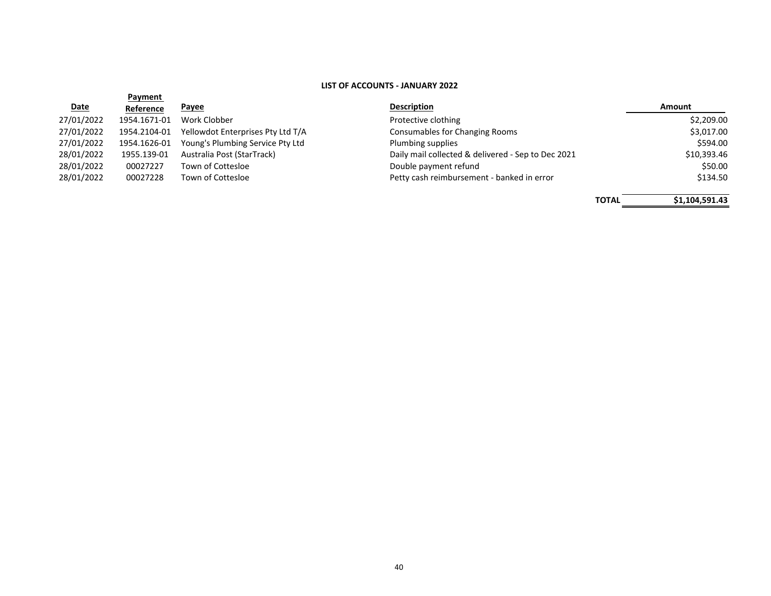**LIST OF ACCOUNTS - JANUARY 2022**

| Date | Payment Reference | Payee | Description | Amount |
|---|---|---|---|---|
| 27/01/2022 | 1954.1671-01 | Work Clobber | Protective clothing | $2,209.00 |
| 27/01/2022 | 1954.2104-01 | Yellowdot Enterprises Pty Ltd T/A | Consumables for Changing Rooms | $3,017.00 |
| 27/01/2022 | 1954.1626-01 | Young's Plumbing Service Pty Ltd | Plumbing supplies | $594.00 |
| 28/01/2022 | 1955.139-01 | Australia Post (StarTrack) | Daily mail collected & delivered - Sep to Dec 2021 | $10,393.46 |
| 28/01/2022 | 00027227 | Town of Cottesloe | Double payment refund | $50.00 |
| 28/01/2022 | 00027228 | Town of Cottesloe | Petty cash reimbursement - banked in error | $134.50 |
| | | | **TOTAL** | **$1,104,591.43** |